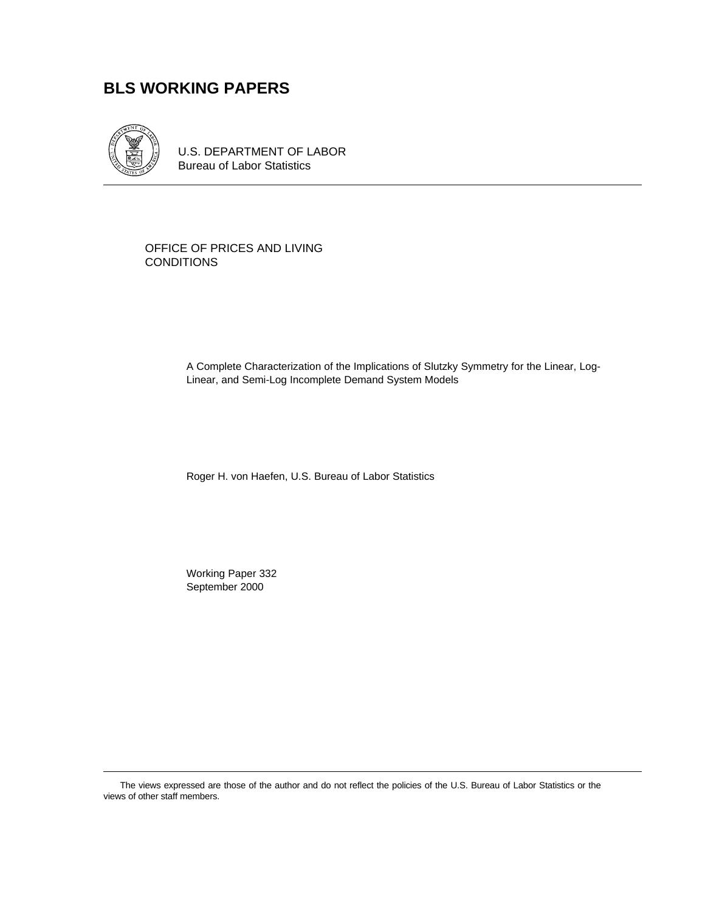# BLS WORKING PAPERS

U.S. DEPARTMENT OF LABOR
Bureau of Labor Statistics

OFFICE OF PRICES AND LIVING CONDITIONS

A Complete Characterization of the Implications of Slutzky Symmetry for the Linear, Log-Linear, and Semi-Log Incomplete Demand System Models

Roger H. von Haefen, U.S. Bureau of Labor Statistics

Working Paper 332
September 2000

The views expressed are those of the author and do not reflect the policies of the U.S. Bureau of Labor Statistics or the views of other staff members.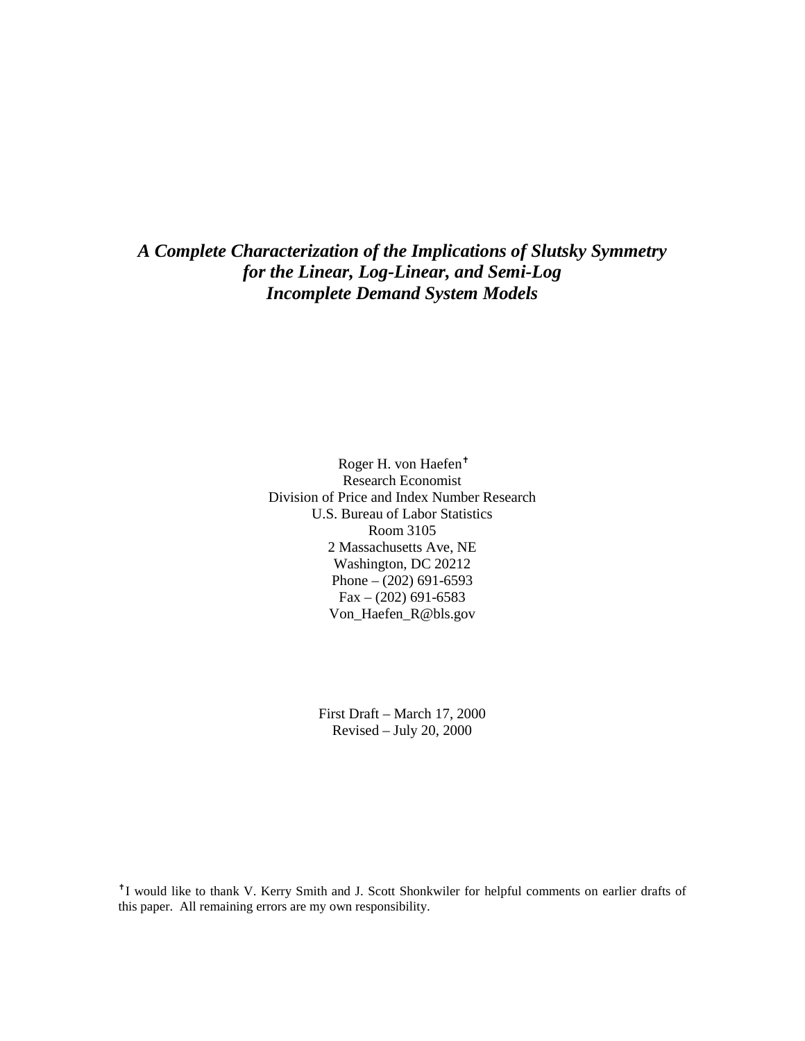# *A Complete Characterization of the Implications of Slutsky Symmetry for the Linear, Log-Linear, and Semi-Log Incomplete Demand System Models*

Roger H. von Haefen[†]
Research Economist
Division of Price and Index Number Research
U.S. Bureau of Labor Statistics
Room 3105
2 Massachusetts Ave, NE
Washington, DC 20212
Phone – (202) 691-6593
Fax – (202) 691-6583
Von_Haefen_R@bls.gov

First Draft – March 17, 2000
Revised – July 20, 2000

[†] I would like to thank V. Kerry Smith and J. Scott Shonkwiler for helpful comments on earlier drafts of this paper. All remaining errors are my own responsibility.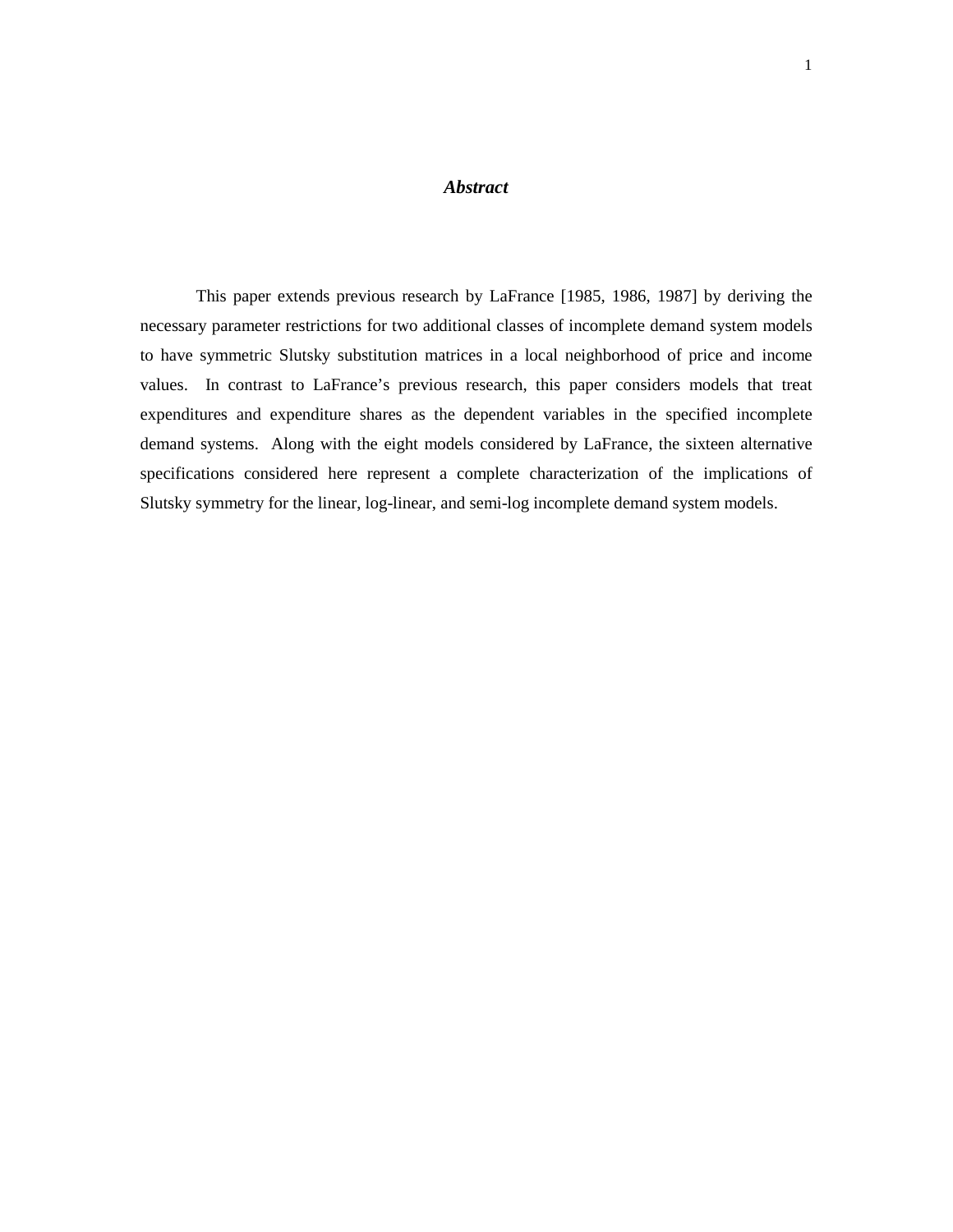# *Abstract*

This paper extends previous research by LaFrance [1985, 1986, 1987] by deriving the necessary parameter restrictions for two additional classes of incomplete demand system models to have symmetric Slutsky substitution matrices in a local neighborhood of price and income values. In contrast to LaFrance's previous research, this paper considers models that treat expenditures and expenditure shares as the dependent variables in the specified incomplete demand systems. Along with the eight models considered by LaFrance, the sixteen alternative specifications considered here represent a complete characterization of the implications of Slutsky symmetry for the linear, log-linear, and semi-log incomplete demand system models.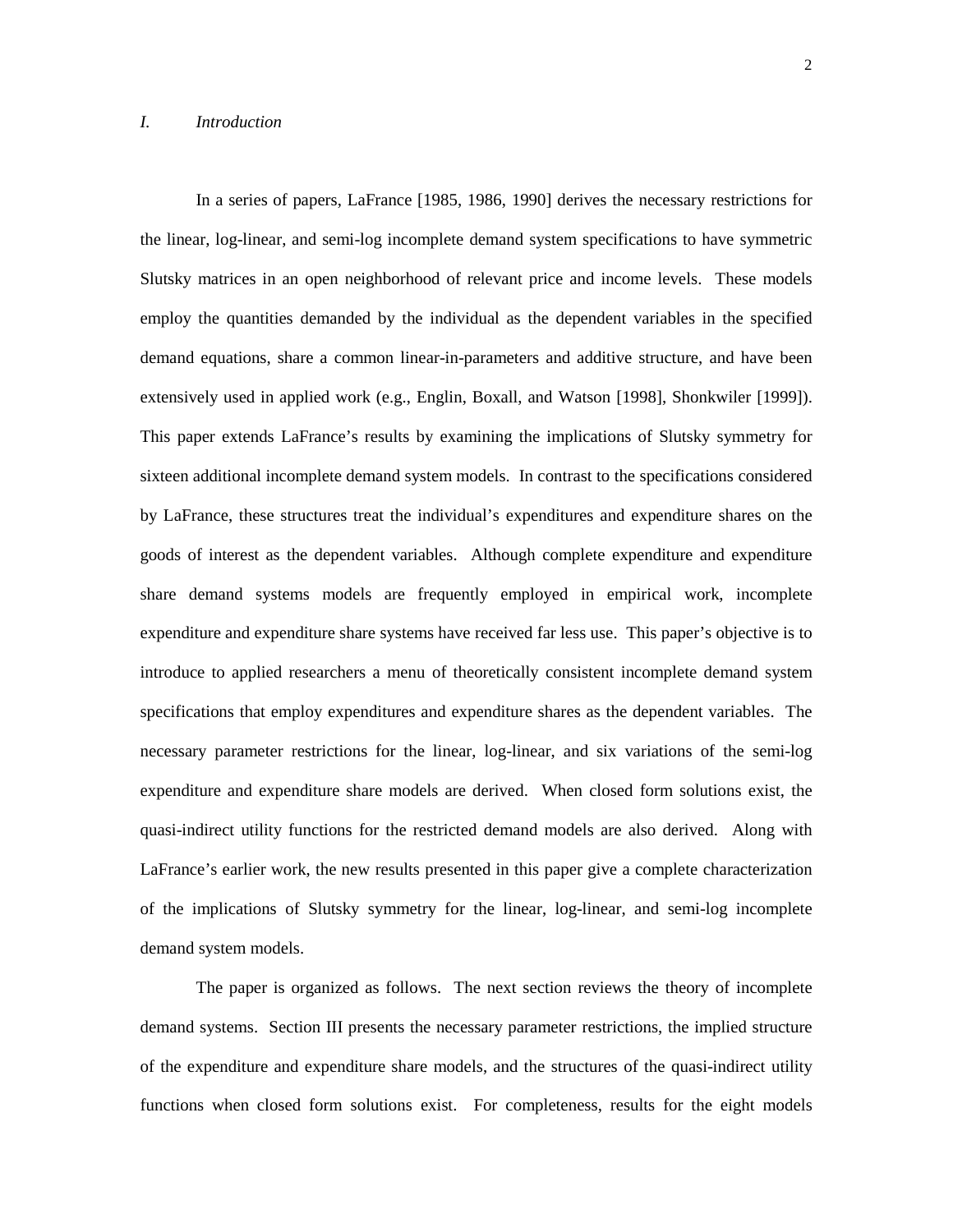## *I. Introduction*

In a series of papers, LaFrance [1985, 1986, 1990] derives the necessary restrictions for the linear, log-linear, and semi-log incomplete demand system specifications to have symmetric Slutsky matrices in an open neighborhood of relevant price and income levels. These models employ the quantities demanded by the individual as the dependent variables in the specified demand equations, share a common linear-in-parameters and additive structure, and have been extensively used in applied work (e.g., Englin, Boxall, and Watson [1998], Shonkwiler [1999]). This paper extends LaFrance's results by examining the implications of Slutsky symmetry for sixteen additional incomplete demand system models. In contrast to the specifications considered by LaFrance, these structures treat the individual's expenditures and expenditure shares on the goods of interest as the dependent variables. Although complete expenditure and expenditure share demand systems models are frequently employed in empirical work, incomplete expenditure and expenditure share systems have received far less use. This paper's objective is to introduce to applied researchers a menu of theoretically consistent incomplete demand system specifications that employ expenditures and expenditure shares as the dependent variables. The necessary parameter restrictions for the linear, log-linear, and six variations of the semi-log expenditure and expenditure share models are derived. When closed form solutions exist, the quasi-indirect utility functions for the restricted demand models are also derived. Along with LaFrance's earlier work, the new results presented in this paper give a complete characterization of the implications of Slutsky symmetry for the linear, log-linear, and semi-log incomplete demand system models.

The paper is organized as follows. The next section reviews the theory of incomplete demand systems. Section III presents the necessary parameter restrictions, the implied structure of the expenditure and expenditure share models, and the structures of the quasi-indirect utility functions when closed form solutions exist. For completeness, results for the eight models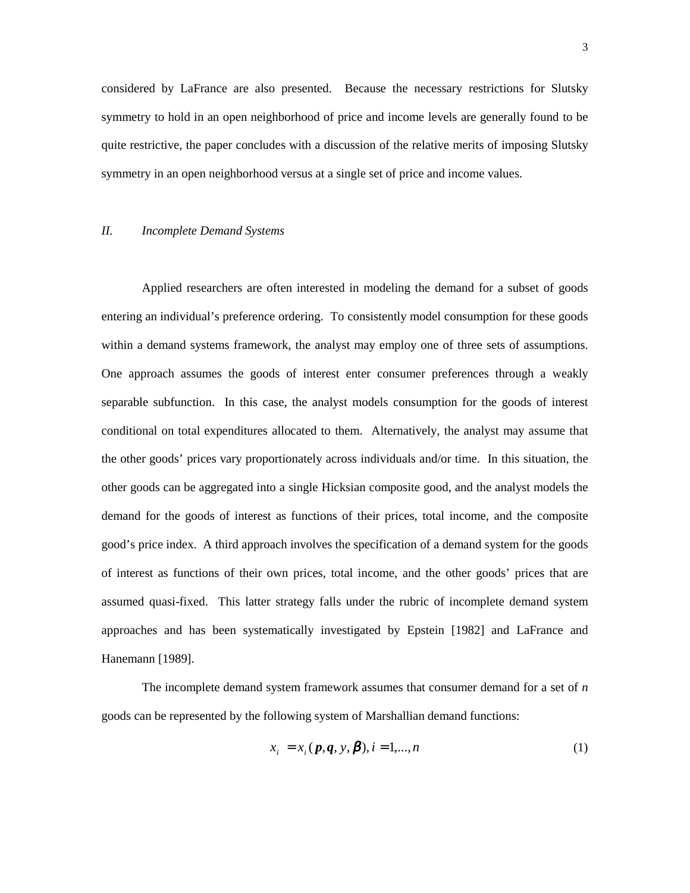considered by LaFrance are also presented. Because the necessary restrictions for Slutsky symmetry to hold in an open neighborhood of price and income levels are generally found to be quite restrictive, the paper concludes with a discussion of the relative merits of imposing Slutsky symmetry in an open neighborhood versus at a single set of price and income values.

## *II. Incomplete Demand Systems*

Applied researchers are often interested in modeling the demand for a subset of goods entering an individual's preference ordering. To consistently model consumption for these goods within a demand systems framework, the analyst may employ one of three sets of assumptions. One approach assumes the goods of interest enter consumer preferences through a weakly separable subfunction. In this case, the analyst models consumption for the goods of interest conditional on total expenditures allocated to them. Alternatively, the analyst may assume that the other goods' prices vary proportionately across individuals and/or time. In this situation, the other goods can be aggregated into a single Hicksian composite good, and the analyst models the demand for the goods of interest as functions of their prices, total income, and the composite good's price index. A third approach involves the specification of a demand system for the goods of interest as functions of their own prices, total income, and the other goods' prices that are assumed quasi-fixed. This latter strategy falls under the rubric of incomplete demand system approaches and has been systematically investigated by Epstein [1982] and LaFrance and Hanemann [1989].

The incomplete demand system framework assumes that consumer demand for a set of *n* goods can be represented by the following system of Marshallian demand functions:

$$x_i = x_i(\boldsymbol{p}, \boldsymbol{q}, y, \boldsymbol{\beta}), i = 1,..., n \tag{1}$$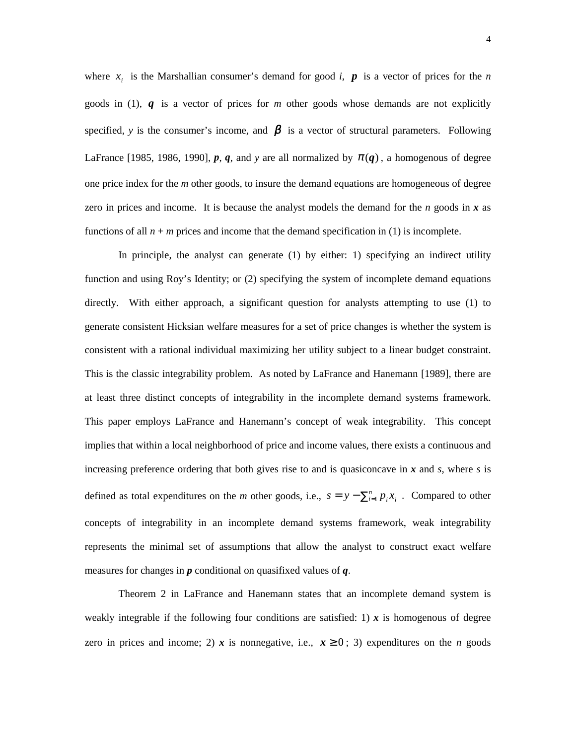where $x_i$ is the Marshallian consumer's demand for good *i*, $\boldsymbol{p}$ is a vector of prices for the *n* goods in (1), $\boldsymbol{q}$ is a vector of prices for *m* other goods whose demands are not explicitly specified, *y* is the consumer's income, and $\boldsymbol{\beta}$ is a vector of structural parameters. Following LaFrance [1985, 1986, 1990], ***p***, ***q***, and *y* are all normalized by $\pi(\boldsymbol{q})$, a homogenous of degree one price index for the *m* other goods, to insure the demand equations are homogeneous of degree zero in prices and income. It is because the analyst models the demand for the *n* goods in ***x*** as functions of all *n* + *m* prices and income that the demand specification in (1) is incomplete.

In principle, the analyst can generate (1) by either: 1) specifying an indirect utility function and using Roy's Identity; or (2) specifying the system of incomplete demand equations directly. With either approach, a significant question for analysts attempting to use (1) to generate consistent Hicksian welfare measures for a set of price changes is whether the system is consistent with a rational individual maximizing her utility subject to a linear budget constraint. This is the classic integrability problem. As noted by LaFrance and Hanemann [1989], there are at least three distinct concepts of integrability in the incomplete demand systems framework. This paper employs LaFrance and Hanemann's concept of weak integrability. This concept implies that within a local neighborhood of price and income values, there exists a continuous and increasing preference ordering that both gives rise to and is quasiconcave in ***x*** and *s*, where *s* is defined as total expenditures on the *m* other goods, i.e., $s = y - \sum_{i=1}^{n} p_i x_i$ . Compared to other concepts of integrability in an incomplete demand systems framework, weak integrability represents the minimal set of assumptions that allow the analyst to construct exact welfare measures for changes in ***p*** conditional on quasifixed values of ***q***.

Theorem 2 in LaFrance and Hanemann states that an incomplete demand system is weakly integrable if the following four conditions are satisfied: 1) ***x*** is homogenous of degree zero in prices and income; 2) ***x*** is nonnegative, i.e., $\boldsymbol{x} \geq 0$; 3) expenditures on the *n* goods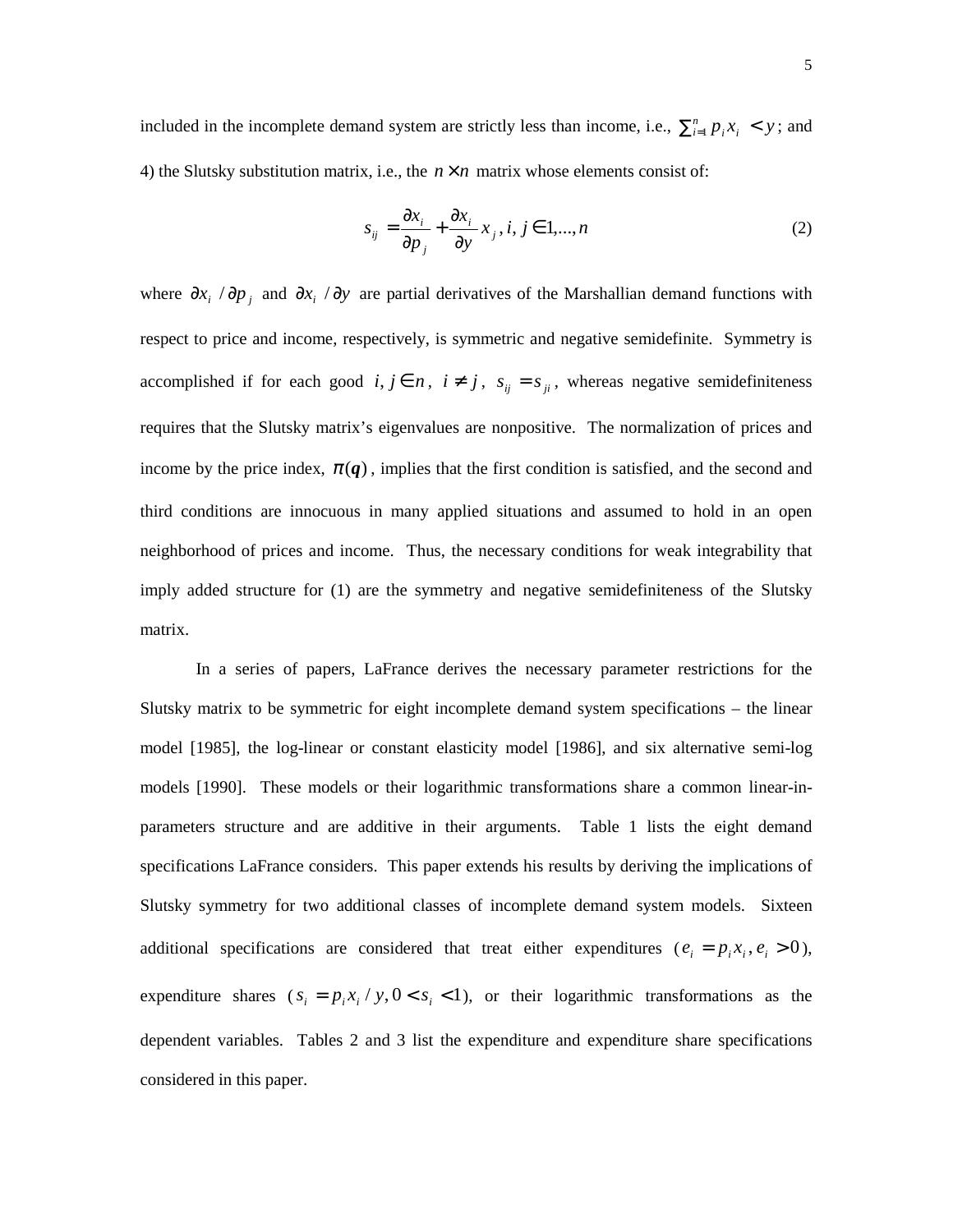included in the incomplete demand system are strictly less than income, i.e., $\sum_{i=1}^{n} p_i x_i < y$; and 4) the Slutsky substitution matrix, i.e., the $n \times n$ matrix whose elements consist of:

$$s_{ij} = \frac{\partial x_i}{\partial p_j} + \frac{\partial x_i}{\partial y} x_j, i, j \in 1,...,n \tag{2}$$

where $\partial x_i / \partial p_j$ and $\partial x_i / \partial y$ are partial derivatives of the Marshallian demand functions with respect to price and income, respectively, is symmetric and negative semidefinite. Symmetry is accomplished if for each good $i, j \in n$, $i \neq j$, $s_{ij} = s_{ji}$, whereas negative semidefiniteness requires that the Slutsky matrix's eigenvalues are nonpositive. The normalization of prices and income by the price index, $\pi(\boldsymbol{q})$, implies that the first condition is satisfied, and the second and third conditions are innocuous in many applied situations and assumed to hold in an open neighborhood of prices and income. Thus, the necessary conditions for weak integrability that imply added structure for (1) are the symmetry and negative semidefiniteness of the Slutsky matrix.

In a series of papers, LaFrance derives the necessary parameter restrictions for the Slutsky matrix to be symmetric for eight incomplete demand system specifications – the linear model [1985], the log-linear or constant elasticity model [1986], and six alternative semi-log models [1990]. These models or their logarithmic transformations share a common linear-in-parameters structure and are additive in their arguments. Table 1 lists the eight demand specifications LaFrance considers. This paper extends his results by deriving the implications of Slutsky symmetry for two additional classes of incomplete demand system models. Sixteen additional specifications are considered that treat either expenditures ($e_i = p_i x_i, e_i > 0$), expenditure shares ($s_i = p_i x_i / y, 0 < s_i < 1$), or their logarithmic transformations as the dependent variables. Tables 2 and 3 list the expenditure and expenditure share specifications considered in this paper.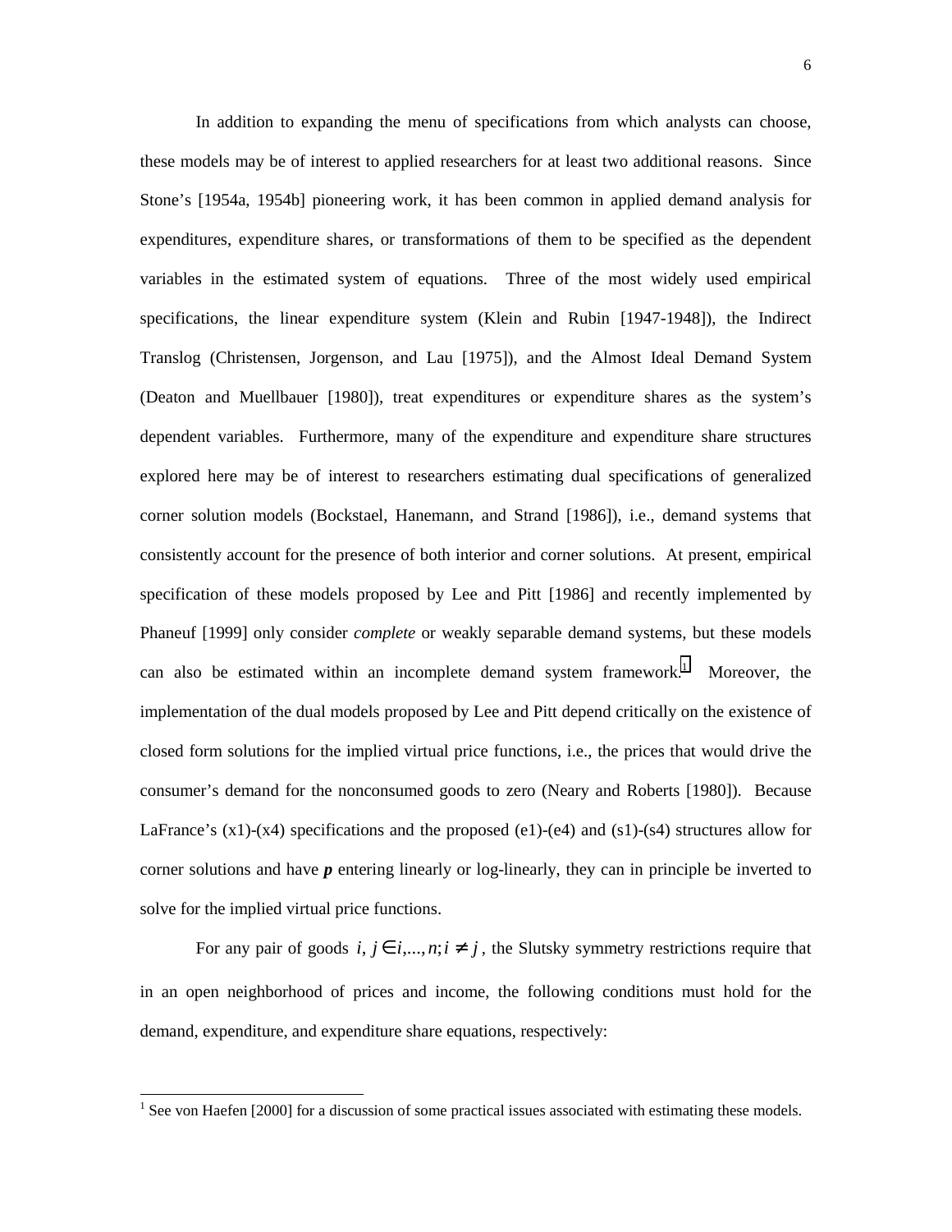In addition to expanding the menu of specifications from which analysts can choose, these models may be of interest to applied researchers for at least two additional reasons. Since Stone's [1954a, 1954b] pioneering work, it has been common in applied demand analysis for expenditures, expenditure shares, or transformations of them to be specified as the dependent variables in the estimated system of equations. Three of the most widely used empirical specifications, the linear expenditure system (Klein and Rubin [1947-1948]), the Indirect Translog (Christensen, Jorgenson, and Lau [1975]), and the Almost Ideal Demand System (Deaton and Muellbauer [1980]), treat expenditures or expenditure shares as the system's dependent variables. Furthermore, many of the expenditure and expenditure share structures explored here may be of interest to researchers estimating dual specifications of generalized corner solution models (Bockstael, Hanemann, and Strand [1986]), i.e., demand systems that consistently account for the presence of both interior and corner solutions. At present, empirical specification of these models proposed by Lee and Pitt [1986] and recently implemented by Phaneuf [1999] only consider *complete* or weakly separable demand systems, but these models can also be estimated within an incomplete demand system framework.[1] Moreover, the implementation of the dual models proposed by Lee and Pitt depend critically on the existence of closed form solutions for the implied virtual price functions, i.e., the prices that would drive the consumer's demand for the nonconsumed goods to zero (Neary and Roberts [1980]). Because LaFrance's (x1)-(x4) specifications and the proposed (e1)-(e4) and (s1)-(s4) structures allow for corner solutions and have $\boldsymbol{p}$ entering linearly or log-linearly, they can in principle be inverted to solve for the implied virtual price functions.

For any pair of goods $i, j \in i,...,n; i \neq j$, the Slutsky symmetry restrictions require that in an open neighborhood of prices and income, the following conditions must hold for the demand, expenditure, and expenditure share equations, respectively:

---

[1] See von Haefen [2000] for a discussion of some practical issues associated with estimating these models.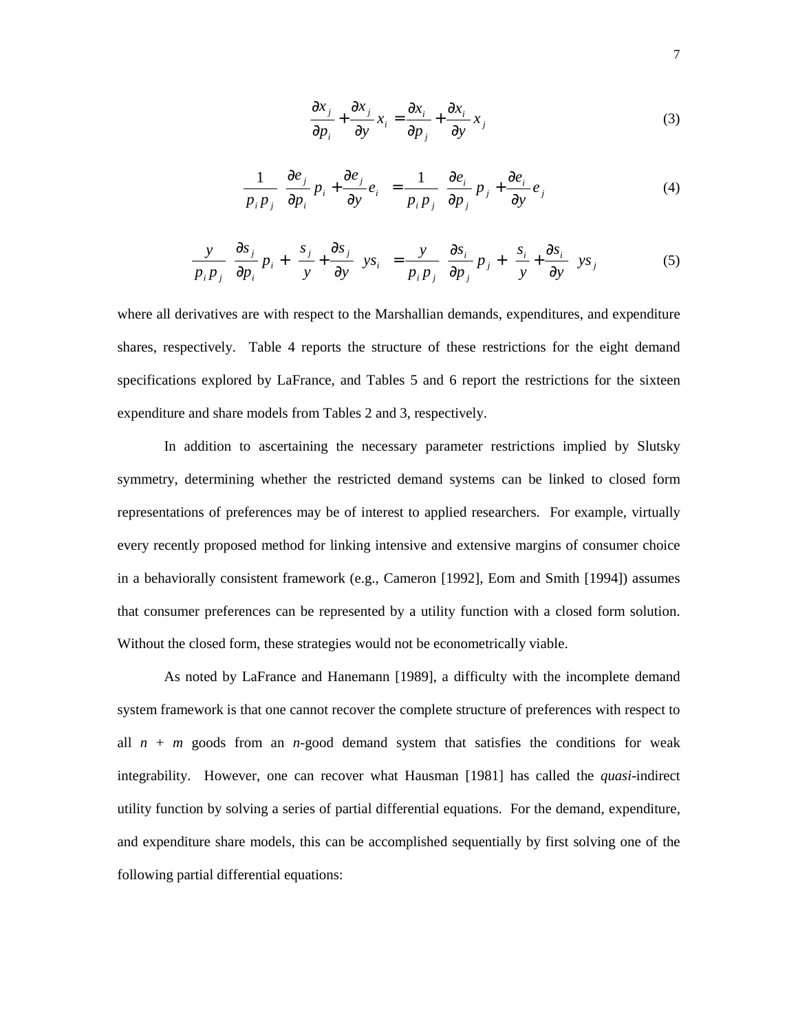$$\frac{\partial x_j}{\partial p_i} + \frac{\partial x_j}{\partial y} x_i = \frac{\partial x_i}{\partial p_j} + \frac{\partial x_i}{\partial y} x_j \tag{3}$$

$$\frac{1}{p_i p_j}\left(\frac{\partial e_j}{\partial p_i} p_i + \frac{\partial e_j}{\partial y} e_i\right) = \frac{1}{p_i p_j}\left(\frac{\partial e_i}{\partial p_j} p_j + \frac{\partial e_i}{\partial y} e_j\right) \tag{4}$$

$$\frac{y}{p_i p_j}\left(\frac{\partial s_j}{\partial p_i} p_i + \left(\frac{s_j}{y} + \frac{\partial s_j}{\partial y}\right) y s_i\right) = \frac{y}{p_i p_j}\left(\frac{\partial s_i}{\partial p_j} p_j + \left(\frac{s_i}{y} + \frac{\partial s_i}{\partial y}\right) y s_j\right) \tag{5}$$

where all derivatives are with respect to the Marshallian demands, expenditures, and expenditure shares, respectively. Table 4 reports the structure of these restrictions for the eight demand specifications explored by LaFrance, and Tables 5 and 6 report the restrictions for the sixteen expenditure and share models from Tables 2 and 3, respectively.

In addition to ascertaining the necessary parameter restrictions implied by Slutsky symmetry, determining whether the restricted demand systems can be linked to closed form representations of preferences may be of interest to applied researchers. For example, virtually every recently proposed method for linking intensive and extensive margins of consumer choice in a behaviorally consistent framework (e.g., Cameron [1992], Eom and Smith [1994]) assumes that consumer preferences can be represented by a utility function with a closed form solution. Without the closed form, these strategies would not be econometrically viable.

As noted by LaFrance and Hanemann [1989], a difficulty with the incomplete demand system framework is that one cannot recover the complete structure of preferences with respect to all $n + m$ goods from an $n$-good demand system that satisfies the conditions for weak integrability. However, one can recover what Hausman [1981] has called the *quasi*-indirect utility function by solving a series of partial differential equations. For the demand, expenditure, and expenditure share models, this can be accomplished sequentially by first solving one of the following partial differential equations: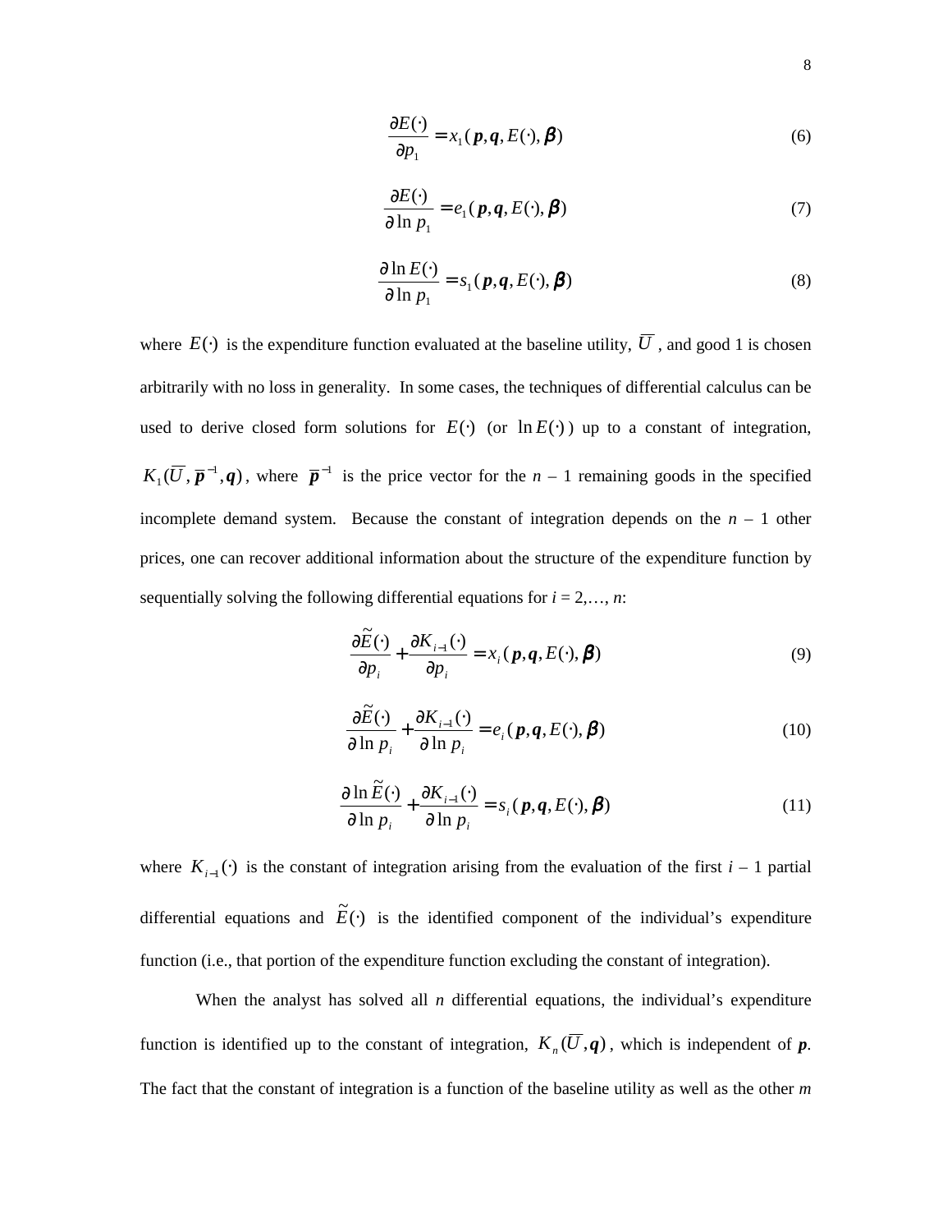$$\frac{\partial E(\cdot)}{\partial p_1} = x_1(\boldsymbol{p}, \boldsymbol{q}, E(\cdot), \boldsymbol{\beta}) \tag{6}$$

$$\frac{\partial E(\cdot)}{\partial \ln p_1} = e_1(\boldsymbol{p}, \boldsymbol{q}, E(\cdot), \boldsymbol{\beta}) \tag{7}$$

$$\frac{\partial \ln E(\cdot)}{\partial \ln p_1} = s_1(\boldsymbol{p}, \boldsymbol{q}, E(\cdot), \boldsymbol{\beta}) \tag{8}$$

where $E(\cdot)$ is the expenditure function evaluated at the baseline utility, $\overline{U}$, and good 1 is chosen arbitrarily with no loss in generality. In some cases, the techniques of differential calculus can be used to derive closed form solutions for $E(\cdot)$ (or $\ln E(\cdot)$) up to a constant of integration, $K_1(\overline{U}, \overline{\boldsymbol{p}}^{-1}, \boldsymbol{q})$, where $\overline{\boldsymbol{p}}^{-1}$ is the price vector for the $n$ – 1 remaining goods in the specified incomplete demand system. Because the constant of integration depends on the $n$ – 1 other prices, one can recover additional information about the structure of the expenditure function by sequentially solving the following differential equations for $i = 2,\ldots, n$:

$$\frac{\partial \tilde{E}(\cdot)}{\partial p_i} + \frac{\partial K_{i-1}(\cdot)}{\partial p_i} = x_i(\boldsymbol{p}, \boldsymbol{q}, E(\cdot), \boldsymbol{\beta}) \tag{9}$$

$$\frac{\partial \tilde{E}(\cdot)}{\partial \ln p_i} + \frac{\partial K_{i-1}(\cdot)}{\partial \ln p_i} = e_i(\boldsymbol{p}, \boldsymbol{q}, E(\cdot), \boldsymbol{\beta}) \tag{10}$$

$$\frac{\partial \ln \tilde{E}(\cdot)}{\partial \ln p_i} + \frac{\partial K_{i-1}(\cdot)}{\partial \ln p_i} = s_i(\boldsymbol{p}, \boldsymbol{q}, E(\cdot), \boldsymbol{\beta}) \tag{11}$$

where $K_{i-1}(\cdot)$ is the constant of integration arising from the evaluation of the first $i$ – 1 partial differential equations and $\tilde{E}(\cdot)$ is the identified component of the individual's expenditure function (i.e., that portion of the expenditure function excluding the constant of integration).

When the analyst has solved all $n$ differential equations, the individual's expenditure function is identified up to the constant of integration, $K_n(\overline{U}, \boldsymbol{q})$, which is independent of $\boldsymbol{p}$. The fact that the constant of integration is a function of the baseline utility as well as the other $m$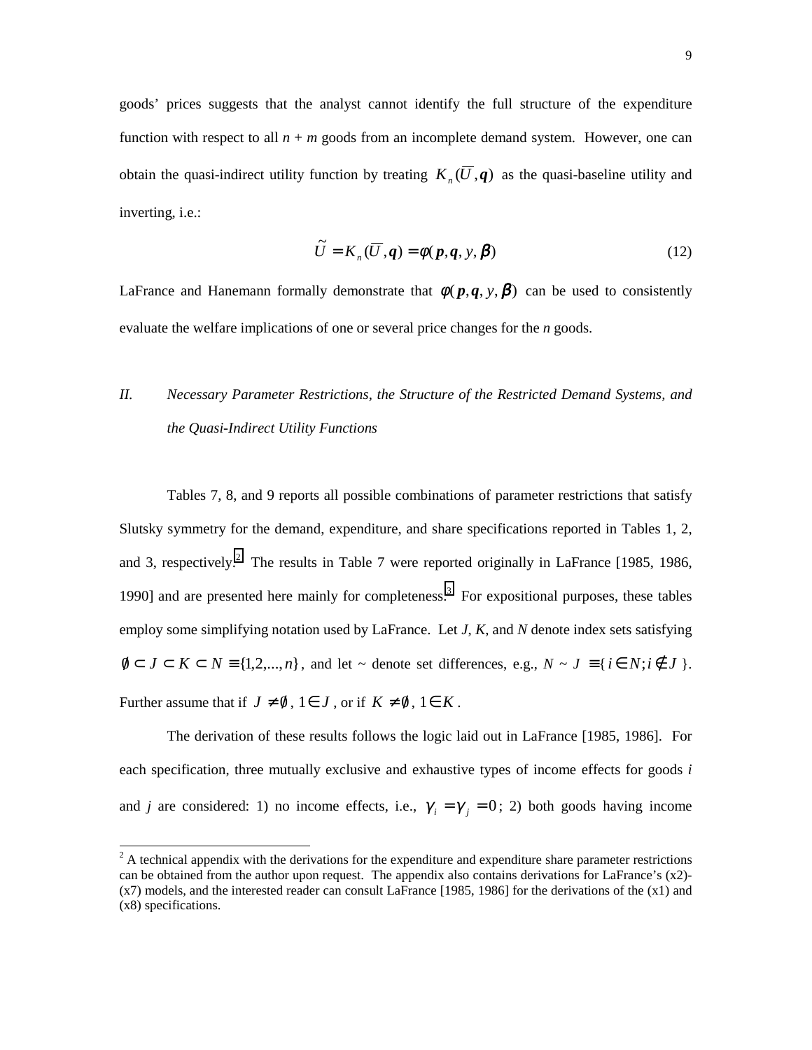goods' prices suggests that the analyst cannot identify the full structure of the expenditure function with respect to all $n + m$ goods from an incomplete demand system. However, one can obtain the quasi-indirect utility function by treating $K_n(\overline{U}, \boldsymbol{q})$ as the quasi-baseline utility and inverting, i.e.:

$$\tilde{U} = K_n(\overline{U}, \boldsymbol{q}) = \phi(\boldsymbol{p}, \boldsymbol{q}, y, \boldsymbol{\beta}) \tag{12}$$

LaFrance and Hanemann formally demonstrate that $\phi(\boldsymbol{p}, \boldsymbol{q}, y, \boldsymbol{\beta})$ can be used to consistently evaluate the welfare implications of one or several price changes for the $n$ goods.

## *II. Necessary Parameter Restrictions, the Structure of the Restricted Demand Systems, and the Quasi-Indirect Utility Functions*

Tables 7, 8, and 9 reports all possible combinations of parameter restrictions that satisfy Slutsky symmetry for the demand, expenditure, and share specifications reported in Tables 1, 2, and 3, respectively.[2] The results in Table 7 were reported originally in LaFrance [1985, 1986, 1990] and are presented here mainly for completeness.[3] For expositional purposes, these tables employ some simplifying notation used by LaFrance. Let $J$, $K$, and $N$ denote index sets satisfying $\emptyset \subset J \subset K \subset N \equiv \{1,2,...,n\}$, and let ~ denote set differences, e.g., $N \sim J \equiv \{i \in N; i \notin J\}$. Further assume that if $J \neq \emptyset$, $1 \in J$, or if $K \neq \emptyset$, $1 \in K$.

The derivation of these results follows the logic laid out in LaFrance [1985, 1986]. For each specification, three mutually exclusive and exhaustive types of income effects for goods $i$ and $j$ are considered: 1) no income effects, i.e., $\gamma_i = \gamma_j = 0$; 2) both goods having income

---

[2] A technical appendix with the derivations for the expenditure and expenditure share parameter restrictions can be obtained from the author upon request. The appendix also contains derivations for LaFrance's (x2)-(x7) models, and the interested reader can consult LaFrance [1985, 1986] for the derivations of the (x1) and (x8) specifications.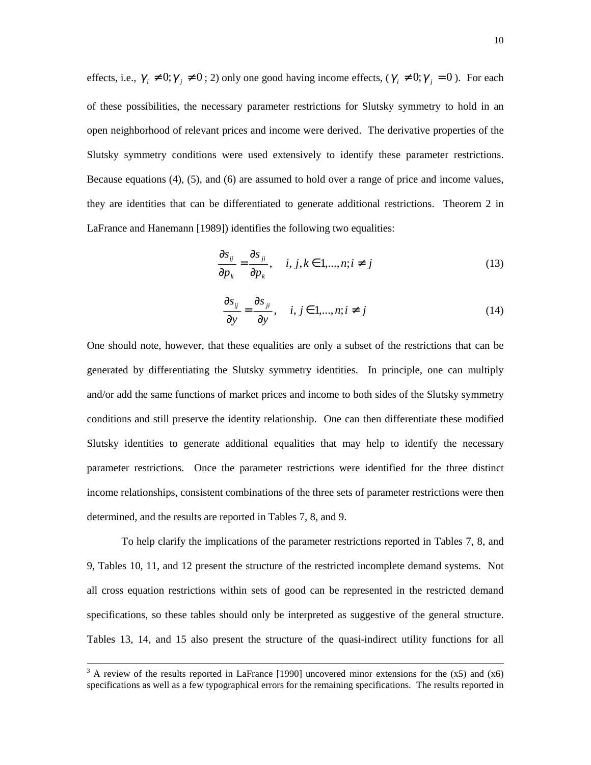effects, i.e., $\gamma_i \neq 0; \gamma_j \neq 0$ ; 2) only one good having income effects, ($\gamma_i \neq 0; \gamma_j = 0$ ). For each of these possibilities, the necessary parameter restrictions for Slutsky symmetry to hold in an open neighborhood of relevant prices and income were derived. The derivative properties of the Slutsky symmetry conditions were used extensively to identify these parameter restrictions. Because equations (4), (5), and (6) are assumed to hold over a range of price and income values, they are identities that can be differentiated to generate additional restrictions. Theorem 2 in LaFrance and Hanemann [1989]) identifies the following two equalities:

$$\frac{\partial s_{ij}}{\partial p_k} = \frac{\partial s_{ji}}{\partial p_k}, \quad i, j, k \in 1,...,n; i \neq j \tag{13}$$

$$\frac{\partial s_{ij}}{\partial y} = \frac{\partial s_{ji}}{\partial y}, \quad i, j \in 1,...,n; i \neq j \tag{14}$$

One should note, however, that these equalities are only a subset of the restrictions that can be generated by differentiating the Slutsky symmetry identities. In principle, one can multiply and/or add the same functions of market prices and income to both sides of the Slutsky symmetry conditions and still preserve the identity relationship. One can then differentiate these modified Slutsky identities to generate additional equalities that may help to identify the necessary parameter restrictions. Once the parameter restrictions were identified for the three distinct income relationships, consistent combinations of the three sets of parameter restrictions were then determined, and the results are reported in Tables 7, 8, and 9.

To help clarify the implications of the parameter restrictions reported in Tables 7, 8, and 9, Tables 10, 11, and 12 present the structure of the restricted incomplete demand systems. Not all cross equation restrictions within sets of good can be represented in the restricted demand specifications, so these tables should only be interpreted as suggestive of the general structure. Tables 13, 14, and 15 also present the structure of the quasi-indirect utility functions for all

[3] A review of the results reported in LaFrance [1990] uncovered minor extensions for the (x5) and (x6) specifications as well as a few typographical errors for the remaining specifications. The results reported in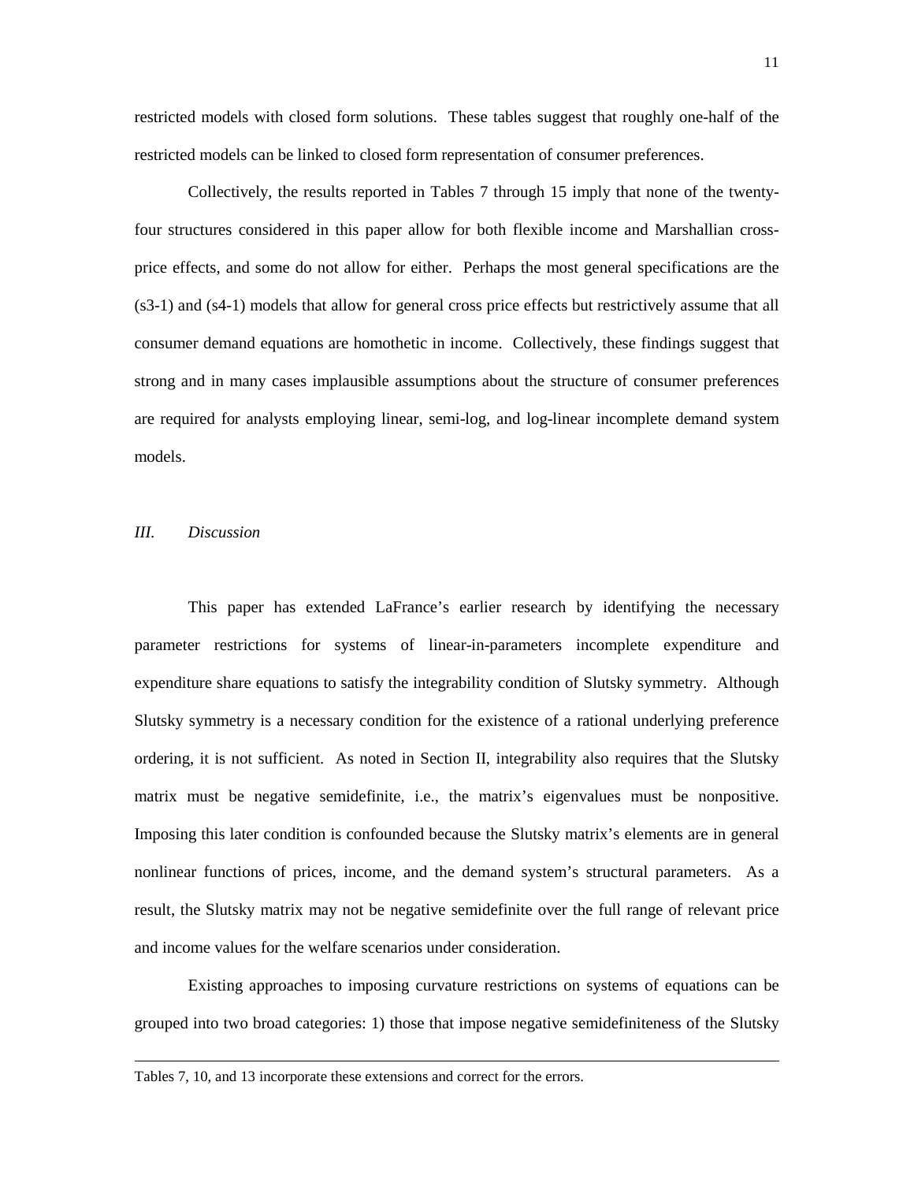restricted models with closed form solutions. These tables suggest that roughly one-half of the restricted models can be linked to closed form representation of consumer preferences.

Collectively, the results reported in Tables 7 through 15 imply that none of the twenty-four structures considered in this paper allow for both flexible income and Marshallian cross-price effects, and some do not allow for either. Perhaps the most general specifications are the (s3-1) and (s4-1) models that allow for general cross price effects but restrictively assume that all consumer demand equations are homothetic in income. Collectively, these findings suggest that strong and in many cases implausible assumptions about the structure of consumer preferences are required for analysts employing linear, semi-log, and log-linear incomplete demand system models.

## *III. Discussion*

This paper has extended LaFrance's earlier research by identifying the necessary parameter restrictions for systems of linear-in-parameters incomplete expenditure and expenditure share equations to satisfy the integrability condition of Slutsky symmetry. Although Slutsky symmetry is a necessary condition for the existence of a rational underlying preference ordering, it is not sufficient. As noted in Section II, integrability also requires that the Slutsky matrix must be negative semidefinite, i.e., the matrix's eigenvalues must be nonpositive. Imposing this later condition is confounded because the Slutsky matrix's elements are in general nonlinear functions of prices, income, and the demand system's structural parameters. As a result, the Slutsky matrix may not be negative semidefinite over the full range of relevant price and income values for the welfare scenarios under consideration.

Existing approaches to imposing curvature restrictions on systems of equations can be grouped into two broad categories: 1) those that impose negative semidefiniteness of the Slutsky

---

Tables 7, 10, and 13 incorporate these extensions and correct for the errors.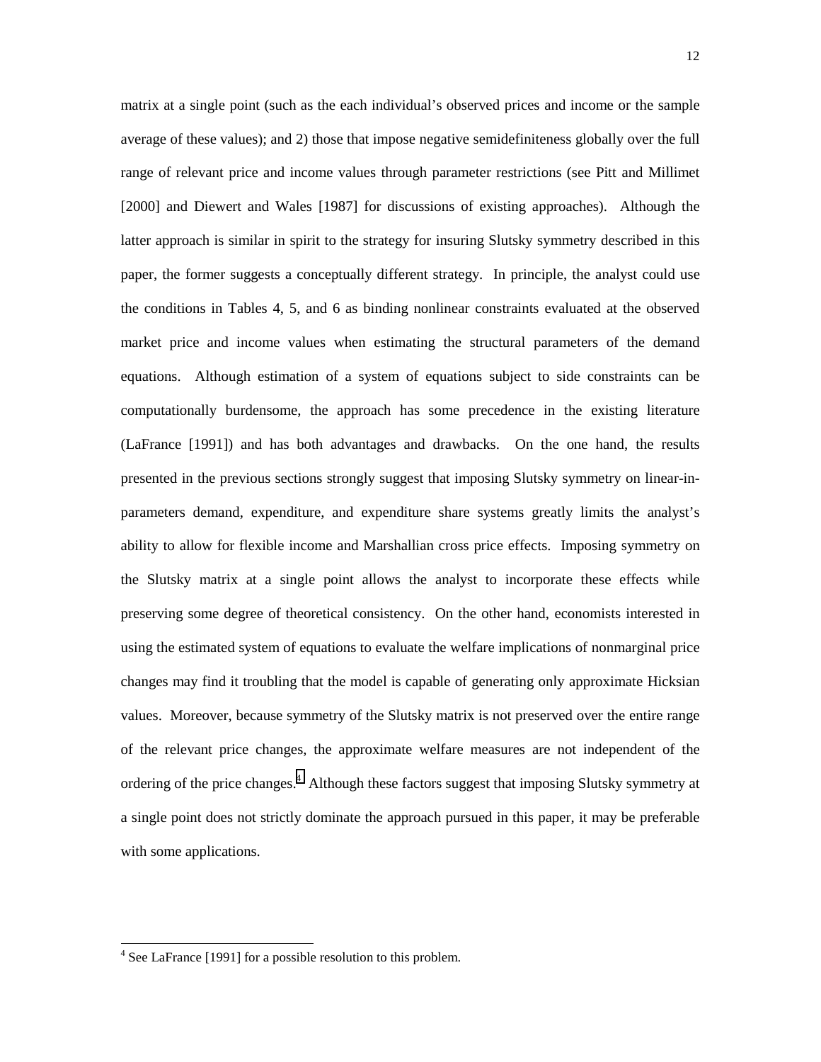matrix at a single point (such as the each individual's observed prices and income or the sample average of these values); and 2) those that impose negative semidefiniteness globally over the full range of relevant price and income values through parameter restrictions (see Pitt and Millimet [2000] and Diewert and Wales [1987] for discussions of existing approaches). Although the latter approach is similar in spirit to the strategy for insuring Slutsky symmetry described in this paper, the former suggests a conceptually different strategy. In principle, the analyst could use the conditions in Tables 4, 5, and 6 as binding nonlinear constraints evaluated at the observed market price and income values when estimating the structural parameters of the demand equations. Although estimation of a system of equations subject to side constraints can be computationally burdensome, the approach has some precedence in the existing literature (LaFrance [1991]) and has both advantages and drawbacks. On the one hand, the results presented in the previous sections strongly suggest that imposing Slutsky symmetry on linear-in-parameters demand, expenditure, and expenditure share systems greatly limits the analyst's ability to allow for flexible income and Marshallian cross price effects. Imposing symmetry on the Slutsky matrix at a single point allows the analyst to incorporate these effects while preserving some degree of theoretical consistency. On the other hand, economists interested in using the estimated system of equations to evaluate the welfare implications of nonmarginal price changes may find it troubling that the model is capable of generating only approximate Hicksian values. Moreover, because symmetry of the Slutsky matrix is not preserved over the entire range of the relevant price changes, the approximate welfare measures are not independent of the ordering of the price changes.[4] Although these factors suggest that imposing Slutsky symmetry at a single point does not strictly dominate the approach pursued in this paper, it may be preferable with some applications.

[4] See LaFrance [1991] for a possible resolution to this problem.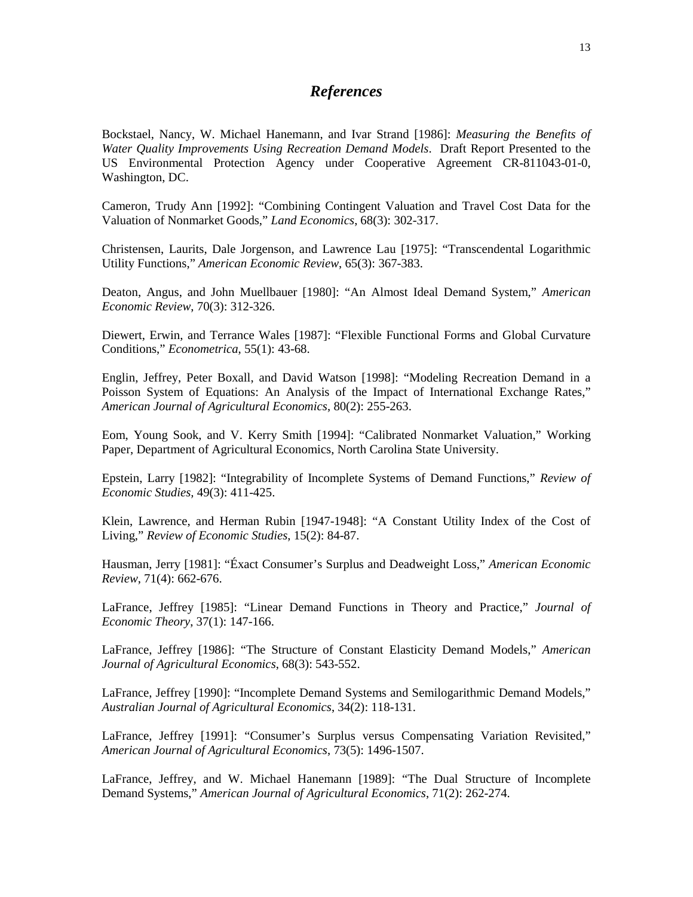# *References*

Bockstael, Nancy, W. Michael Hanemann, and Ivar Strand [1986]: *Measuring the Benefits of Water Quality Improvements Using Recreation Demand Models*. Draft Report Presented to the US Environmental Protection Agency under Cooperative Agreement CR-811043-01-0, Washington, DC.

Cameron, Trudy Ann [1992]: "Combining Contingent Valuation and Travel Cost Data for the Valuation of Nonmarket Goods," *Land Economics*, 68(3): 302-317.

Christensen, Laurits, Dale Jorgenson, and Lawrence Lau [1975]: "Transcendental Logarithmic Utility Functions," *American Economic Review*, 65(3): 367-383.

Deaton, Angus, and John Muellbauer [1980]: "An Almost Ideal Demand System," *American Economic Review*, 70(3): 312-326.

Diewert, Erwin, and Terrance Wales [1987]: "Flexible Functional Forms and Global Curvature Conditions," *Econometrica*, 55(1): 43-68.

Englin, Jeffrey, Peter Boxall, and David Watson [1998]: "Modeling Recreation Demand in a Poisson System of Equations: An Analysis of the Impact of International Exchange Rates," *American Journal of Agricultural Economics*, 80(2): 255-263.

Eom, Young Sook, and V. Kerry Smith [1994]: "Calibrated Nonmarket Valuation," Working Paper, Department of Agricultural Economics, North Carolina State University.

Epstein, Larry [1982]: "Integrability of Incomplete Systems of Demand Functions," *Review of Economic Studies,* 49(3): 411-425.

Klein, Lawrence, and Herman Rubin [1947-1948]: "A Constant Utility Index of the Cost of Living," *Review of Economic Studies,* 15(2): 84-87.

Hausman, Jerry [1981]: "Éxact Consumer's Surplus and Deadweight Loss," *American Economic Review*, 71(4): 662-676.

LaFrance, Jeffrey [1985]: "Linear Demand Functions in Theory and Practice," *Journal of Economic Theory*, 37(1): 147-166.

LaFrance, Jeffrey [1986]: "The Structure of Constant Elasticity Demand Models," *American Journal of Agricultural Economics*, 68(3): 543-552.

LaFrance, Jeffrey [1990]: "Incomplete Demand Systems and Semilogarithmic Demand Models," *Australian Journal of Agricultural Economics*, 34(2): 118-131.

LaFrance, Jeffrey [1991]: "Consumer's Surplus versus Compensating Variation Revisited," *American Journal of Agricultural Economics*, 73(5): 1496-1507.

LaFrance, Jeffrey, and W. Michael Hanemann [1989]: "The Dual Structure of Incomplete Demand Systems," *American Journal of Agricultural Economics*, 71(2): 262-274.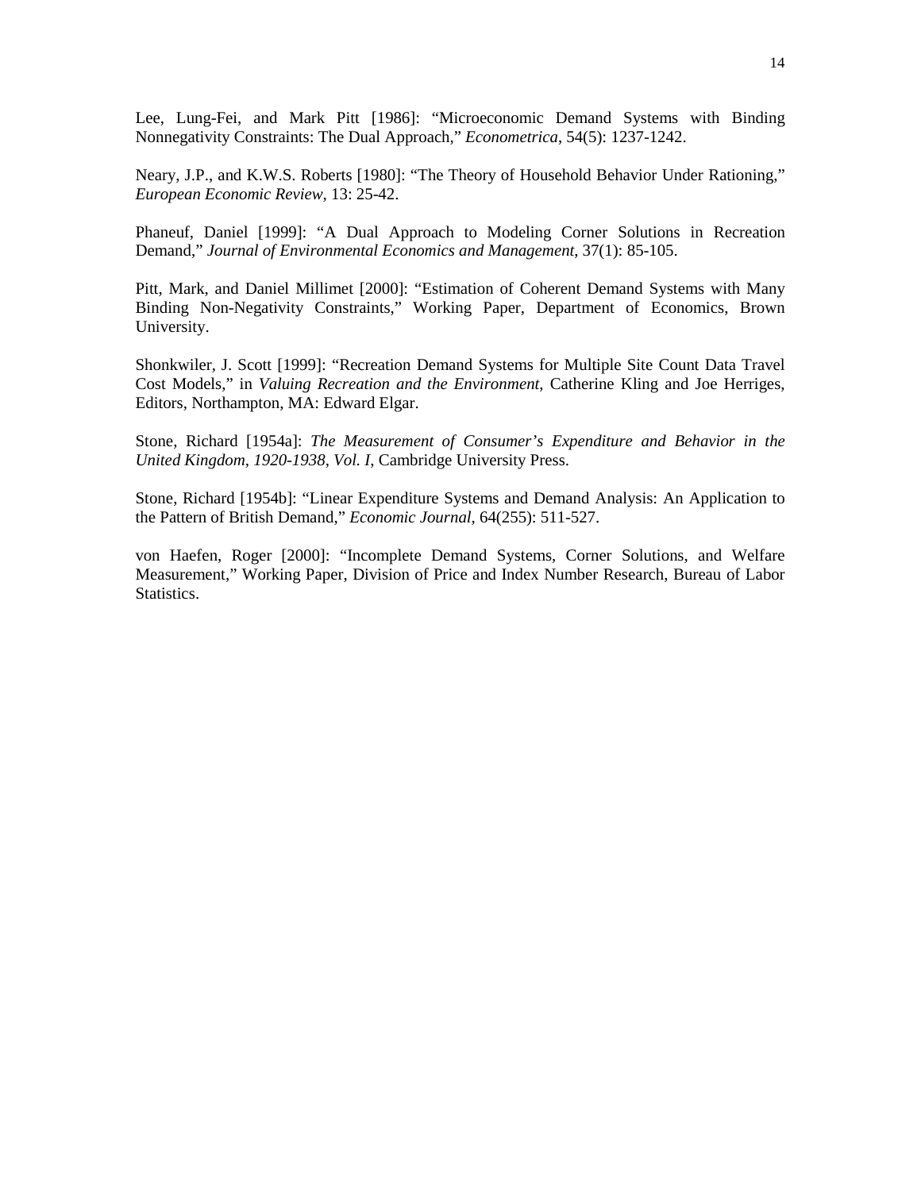Lee, Lung-Fei, and Mark Pitt [1986]: "Microeconomic Demand Systems with Binding Nonnegativity Constraints: The Dual Approach," *Econometrica*, 54(5): 1237-1242.

Neary, J.P., and K.W.S. Roberts [1980]: "The Theory of Household Behavior Under Rationing," *European Economic Review*, 13: 25-42.

Phaneuf, Daniel [1999]: "A Dual Approach to Modeling Corner Solutions in Recreation Demand," *Journal of Environmental Economics and Management*, 37(1): 85-105.

Pitt, Mark, and Daniel Millimet [2000]: "Estimation of Coherent Demand Systems with Many Binding Non-Negativity Constraints," Working Paper, Department of Economics, Brown University.

Shonkwiler, J. Scott [1999]: "Recreation Demand Systems for Multiple Site Count Data Travel Cost Models," in *Valuing Recreation and the Environment*, Catherine Kling and Joe Herriges, Editors, Northampton, MA: Edward Elgar.

Stone, Richard [1954a]: *The Measurement of Consumer's Expenditure and Behavior in the United Kingdom, 1920-1938, Vol. I*, Cambridge University Press.

Stone, Richard [1954b]: "Linear Expenditure Systems and Demand Analysis: An Application to the Pattern of British Demand," *Economic Journal*, 64(255): 511-527.

von Haefen, Roger [2000]: "Incomplete Demand Systems, Corner Solutions, and Welfare Measurement," Working Paper, Division of Price and Index Number Research, Bureau of Labor Statistics.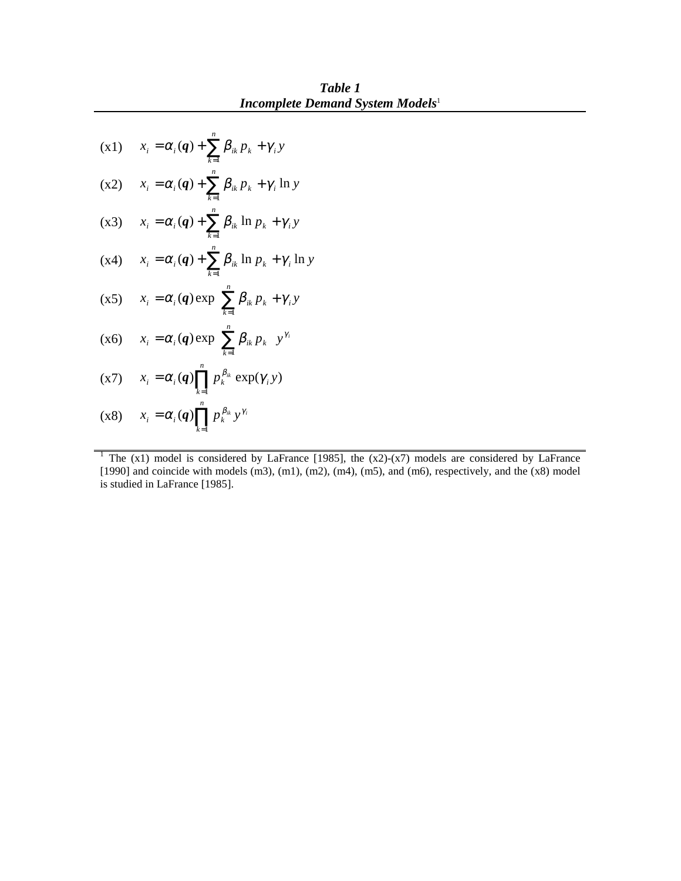**_Table 1_**
**_Incomplete Demand System Models_**[1]

(x1) $$x_i = \alpha_i(\boldsymbol{q}) + \sum_{k=1}^{n} \beta_{ik} p_k + \gamma_i y$$

(x2) $$x_i = \alpha_i(\boldsymbol{q}) + \sum_{k=1}^{n} \beta_{ik} p_k + \gamma_i \ln y$$

(x3) $$x_i = \alpha_i(\boldsymbol{q}) + \sum_{k=1}^{n} \beta_{ik} \ln p_k + \gamma_i y$$

(x4) $$x_i = \alpha_i(\boldsymbol{q}) + \sum_{k=1}^{n} \beta_{ik} \ln p_k + \gamma_i \ln y$$

(x5) $$x_i = \alpha_i(\boldsymbol{q}) \exp\left( \sum_{k=1}^{n} \beta_{ik} p_k + \gamma_i y \right)$$

(x6) $$x_i = \alpha_i(\boldsymbol{q}) \exp\left( \sum_{k=1}^{n} \beta_{ik} p_k \right) y^{\gamma_i}$$

(x7) $$x_i = \alpha_i(\boldsymbol{q}) \prod_{k=1}^{n} p_k^{\beta_{ik}} \exp(\gamma_i y)$$

(x8) $$x_i = \alpha_i(\boldsymbol{q}) \prod_{k=1}^{n} p_k^{\beta_{ik}} y^{\gamma_i}$$

[1] The (x1) model is considered by LaFrance [1985], the (x2)-(x7) models are considered by LaFrance [1990] and coincide with models (m3), (m1), (m2), (m4), (m5), and (m6), respectively, and the (x8) model is studied in LaFrance [1985].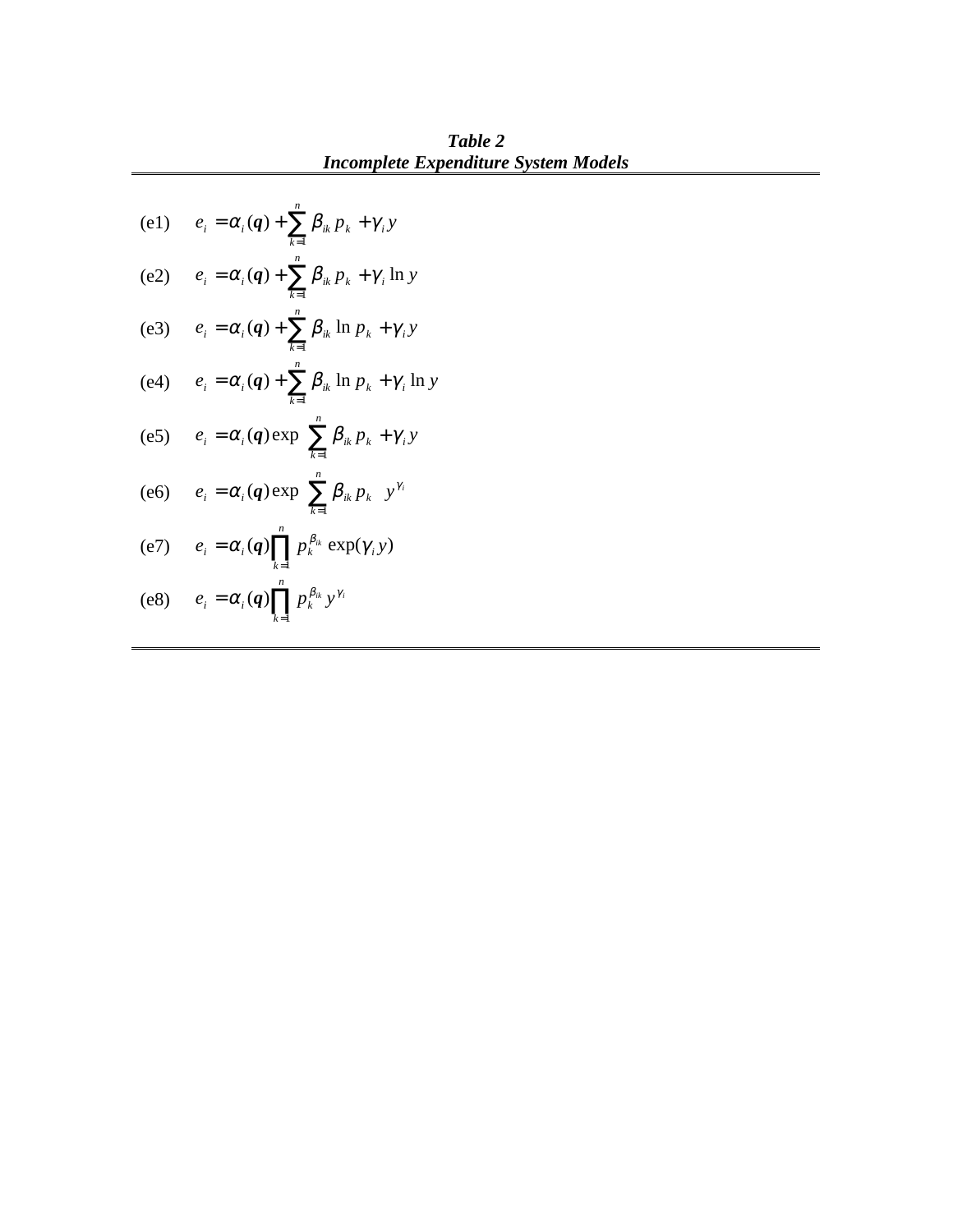***Table 2***
***Incomplete Expenditure System Models***

(e1) $$e_i = \alpha_i(\boldsymbol{q}) + \sum_{k=1}^{n} \beta_{ik} p_k + \gamma_i y$$

(e2) $$e_i = \alpha_i(\boldsymbol{q}) + \sum_{k=1}^{n} \beta_{ik} p_k + \gamma_i \ln y$$

(e3) $$e_i = \alpha_i(\boldsymbol{q}) + \sum_{k=1}^{n} \beta_{ik} \ln p_k + \gamma_i y$$

(e4) $$e_i = \alpha_i(\boldsymbol{q}) + \sum_{k=1}^{n} \beta_{ik} \ln p_k + \gamma_i \ln y$$

(e5) $$e_i = \alpha_i(\boldsymbol{q}) \exp\left( \sum_{k=1}^{n} \beta_{ik} p_k + \gamma_i y \right)$$

(e6) $$e_i = \alpha_i(\boldsymbol{q}) \exp\left( \sum_{k=1}^{n} \beta_{ik} p_k \right) y^{\gamma_i}$$

(e7) $$e_i = \alpha_i(\boldsymbol{q}) \prod_{k=1}^{n} p_k^{\beta_{ik}} \exp(\gamma_i y)$$

(e8) $$e_i = \alpha_i(\boldsymbol{q}) \prod_{k=1}^{n} p_k^{\beta_{ik}} y^{\gamma_i}$$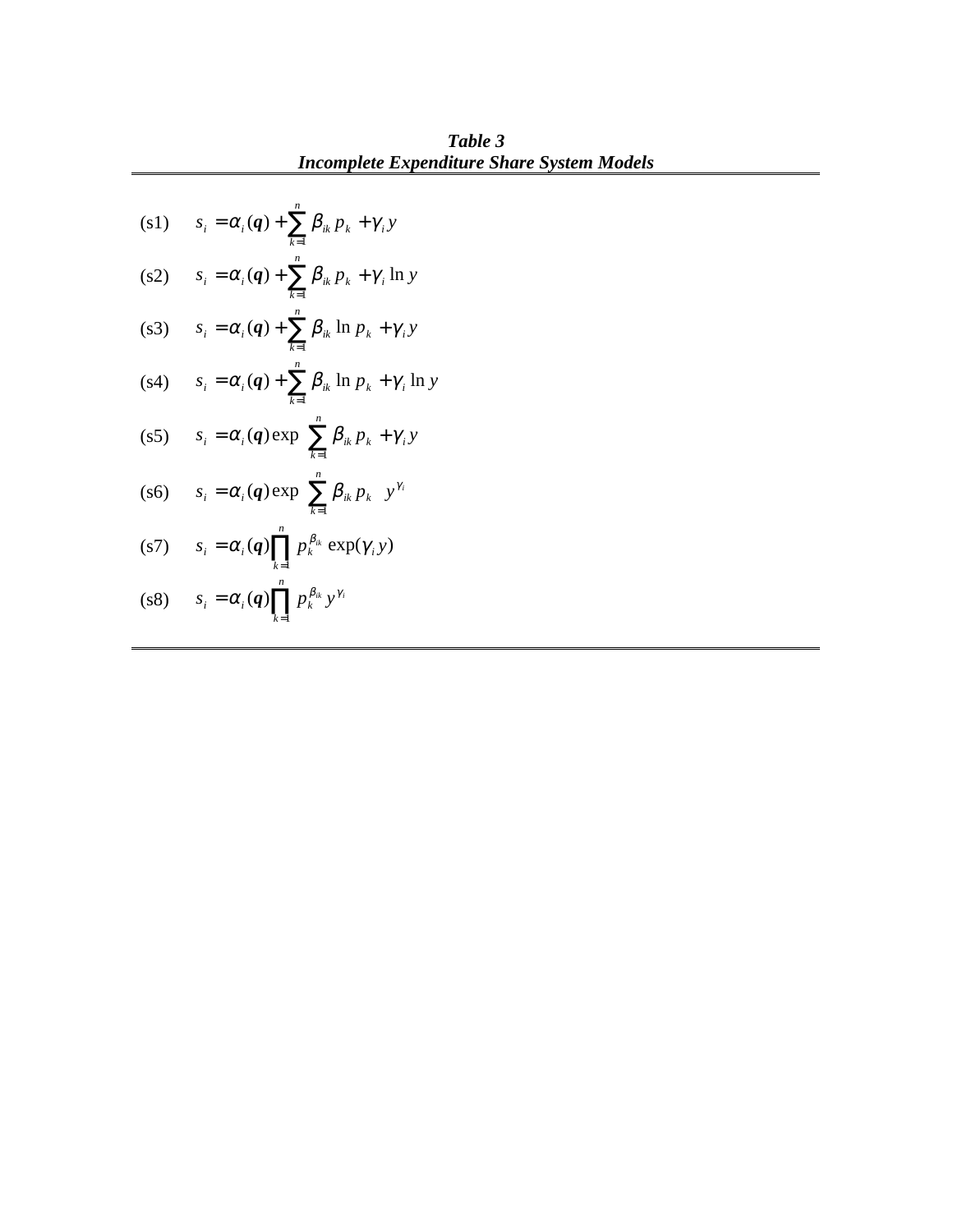***Table 3***
***Incomplete Expenditure Share System Models***

(s1) $s_i = \alpha_i(\boldsymbol{q}) + \sum_{k=1}^{n} \beta_{ik} p_k + \gamma_i y$

(s2) $s_i = \alpha_i(\boldsymbol{q}) + \sum_{k=1}^{n} \beta_{ik} p_k + \gamma_i \ln y$

(s3) $s_i = \alpha_i(\boldsymbol{q}) + \sum_{k=1}^{n} \beta_{ik} \ln p_k + \gamma_i y$

(s4) $s_i = \alpha_i(\boldsymbol{q}) + \sum_{k=1}^{n} \beta_{ik} \ln p_k + \gamma_i \ln y$

(s5) $s_i = \alpha_i(\boldsymbol{q}) \exp\left( \sum_{k=1}^{n} \beta_{ik} p_k + \gamma_i y \right)$

(s6) $s_i = \alpha_i(\boldsymbol{q}) \exp\left( \sum_{k=1}^{n} \beta_{ik} p_k \right) y^{\gamma_i}$

(s7) $s_i = \alpha_i(\boldsymbol{q}) \prod_{k=1}^{n} p_k^{\beta_{ik}} \exp(\gamma_i y)$

(s8) $s_i = \alpha_i(\boldsymbol{q}) \prod_{k=1}^{n} p_k^{\beta_{ik}} y^{\gamma_i}$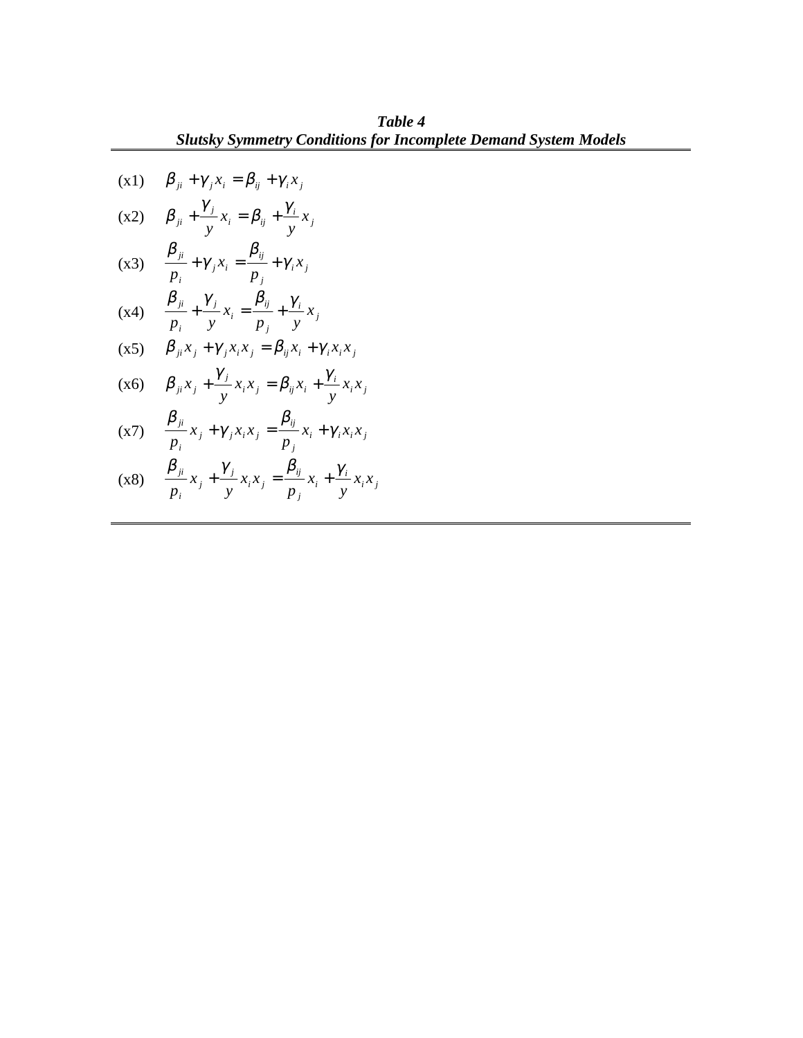***Table 4***

***Slutsky Symmetry Conditions for Incomplete Demand System Models***

(x1) $\beta_{ji} + \gamma_j x_i = \beta_{ij} + \gamma_i x_j$

(x2) $\beta_{ji} + \dfrac{\gamma_j}{y} x_i = \beta_{ij} + \dfrac{\gamma_i}{y} x_j$

(x3) $\dfrac{\beta_{ji}}{p_i} + \gamma_j x_i = \dfrac{\beta_{ij}}{p_j} + \gamma_i x_j$

(x4) $\dfrac{\beta_{ji}}{p_i} + \dfrac{\gamma_j}{y} x_i = \dfrac{\beta_{ij}}{p_j} + \dfrac{\gamma_i}{y} x_j$

(x5) $\beta_{ji} x_j + \gamma_j x_i x_j = \beta_{ij} x_i + \gamma_i x_i x_j$

(x6) $\beta_{ji} x_j + \dfrac{\gamma_j}{y} x_i x_j = \beta_{ij} x_i + \dfrac{\gamma_i}{y} x_i x_j$

(x7) $\dfrac{\beta_{ji}}{p_i} x_j + \gamma_j x_i x_j = \dfrac{\beta_{ij}}{p_j} x_i + \gamma_i x_i x_j$

(x8) $\dfrac{\beta_{ji}}{p_i} x_j + \dfrac{\gamma_j}{y} x_i x_j = \dfrac{\beta_{ij}}{p_j} x_i + \dfrac{\gamma_i}{y} x_i x_j$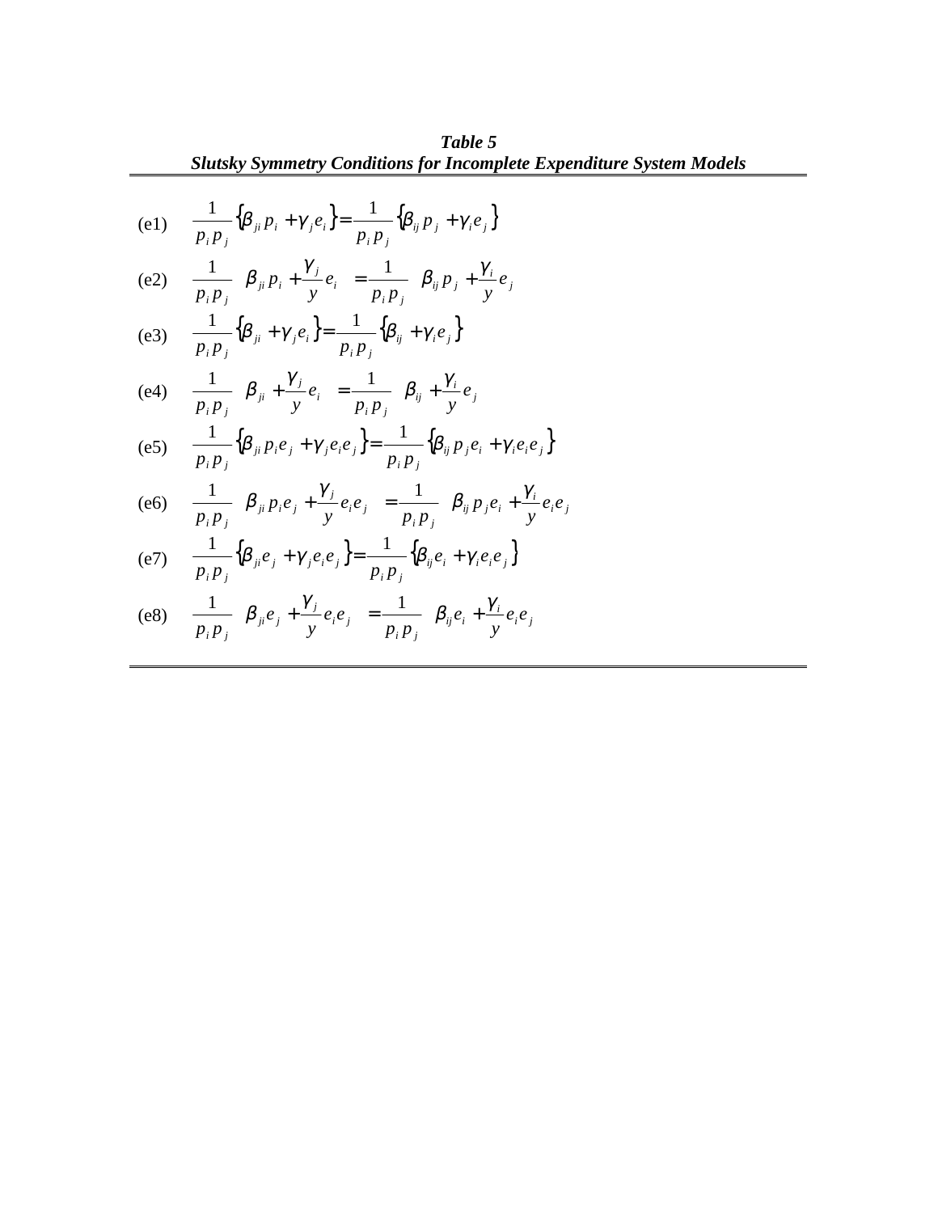***Table 5***
***Slutsky Symmetry Conditions for Incomplete Expenditure System Models***

(e1) $$\frac{1}{p_i p_j}\left\{\beta_{ji} p_i + \gamma_j e_i\right\} = \frac{1}{p_i p_j}\left\{\beta_{ij} p_j + \gamma_i e_j\right\}$$

(e2) $$\frac{1}{p_i p_j}\left(\beta_{ji} p_i + \frac{\gamma_j}{y} e_i\right) = \frac{1}{p_i p_j}\left(\beta_{ij} p_j + \frac{\gamma_i}{y} e_j\right)$$

(e3) $$\frac{1}{p_i p_j}\left\{\beta_{ji} + \gamma_j e_i\right\} = \frac{1}{p_i p_j}\left\{\beta_{ij} + \gamma_i e_j\right\}$$

(e4) $$\frac{1}{p_i p_j}\left(\beta_{ji} + \frac{\gamma_j}{y} e_i\right) = \frac{1}{p_i p_j}\left(\beta_{ij} + \frac{\gamma_i}{y} e_j\right)$$

(e5) $$\frac{1}{p_i p_j}\left\{\beta_{ji} p_i e_j + \gamma_j e_i e_j\right\} = \frac{1}{p_i p_j}\left\{\beta_{ij} p_j e_i + \gamma_i e_i e_j\right\}$$

(e6) $$\frac{1}{p_i p_j}\left(\beta_{ji} p_i e_j + \frac{\gamma_j}{y} e_i e_j\right) = \frac{1}{p_i p_j}\left(\beta_{ij} p_j e_i + \frac{\gamma_i}{y} e_i e_j\right)$$

(e7) $$\frac{1}{p_i p_j}\left\{\beta_{ji} e_j + \gamma_j e_i e_j\right\} = \frac{1}{p_i p_j}\left\{\beta_{ij} e_i + \gamma_i e_i e_j\right\}$$

(e8) $$\frac{1}{p_i p_j}\left(\beta_{ji} e_j + \frac{\gamma_j}{y} e_i e_j\right) = \frac{1}{p_i p_j}\left(\beta_{ij} e_i + \frac{\gamma_i}{y} e_i e_j\right)$$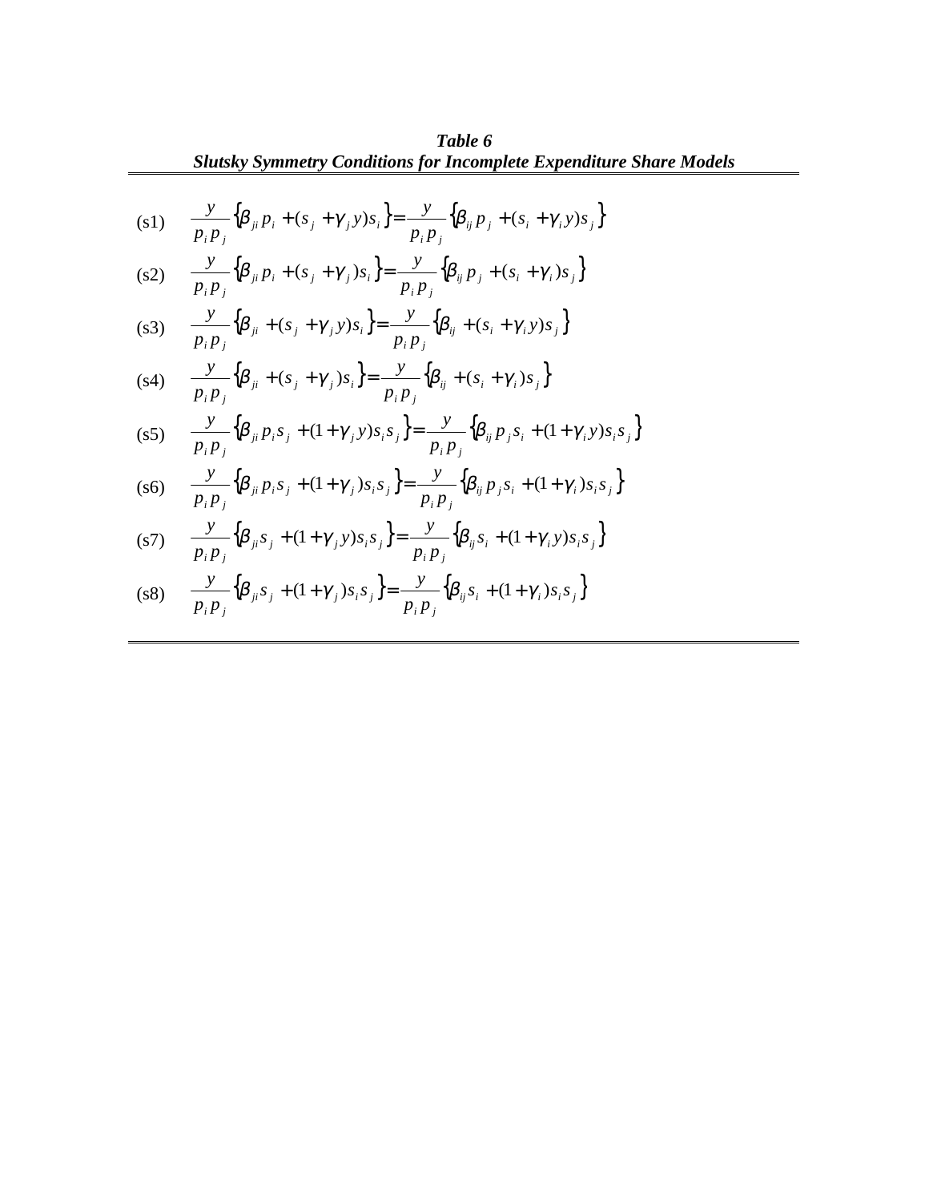***Table 6***
***Slutsky Symmetry Conditions for Incomplete Expenditure Share Models***

(s1) $$\frac{y}{p_i p_j}\left\{\beta_{ji} p_i + (s_j + \gamma_j y) s_i\right\} = \frac{y}{p_i p_j}\left\{\beta_{ij} p_j + (s_i + \gamma_i y) s_j\right\}$$

(s2) $$\frac{y}{p_i p_j}\left\{\beta_{ji} p_i + (s_j + \gamma_j) s_i\right\} = \frac{y}{p_i p_j}\left\{\beta_{ij} p_j + (s_i + \gamma_i) s_j\right\}$$

(s3) $$\frac{y}{p_i p_j}\left\{\beta_{ji} + (s_j + \gamma_j y) s_i\right\} = \frac{y}{p_i p_j}\left\{\beta_{ij} + (s_i + \gamma_i y) s_j\right\}$$

(s4) $$\frac{y}{p_i p_j}\left\{\beta_{ji} + (s_j + \gamma_j) s_i\right\} = \frac{y}{p_i p_j}\left\{\beta_{ij} + (s_i + \gamma_i) s_j\right\}$$

(s5) $$\frac{y}{p_i p_j}\left\{\beta_{ji} p_i s_j + (1 + \gamma_j y) s_i s_j\right\} = \frac{y}{p_i p_j}\left\{\beta_{ij} p_j s_i + (1 + \gamma_i y) s_i s_j\right\}$$

(s6) $$\frac{y}{p_i p_j}\left\{\beta_{ji} p_i s_j + (1 + \gamma_j) s_i s_j\right\} = \frac{y}{p_i p_j}\left\{\beta_{ij} p_j s_i + (1 + \gamma_i) s_i s_j\right\}$$

(s7) $$\frac{y}{p_i p_j}\left\{\beta_{ji} s_j + (1 + \gamma_j y) s_i s_j\right\} = \frac{y}{p_i p_j}\left\{\beta_{ij} s_i + (1 + \gamma_i y) s_i s_j\right\}$$

(s8) $$\frac{y}{p_i p_j}\left\{\beta_{ji} s_j + (1 + \gamma_j) s_i s_j\right\} = \frac{y}{p_i p_j}\left\{\beta_{ij} s_i + (1 + \gamma_i) s_i s_j\right\}$$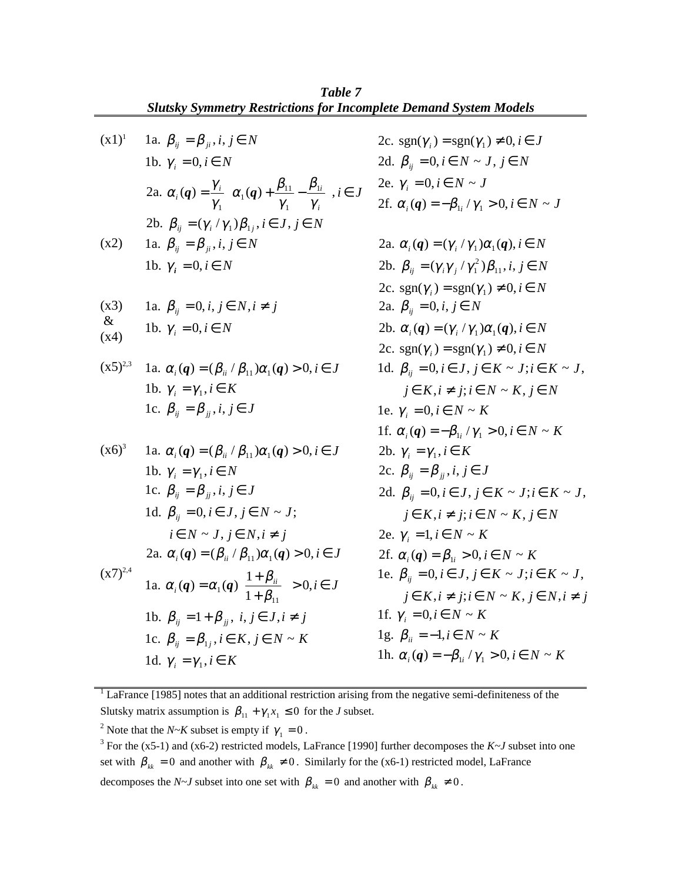**Table 7**
***Slutsky Symmetry Restrictions for Incomplete Demand System Models***

| Model | Restrictions | |
|---|---|---|
| (x1)[1] | 1a. $\beta_{ij} = \beta_{ji}, i, j \in N$ | 2c. $\text{sgn}(\gamma_i) = \text{sgn}(\gamma_1) \neq 0, i \in J$ |
| | 1b. $\gamma_i = 0, i \in N$ | 2d. $\beta_{ij} = 0, i \in N \sim J, j \in N$ |
| | 2a. $\alpha_i(\boldsymbol{q}) = \dfrac{\gamma_i}{\gamma_1}\left(\alpha_1(\boldsymbol{q}) + \dfrac{\beta_{11}}{\gamma_1} - \dfrac{\beta_{1i}}{\gamma_i}\right), i \in J$ | 2e. $\gamma_i = 0, i \in N \sim J$ |
| | | 2f. $\alpha_i(\boldsymbol{q}) = -\beta_{1i} / \gamma_1 > 0, i \in N \sim J$ |
| | 2b. $\beta_{ij} = (\gamma_i / \gamma_1)\beta_{1j}, i \in J, j \in N$ | |
| (x2) | 1a. $\beta_{ij} = \beta_{ji}, i, j \in N$ | 2a. $\alpha_i(\boldsymbol{q}) = (\gamma_i / \gamma_1)\alpha_1(\boldsymbol{q}), i \in N$ |
| | 1b. $\gamma_i = 0, i \in N$ | 2b. $\beta_{ij} = (\gamma_i \gamma_j / \gamma_1^2)\beta_{11}, i, j \in N$ |
| | | 2c. $\text{sgn}(\gamma_i) = \text{sgn}(\gamma_1) \neq 0, i \in N$ |
| (x3) & (x4) | 1a. $\beta_{ij} = 0, i, j \in N, i \neq j$ | 2a. $\beta_{ij} = 0, i, j \in N$ |
| | 1b. $\gamma_i = 0, i \in N$ | 2b. $\alpha_i(\boldsymbol{q}) = (\gamma_i / \gamma_1)\alpha_1(\boldsymbol{q}), i \in N$ |
| | | 2c. $\text{sgn}(\gamma_i) = \text{sgn}(\gamma_1) \neq 0, i \in N$ |
| (x5)[2,3] | 1a. $\alpha_i(\boldsymbol{q}) = (\beta_{ii} / \beta_{11})\alpha_1(\boldsymbol{q}) > 0, i \in J$ | 1d. $\beta_{ij} = 0, i \in J, j \in K \sim J; i \in K \sim J,$ $j \in K, i \neq j; i \in N \sim K, j \in N$ |
| | 1b. $\gamma_i = \gamma_1, i \in K$ | 1e. $\gamma_i = 0, i \in N \sim K$ |
| | 1c. $\beta_{ij} = \beta_{jj}, i, j \in J$ | 1f. $\alpha_i(\boldsymbol{q}) = -\beta_{1i} / \gamma_1 > 0, i \in N \sim K$ |
| (x6)[3] | 1a. $\alpha_i(\boldsymbol{q}) = (\beta_{ii} / \beta_{11})\alpha_1(\boldsymbol{q}) > 0, i \in J$ | 2b. $\gamma_i = \gamma_1, i \in K$ |
| | 1b. $\gamma_i = \gamma_1, i \in N$ | 2c. $\beta_{ij} = \beta_{jj}, i, j \in J$ |
| | 1c. $\beta_{ij} = \beta_{jj}, i, j \in J$ | 2d. $\beta_{ij} = 0, i \in J, j \in K \sim J; i \in K \sim J,$ $j \in K, i \neq j; i \in N \sim K, j \in N$ |
| | 1d. $\beta_{ij} = 0, i \in J, j \in N \sim J;$ $i \in N \sim J, j \in N, i \neq j$ | 2e. $\gamma_i = 1, i \in N \sim K$ |
| | 2a. $\alpha_i(\boldsymbol{q}) = (\beta_{ii} / \beta_{11})\alpha_1(\boldsymbol{q}) > 0, i \in J$ | 2f. $\alpha_i(\boldsymbol{q}) = \beta_{1i} > 0, i \in N \sim K$ |
| (x7)[2,4] | 1a. $\alpha_i(\boldsymbol{q}) = \alpha_1(\boldsymbol{q})\left(\dfrac{1+\beta_{ii}}{1+\beta_{11}}\right) > 0, i \in J$ | 1e. $\beta_{ij} = 0, i \in J, j \in K \sim J; i \in K \sim J,$ $j \in K, i \neq j; i \in N \sim K, j \in N, i \neq j$ |
| | 1b. $\beta_{ij} = 1 + \beta_{jj}, i, j \in J, i \neq j$ | 1f. $\gamma_i = 0, i \in N \sim K$ |
| | 1c. $\beta_{ij} = \beta_{1j}, i \in K, j \in N \sim K$ | 1g. $\beta_{ii} = -1, i \in N \sim K$ |
| | 1d. $\gamma_i = \gamma_1, i \in K$ | 1h. $\alpha_i(\boldsymbol{q}) = -\beta_{1i} / \gamma_1 > 0, i \in N \sim K$ |

[1] LaFrance [1985] notes that an additional restriction arising from the negative semi-definiteness of the Slutsky matrix assumption is $\beta_{11} + \gamma_1 x_1 \leq 0$ for the *J* subset.

[2] Note that the *N~K* subset is empty if $\gamma_1 = 0$.

[3] For the (x5-1) and (x6-2) restricted models, LaFrance [1990] further decomposes the *K~J* subset into one set with $\beta_{kk} = 0$ and another with $\beta_{kk} \neq 0$. Similarly for the (x6-1) restricted model, LaFrance decomposes the *N~J* subset into one set with $\beta_{kk} = 0$ and another with $\beta_{kk} \neq 0$.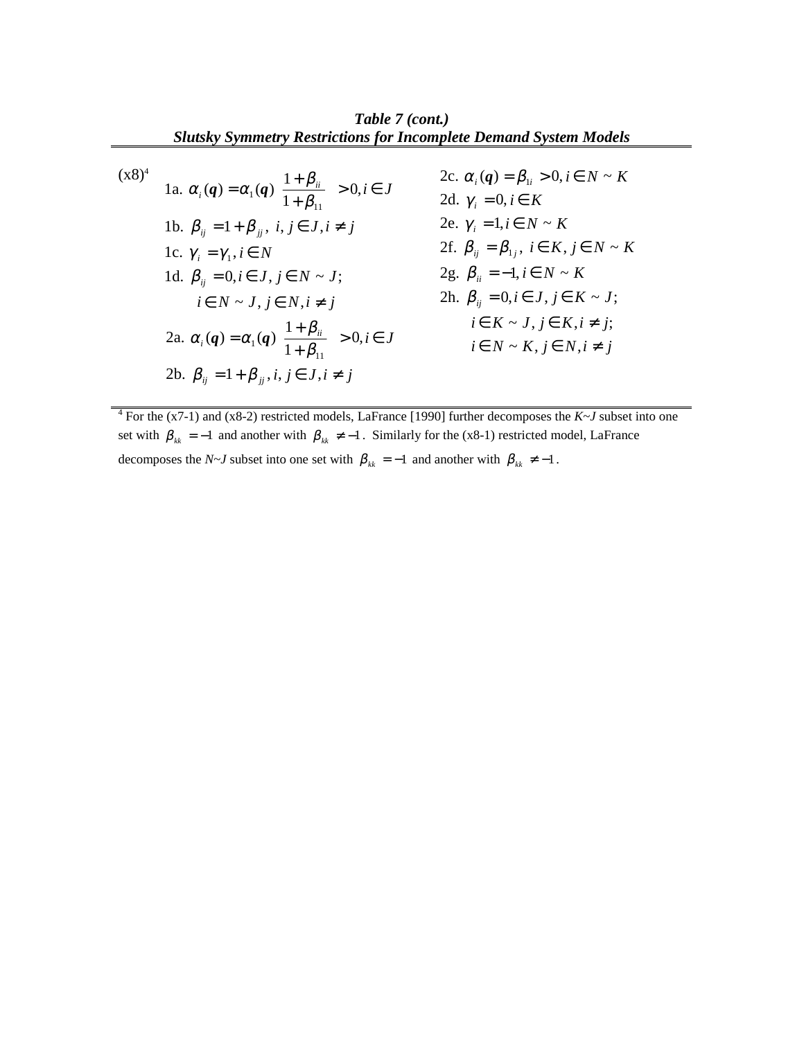***Table 7 (cont.)***

***Slutsky Symmetry Restrictions for Incomplete Demand System Models***

(x8)[4]

1a. $\alpha_i(\boldsymbol{q}) = \alpha_1(\boldsymbol{q})\left(\dfrac{1+\beta_{ii}}{1+\beta_{11}}\right) > 0, i \in J$

1b. $\beta_{ij} = 1 + \beta_{jj},\ i, j \in J, i \neq j$

1c. $\gamma_i = \gamma_1, i \in N$

1d. $\beta_{ij} = 0, i \in J, j \in N \sim J;$
$\quad i \in N \sim J, j \in N, i \neq j$

2a. $\alpha_i(\boldsymbol{q}) = \alpha_1(\boldsymbol{q})\left(\dfrac{1+\beta_{ii}}{1+\beta_{11}}\right) > 0, i \in J$

2b. $\beta_{ij} = 1 + \beta_{jj}, i, j \in J, i \neq j$

2c. $\alpha_i(\boldsymbol{q}) = \beta_{1i} > 0, i \in N \sim K$

2d. $\gamma_i = 0, i \in K$

2e. $\gamma_i = 1, i \in N \sim K$

2f. $\beta_{ij} = \beta_{1j},\ i \in K, j \in N \sim K$

2g. $\beta_{ii} = -1, i \in N \sim K$

2h. $\beta_{ij} = 0, i \in J, j \in K \sim J;$
$\quad i \in K \sim J, j \in K, i \neq j;$
$\quad i \in N \sim K, j \in N, i \neq j$

---

[4] For the (x7-1) and (x8-2) restricted models, LaFrance [1990] further decomposes the *K~J* subset into one set with $\beta_{kk} = -1$ and another with $\beta_{kk} \neq -1$. Similarly for the (x8-1) restricted model, LaFrance decomposes the *N~J* subset into one set with $\beta_{kk} = -1$ and another with $\beta_{kk} \neq -1$.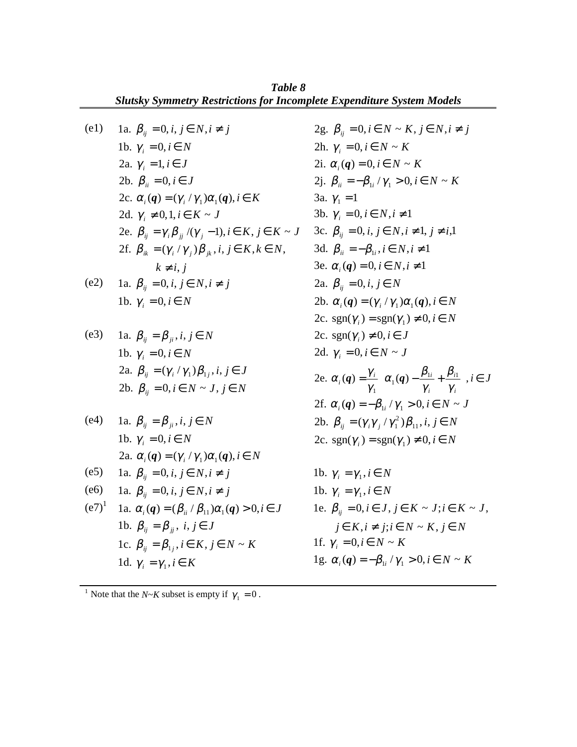***Table 8***
***Slutsky Symmetry Restrictions for Incomplete Expenditure System Models***

| | | |
|---|---|---|
| (e1) | 1a. $\beta_{ij} = 0, i, j \in N, i \neq j$ | 2g. $\beta_{ij} = 0, i \in N \sim K, j \in N, i \neq j$ |
| | 1b. $\gamma_i = 0, i \in N$ | 2h. $\gamma_i = 0, i \in N \sim K$ |
| | 2a. $\gamma_i = 1, i \in J$ | 2i. $\alpha_i(\boldsymbol{q}) = 0, i \in N \sim K$ |
| | 2b. $\beta_{ii} = 0, i \in J$ | 2j. $\beta_{ii} = -\beta_{1i} / \gamma_1 > 0, i \in N \sim K$ |
| | 2c. $\alpha_i(\boldsymbol{q}) = (\gamma_i / \gamma_1)\alpha_1(\boldsymbol{q}), i \in K$ | 3a. $\gamma_1 = 1$ |
| | 2d. $\gamma_i \neq 0, 1, i \in K \sim J$ | 3b. $\gamma_i = 0, i \in N, i \neq 1$ |
| | 2e. $\beta_{ij} = \gamma_i \beta_{jj} / (\gamma_j - 1), i \in K, j \in K \sim J$ | 3c. $\beta_{ij} = 0, i, j \in N, i \neq 1, j \neq i, 1$ |
| | 2f. $\beta_{ik} = (\gamma_i / \gamma_j)\beta_{jk}, i, j \in K, k \in N,$ $k \neq i, j$ | 3d. $\beta_{ii} = -\beta_{1i}, i \in N, i \neq 1$ |
| | | 3e. $\alpha_i(\boldsymbol{q}) = 0, i \in N, i \neq 1$ |
| (e2) | 1a. $\beta_{ij} = 0, i, j \in N, i \neq j$ | 2a. $\beta_{ij} = 0, i, j \in N$ |
| | 1b. $\gamma_i = 0, i \in N$ | 2b. $\alpha_i(\boldsymbol{q}) = (\gamma_i / \gamma_1)\alpha_1(\boldsymbol{q}), i \in N$ |
| | | 2c. $\text{sgn}(\gamma_i) = \text{sgn}(\gamma_1) \neq 0, i \in N$ |
| (e3) | 1a. $\beta_{ij} = \beta_{ji}, i, j \in N$ | 2c. $\text{sgn}(\gamma_i) \neq 0, i \in J$ |
| | 1b. $\gamma_i = 0, i \in N$ | 2d. $\gamma_i = 0, i \in N \sim J$ |
| | 2a. $\beta_{ij} = (\gamma_i / \gamma_1)\beta_{1j}, i, j \in J$ | 2e. $\alpha_i(\boldsymbol{q}) = \dfrac{\gamma_i}{\gamma_1}\left(\alpha_1(\boldsymbol{q}) - \dfrac{\beta_{1i}}{\gamma_i} + \dfrac{\beta_{i1}}{\gamma_i}\right), i \in J$ |
| | 2b. $\beta_{ij} = 0, i \in N \sim J, j \in N$ | 2f. $\alpha_i(\boldsymbol{q}) = -\beta_{1i} / \gamma_1 > 0, i \in N \sim J$ |
| (e4) | 1a. $\beta_{ij} = \beta_{ji}, i, j \in N$ | 2b. $\beta_{ij} = (\gamma_i \gamma_j / \gamma_1^2)\beta_{11}, i, j \in N$ |
| | 1b. $\gamma_i = 0, i \in N$ | 2c. $\text{sgn}(\gamma_i) = \text{sgn}(\gamma_1) \neq 0, i \in N$ |
| | 2a. $\alpha_i(\boldsymbol{q}) = (\gamma_i / \gamma_1)\alpha_1(\boldsymbol{q}), i \in N$ | |
| (e5) | 1a. $\beta_{ij} = 0, i, j \in N, i \neq j$ | 1b. $\gamma_i = \gamma_1, i \in N$ |
| (e6) | 1a. $\beta_{ij} = 0, i, j \in N, i \neq j$ | 1b. $\gamma_i = \gamma_1, i \in N$ |
| (e7)[1] | 1a. $\alpha_i(\boldsymbol{q}) = (\beta_{ii} / \beta_{11})\alpha_1(\boldsymbol{q}) > 0, i \in J$ | 1e. $\beta_{ij} = 0, i \in J, j \in K \sim J; i \in K \sim J,$ $j \in K, i \neq j; i \in N \sim K, j \in N$ |
| | 1b. $\beta_{ij} = \beta_{jj},\ i, j \in J$ | 1f. $\gamma_i = 0, i \in N \sim K$ |
| | 1c. $\beta_{ij} = \beta_{1j}, i \in K, j \in N \sim K$ | 1g. $\alpha_i(\boldsymbol{q}) = -\beta_{1i} / \gamma_1 > 0, i \in N \sim K$ |
| | 1d. $\gamma_i = \gamma_1, i \in K$ | |

[1] Note that the $N\sim K$ subset is empty if $\gamma_1 = 0$ .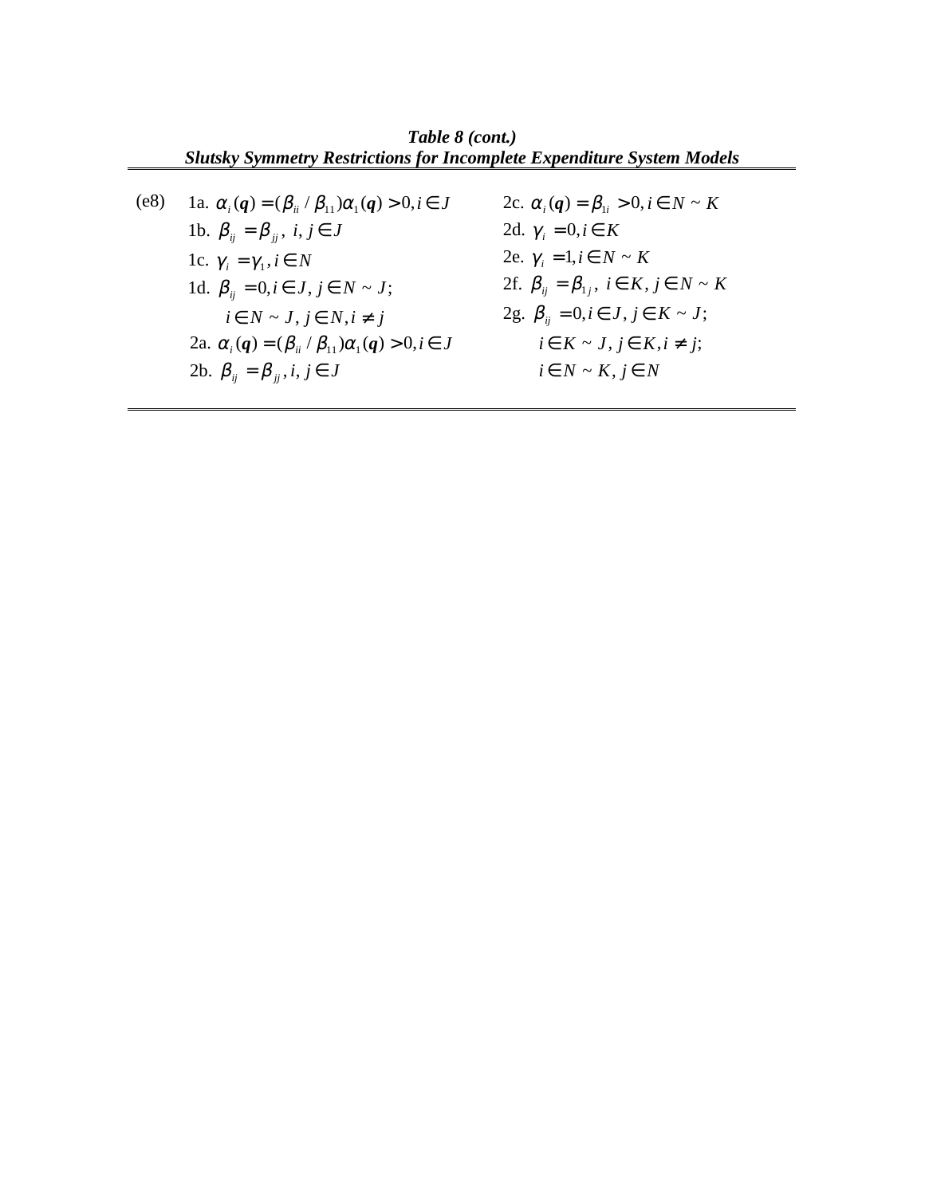***Table 8 (cont.)***
***Slutsky Symmetry Restrictions for Incomplete Expenditure System Models***

| | | |
|---|---|---|
| (e8) | 1a. $\alpha_i(\boldsymbol{q}) = (\beta_{ii} / \beta_{11})\alpha_1(\boldsymbol{q}) > 0, i \in J$ | 2c. $\alpha_i(\boldsymbol{q}) = \beta_{1i} > 0, i \in N \sim K$ |
| | 1b. $\beta_{ij} = \beta_{jj},\ i, j \in J$ | 2d. $\gamma_i = 0, i \in K$ |
| | 1c. $\gamma_i = \gamma_1, i \in N$ | 2e. $\gamma_i = 1, i \in N \sim K$ |
| | 1d. $\beta_{ij} = 0, i \in J, j \in N \sim J;$ $i \in N \sim J, j \in N, i \neq j$ | 2f. $\beta_{ij} = \beta_{1j},\ i \in K, j \in N \sim K$ |
| | 2a. $\alpha_i(\boldsymbol{q}) = (\beta_{ii} / \beta_{11})\alpha_1(\boldsymbol{q}) > 0, i \in J$ | 2g. $\beta_{ij} = 0, i \in J, j \in K \sim J;$ $i \in K \sim J, j \in K, i \neq j;$ $i \in N \sim K, j \in N$ |
| | 2b. $\beta_{ij} = \beta_{jj}, i, j \in J$ | |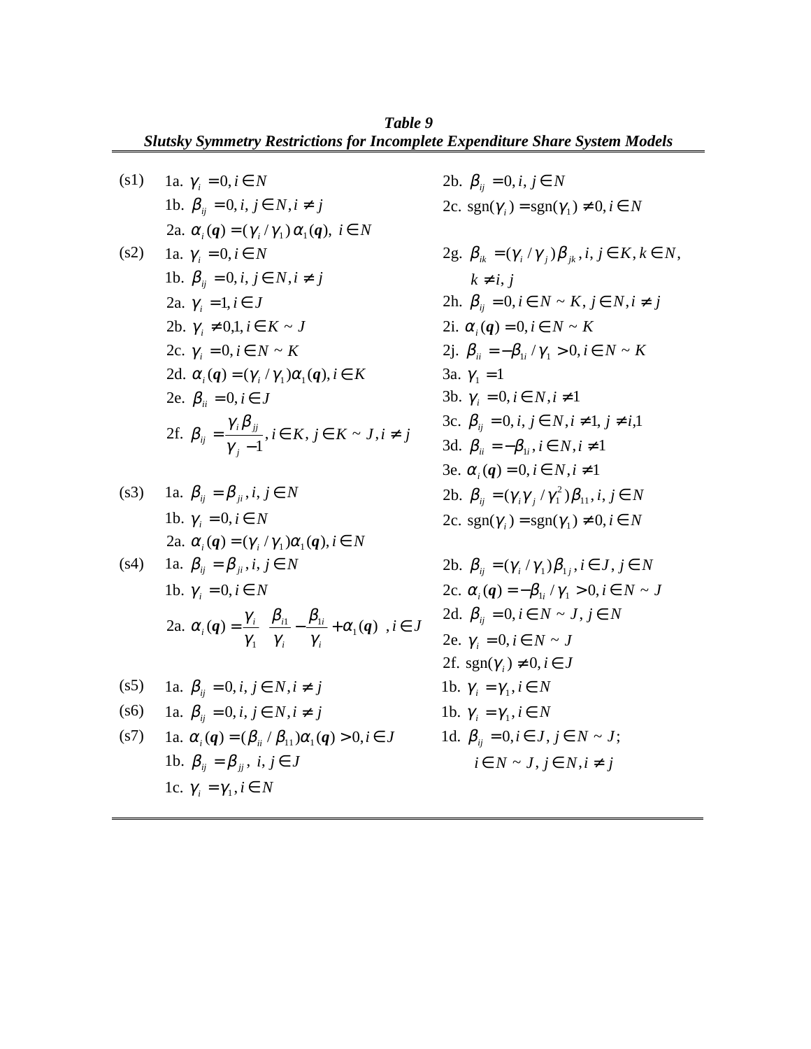***Table 9***
***Slutsky Symmetry Restrictions for Incomplete Expenditure Share System Models***

| | | |
|---|---|---|
| (s1) | 1a. $\gamma_i = 0, i \in N$ | 2b. $\beta_{ij} = 0, i, j \in N$ |
| | 1b. $\beta_{ij} = 0, i, j \in N, i \neq j$ | 2c. $\text{sgn}(\gamma_i) = \text{sgn}(\gamma_1) \neq 0, i \in N$ |
| | 2a. $\alpha_i(\boldsymbol{q}) = (\gamma_i / \gamma_1)\,\alpha_1(\boldsymbol{q}),\ i \in N$ | |
| (s2) | 1a. $\gamma_i = 0, i \in N$ | 2g. $\beta_{ik} = (\gamma_i / \gamma_j)\beta_{jk}, i, j \in K, k \in N,$ $k \neq i, j$ |
| | 1b. $\beta_{ij} = 0, i, j \in N, i \neq j$ | 2h. $\beta_{ij} = 0, i \in N \sim K, j \in N, i \neq j$ |
| | 2a. $\gamma_i = 1, i \in J$ | 2i. $\alpha_i(\boldsymbol{q}) = 0, i \in N \sim K$ |
| | 2b. $\gamma_i \neq 0,1, i \in K \sim J$ | 2j. $\beta_{ii} = -\beta_{1i} / \gamma_1 > 0, i \in N \sim K$ |
| | 2c. $\gamma_i = 0, i \in N \sim K$ | 3a. $\gamma_1 = 1$ |
| | 2d. $\alpha_i(\boldsymbol{q}) = (\gamma_i / \gamma_1)\alpha_1(\boldsymbol{q}), i \in K$ | 3b. $\gamma_i = 0, i \in N, i \neq 1$ |
| | 2e. $\beta_{ii} = 0, i \in J$ | 3c. $\beta_{ij} = 0, i, j \in N, i \neq 1, j \neq i, 1$ |
| | 2f. $\beta_{ij} = \dfrac{\gamma_i \beta_{jj}}{\gamma_j - 1}, i \in K, j \in K \sim J, i \neq j$ | 3d. $\beta_{ii} = -\beta_{1i}, i \in N, i \neq 1$ |
| | | 3e. $\alpha_i(\boldsymbol{q}) = 0, i \in N, i \neq 1$ |
| (s3) | 1a. $\beta_{ij} = \beta_{ji}, i, j \in N$ | 2b. $\beta_{ij} = (\gamma_i \gamma_j / \gamma_1^2)\beta_{11}, i, j \in N$ |
| | 1b. $\gamma_i = 0, i \in N$ | 2c. $\text{sgn}(\gamma_i) = \text{sgn}(\gamma_1) \neq 0, i \in N$ |
| | 2a. $\alpha_i(\boldsymbol{q}) = (\gamma_i / \gamma_1)\alpha_1(\boldsymbol{q}), i \in N$ | |
| (s4) | 1a. $\beta_{ij} = \beta_{ji}, i, j \in N$ | 2b. $\beta_{ij} = (\gamma_i / \gamma_1)\beta_{1j}, i \in J, j \in N$ |
| | 1b. $\gamma_i = 0, i \in N$ | 2c. $\alpha_i(\boldsymbol{q}) = -\beta_{1i} / \gamma_1 > 0, i \in N \sim J$ |
| | 2a. $\alpha_i(\boldsymbol{q}) = \dfrac{\gamma_i}{\gamma_1}\left(\dfrac{\beta_{i1}}{\gamma_i} - \dfrac{\beta_{1i}}{\gamma_i} + \alpha_1(\boldsymbol{q})\right), i \in J$ | 2d. $\beta_{ij} = 0, i \in N \sim J, j \in N$ |
| | | 2e. $\gamma_i = 0, i \in N \sim J$ |
| | | 2f. $\text{sgn}(\gamma_i) \neq 0, i \in J$ |
| (s5) | 1a. $\beta_{ij} = 0, i, j \in N, i \neq j$ | 1b. $\gamma_i = \gamma_1, i \in N$ |
| (s6) | 1a. $\beta_{ij} = 0, i, j \in N, i \neq j$ | 1b. $\gamma_i = \gamma_1, i \in N$ |
| (s7) | 1a. $\alpha_i(\boldsymbol{q}) = (\beta_{ii} / \beta_{11})\alpha_1(\boldsymbol{q}) > 0, i \in J$ | 1d. $\beta_{ij} = 0, i \in J, j \in N \sim J;$ $i \in N \sim J, j \in N, i \neq j$ |
| | 1b. $\beta_{ij} = \beta_{jj},\ i, j \in J$ | |
| | 1c. $\gamma_i = \gamma_1, i \in N$ | |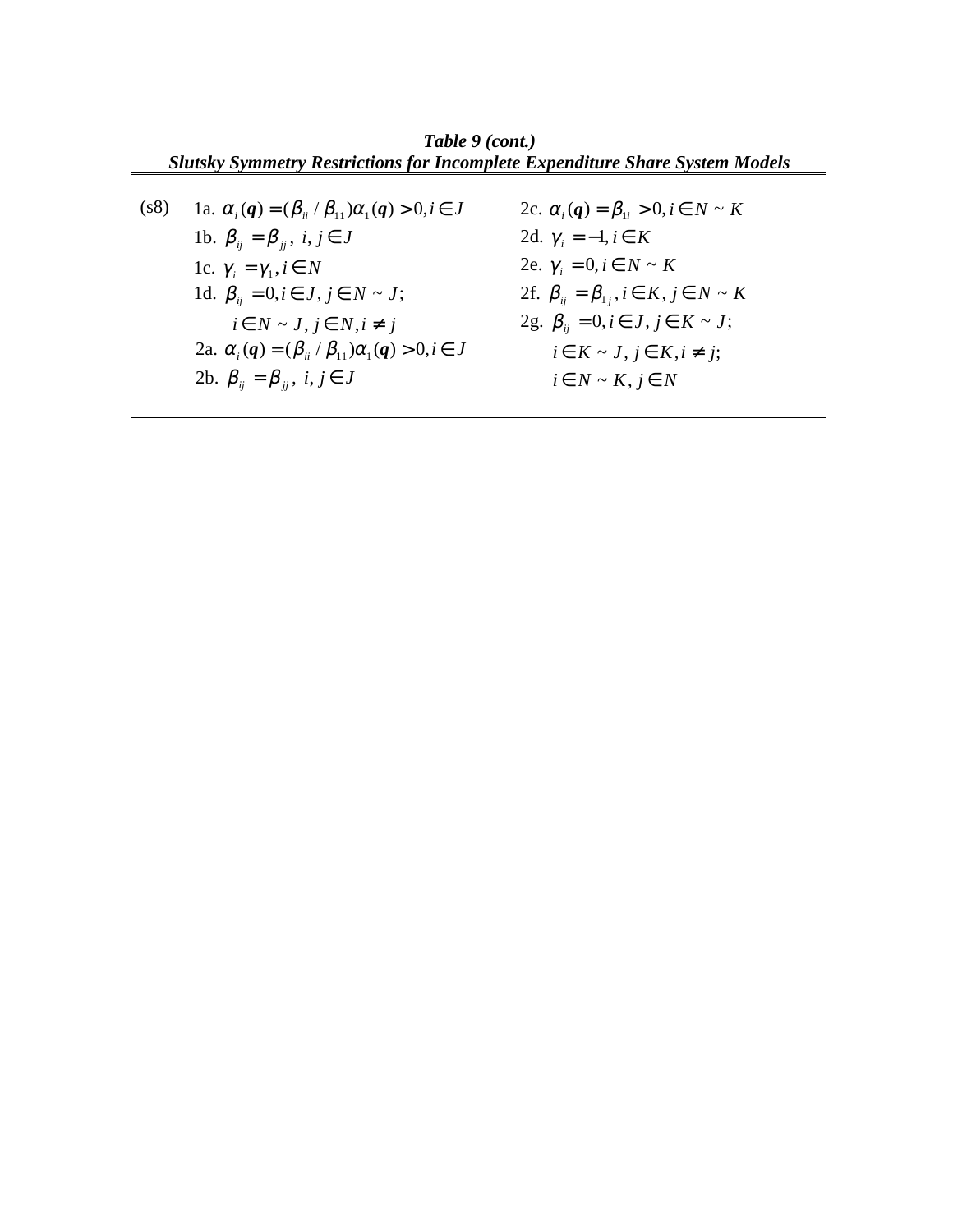**_Table 9 (cont.)_**

**_Slutsky Symmetry Restrictions for Incomplete Expenditure Share System Models_**

| | | |
|---|---|---|
| (s8) | 1a. $\alpha_i(\boldsymbol{q}) = (\beta_{ii} / \beta_{11})\alpha_1(\boldsymbol{q}) > 0, i \in J$ | 2c. $\alpha_i(\boldsymbol{q}) = \beta_{1i} > 0, i \in N \sim K$ |
| | 1b. $\beta_{ij} = \beta_{jj},\ i, j \in J$ | 2d. $\gamma_i = -1, i \in K$ |
| | 1c. $\gamma_i = \gamma_1, i \in N$ | 2e. $\gamma_i = 0, i \in N \sim K$ |
| | 1d. $\beta_{ij} = 0, i \in J, j \in N \sim J;$ | 2f. $\beta_{ij} = \beta_{1j}, i \in K, j \in N \sim K$ |
| | $i \in N \sim J, j \in N, i \neq j$ | 2g. $\beta_{ij} = 0, i \in J, j \in K \sim J;$ |
| | 2a. $\alpha_i(\boldsymbol{q}) = (\beta_{ii} / \beta_{11})\alpha_1(\boldsymbol{q}) > 0, i \in J$ | $i \in K \sim J, j \in K, i \neq j;$ |
| | 2b. $\beta_{ij} = \beta_{jj},\ i, j \in J$ | $i \in N \sim K, j \in N$ |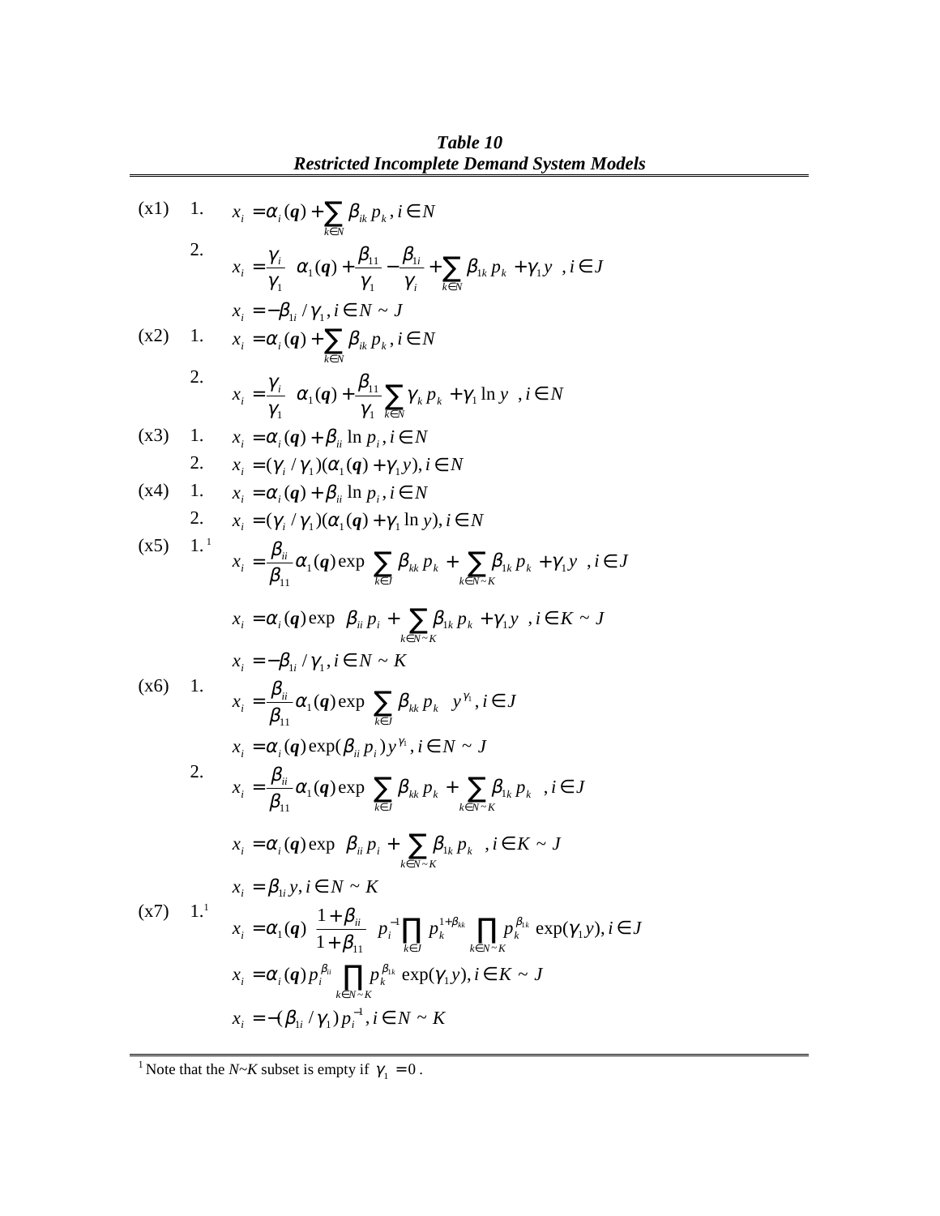***Table 10***
***Restricted Incomplete Demand System Models***

(x1) 1.

$$x_i = \alpha_i(\boldsymbol{q}) + \sum_{k \in N} \beta_{ik} p_k, \; i \in N$$

2.

$$x_i = \frac{\gamma_i}{\gamma_1} \;\; \alpha_1(\boldsymbol{q}) + \frac{\beta_{11}}{\gamma_1} - \frac{\beta_{1i}}{\gamma_i} + \sum_{k \in N} \beta_{1k} p_k + \gamma_1 y \;\; , i \in J$$

$$x_i = -\beta_{1i} / \gamma_1, \; i \in N \sim J$$

(x2) 1.

$$x_i = \alpha_i(\boldsymbol{q}) + \sum_{k \in N} \beta_{ik} p_k, \; i \in N$$

2.

$$x_i = \frac{\gamma_i}{\gamma_1} \;\; \alpha_1(\boldsymbol{q}) + \frac{\beta_{11}}{\gamma_1} \sum_{k \in N} \gamma_k p_k + \gamma_1 \ln y \;\; , i \in N$$

(x3) 1.

$$x_i = \alpha_i(\boldsymbol{q}) + \beta_{ii} \ln p_i, \; i \in N$$

2.

$$x_i = (\gamma_i / \gamma_1)(\alpha_1(\boldsymbol{q}) + \gamma_1 y), \; i \in N$$

(x4) 1.

$$x_i = \alpha_i(\boldsymbol{q}) + \beta_{ii} \ln p_i, \; i \in N$$

2.

$$x_i = (\gamma_i / \gamma_1)(\alpha_1(\boldsymbol{q}) + \gamma_1 \ln y), \; i \in N$$

(x5) 1.[1]

$$x_i = \frac{\beta_{ii}}{\beta_{11}} \alpha_1(\boldsymbol{q}) \exp \;\; \sum_{k \in J} \beta_{kk} p_k + \sum_{k \in N \sim K} \beta_{1k} p_k + \gamma_1 y \;\; , i \in J$$

$$x_i = \alpha_i(\boldsymbol{q}) \exp \;\; \beta_{ii} p_i + \sum_{k \in N \sim K} \beta_{1k} p_k + \gamma_1 y \;\; , i \in K \sim J$$

$$x_i = -\beta_{1i} / \gamma_1, \; i \in N \sim K$$

(x6) 1.

$$x_i = \frac{\beta_{ii}}{\beta_{11}} \alpha_1(\boldsymbol{q}) \exp \;\; \sum_{k \in J} \beta_{kk} p_k \;\; y^{\gamma_1}, \; i \in J$$

$$x_i = \alpha_i(\boldsymbol{q}) \exp(\beta_{ii} p_i) y^{\gamma_1}, \; i \in N \sim J$$

2.

$$x_i = \frac{\beta_{ii}}{\beta_{11}} \alpha_1(\boldsymbol{q}) \exp \;\; \sum_{k \in J} \beta_{kk} p_k + \sum_{k \in N \sim K} \beta_{1k} p_k \;\; , i \in J$$

$$x_i = \alpha_i(\boldsymbol{q}) \exp \;\; \beta_{ii} p_i + \sum_{k \in N \sim K} \beta_{1k} p_k \;\; , i \in K \sim J$$

$$x_i = \beta_{1i} y, \; i \in N \sim K$$

(x7) 1.[1]

$$x_i = \alpha_1(\boldsymbol{q}) \;\; \frac{1 + \beta_{ii}}{1 + \beta_{11}} \;\; p_i^{-1} \prod_{k \in J} p_k^{1 + \beta_{kk}} \prod_{k \in N \sim K} p_k^{\beta_{1k}} \exp(\gamma_1 y), \; i \in J$$

$$x_i = \alpha_i(\boldsymbol{q}) p_i^{\beta_{1i}} \prod_{k \in N \sim K} p_k^{\beta_{1k}} \exp(\gamma_1 y), \; i \in K \sim J$$

$$x_i = -(\beta_{1i} / \gamma_1) p_i^{-1}, \; i \in N \sim K$$

---

[1] Note that the *N~K* subset is empty if $\gamma_1 = 0$.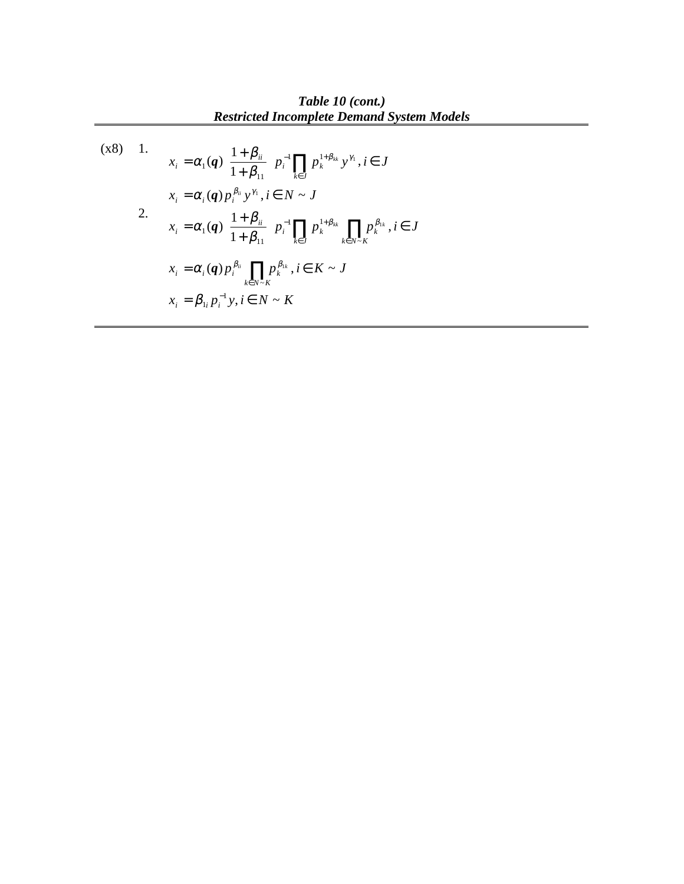***Table 10 (cont.)***
***Restricted Incomplete Demand System Models***

(x8) 1.

$$x_i = \alpha_1(\boldsymbol{q}) \left(\frac{1+\beta_{ii}}{1+\beta_{11}}\right) p_i^{-1} \prod_{k \in J} p_k^{1+\beta_{kk}} y^{\gamma_1}, i \in J$$

$$x_i = \alpha_i(\boldsymbol{q}) p_i^{\beta_{ii}} y^{\gamma_1}, i \in N \sim J$$

2.

$$x_i = \alpha_1(\boldsymbol{q}) \left(\frac{1+\beta_{ii}}{1+\beta_{11}}\right) p_i^{-1} \prod_{k \in J} p_k^{1+\beta_{kk}} \prod_{k \in N \sim K} p_k^{\beta_{1k}}, i \in J$$

$$x_i = \alpha_i(\boldsymbol{q}) p_i^{\beta_{ii}} \prod_{k \in N \sim K} p_k^{\beta_{1k}}, i \in K \sim J$$

$$x_i = \beta_{1i} p_i^{-1} y, i \in N \sim K$$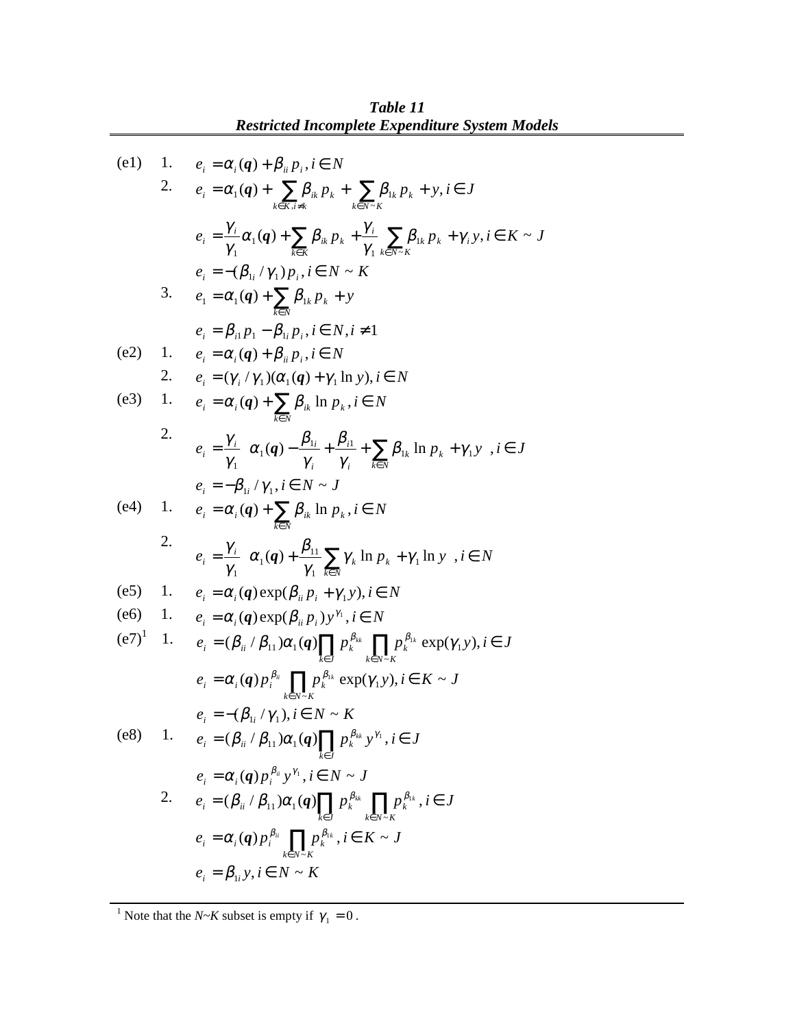***Table 11***
***Restricted Incomplete Expenditure System Models***

(e1) 1. $e_i = \alpha_i(\boldsymbol{q}) + \beta_{ii} p_i, i \in N$

2. $e_i = \alpha_1(\boldsymbol{q}) + \sum_{k \in K, i \neq k} \beta_{ik} p_k + \sum_{k \in N \sim K} \beta_{1k} p_k + y, i \in J$

$$e_i = \frac{\gamma_i}{\gamma_1}\alpha_1(\boldsymbol{q}) + \sum_{k \in K} \beta_{ik} p_k + \frac{\gamma_i}{\gamma_1}\sum_{k \in N \sim K} \beta_{1k} p_k + \gamma_i y, i \in K \sim J$$

$$e_i = -(\beta_{1i} / \gamma_1) p_i, i \in N \sim K$$

3. $e_1 = \alpha_1(\boldsymbol{q}) + \sum_{k \in N} \beta_{1k} p_k + y$

$$e_i = \beta_{i1} p_1 - \beta_{1i} p_i, i \in N, i \neq 1$$

(e2) 1. $e_i = \alpha_i(\boldsymbol{q}) + \beta_{ii} p_i, i \in N$

2. $e_i = (\gamma_i / \gamma_1)(\alpha_1(\boldsymbol{q}) + \gamma_1 \ln y), i \in N$

(e3) 1. $e_i = \alpha_i(\boldsymbol{q}) + \sum_{k \in N} \beta_{ik} \ln p_k, i \in N$

2. $e_i = \frac{\gamma_i}{\gamma_1}\left(\alpha_1(\boldsymbol{q}) - \frac{\beta_{1i}}{\gamma_i} + \frac{\beta_{i1}}{\gamma_i} + \sum_{k \in N} \beta_{1k} \ln p_k + \gamma_1 y\right), i \in J$

$$e_i = -\beta_{1i} / \gamma_1, i \in N \sim J$$

(e4) 1. $e_i = \alpha_i(\boldsymbol{q}) + \sum_{k \in N} \beta_{ik} \ln p_k, i \in N$

2. $e_i = \frac{\gamma_i}{\gamma_1}\left(\alpha_1(\boldsymbol{q}) + \frac{\beta_{11}}{\gamma_1}\sum_{k \in N} \gamma_k \ln p_k + \gamma_1 \ln y\right), i \in N$

(e5) 1. $e_i = \alpha_i(\boldsymbol{q}) \exp(\beta_{ii} p_i + \gamma_1 y), i \in N$

(e6) 1. $e_i = \alpha_i(\boldsymbol{q}) \exp(\beta_{ii} p_i) y^{\gamma_1}, i \in N$

(e7)[1] 1. $e_i = (\beta_{ii} / \beta_{11})\alpha_1(\boldsymbol{q}) \prod_{k \in J} p_k^{\beta_{kk}} \prod_{k \in N \sim K} p_k^{\beta_{1k}} \exp(\gamma_1 y), i \in J$

$$e_i = \alpha_i(\boldsymbol{q}) p_i^{\beta_{ii}} \prod_{k \in N \sim K} p_k^{\beta_{1k}} \exp(\gamma_1 y), i \in K \sim J$$

$$e_i = -(\beta_{1i} / \gamma_1), i \in N \sim K$$

(e8) 1. $e_i = (\beta_{ii} / \beta_{11})\alpha_1(\boldsymbol{q}) \prod_{k \in J} p_k^{\beta_{kk}} y^{\gamma_1}, i \in J$

$$e_i = \alpha_i(\boldsymbol{q}) p_i^{\beta_{ii}} y^{\gamma_1}, i \in N \sim J$$

2. $e_i = (\beta_{ii} / \beta_{11})\alpha_1(\boldsymbol{q}) \prod_{k \in J} p_k^{\beta_{kk}} \prod_{k \in N \sim K} p_k^{\beta_{1k}}, i \in J$

$$e_i = \alpha_i(\boldsymbol{q}) p_i^{\beta_{ii}} \prod_{k \in N \sim K} p_k^{\beta_{1k}}, i \in K \sim J$$

$$e_i = \beta_{1i} y, i \in N \sim K$$

---

[1] Note that the *N~K* subset is empty if $\gamma_1 = 0$.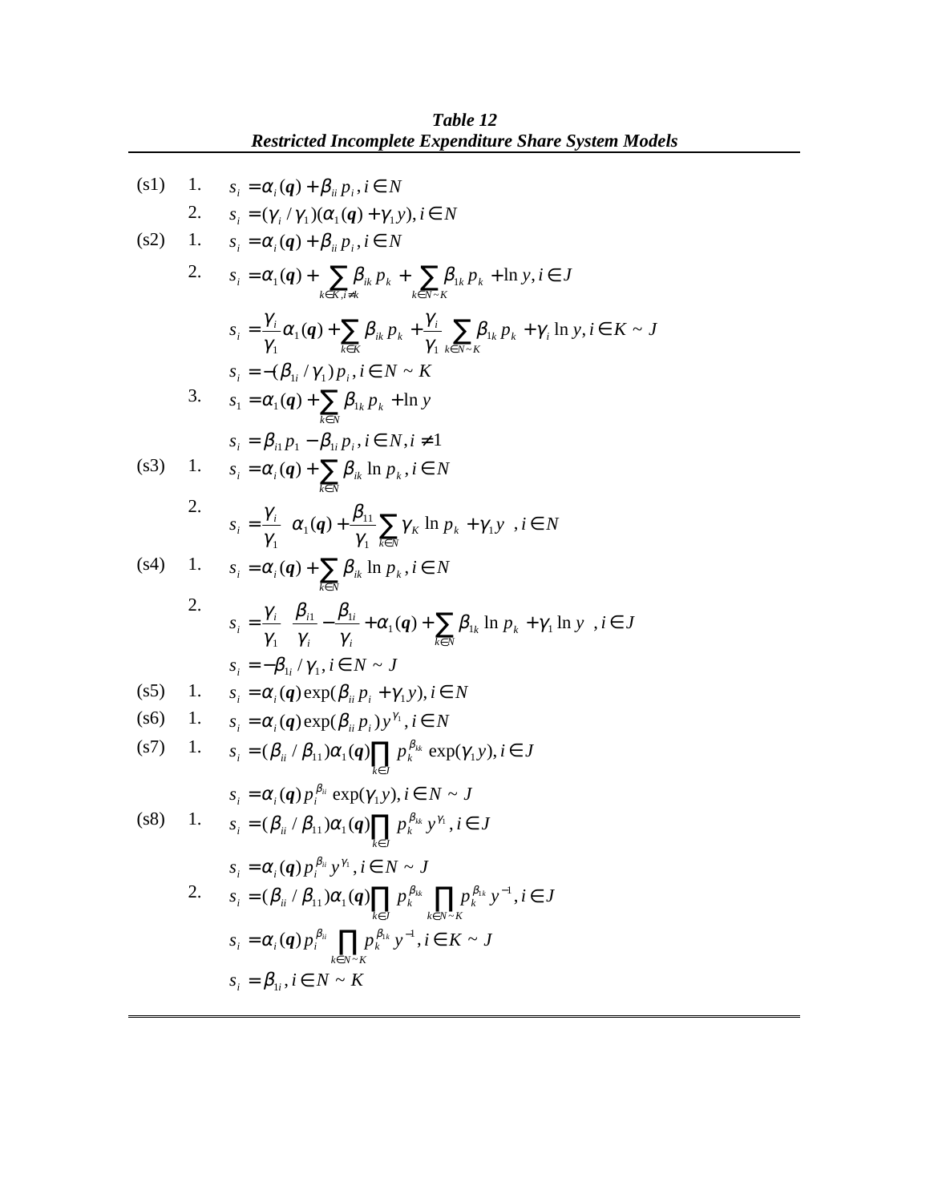**Table 12**
***Restricted Incomplete Expenditure Share System Models***

(s1) 1. $s_i = \alpha_i(\boldsymbol{q}) + \beta_{ii} p_i, i \in N$

2. $s_i = (\gamma_i / \gamma_1)(\alpha_1(\boldsymbol{q}) + \gamma_1 y), i \in N$

(s2) 1. $s_i = \alpha_i(\boldsymbol{q}) + \beta_{ii} p_i, i \in N$

2. $s_i = \alpha_1(\boldsymbol{q}) + \sum_{k \in K, i \neq k} \beta_{ik} p_k + \sum_{k \in N \sim K} \beta_{1k} p_k + \ln y, i \in J$

$s_i = \frac{\gamma_i}{\gamma_1} \alpha_1(\boldsymbol{q}) + \sum_{k \in K} \beta_{ik} p_k + \frac{\gamma_i}{\gamma_1} \sum_{k \in N \sim K} \beta_{1k} p_k + \gamma_i \ln y, i \in K \sim J$

$s_i = -(\beta_{1i} / \gamma_1) p_i, i \in N \sim K$

3. $s_1 = \alpha_1(\boldsymbol{q}) + \sum_{k \in N} \beta_{1k} p_k + \ln y$

$s_i = \beta_{i1} p_1 - \beta_{1i} p_i, i \in N, i \neq 1$

(s3) 1. $s_i = \alpha_i(\boldsymbol{q}) + \sum_{k \in N} \beta_{ik} \ln p_k, i \in N$

2. $s_i = \frac{\gamma_i}{\gamma_1} \left( \alpha_1(\boldsymbol{q}) + \frac{\beta_{11}}{\gamma_1} \sum_{k \in N} \gamma_K \ln p_k + \gamma_1 y \right), i \in N$

(s4) 1. $s_i = \alpha_i(\boldsymbol{q}) + \sum_{k \in N} \beta_{ik} \ln p_k, i \in N$

2. $s_i = \frac{\gamma_i}{\gamma_1} \left( \frac{\beta_{i1}}{\gamma_i} - \frac{\beta_{1i}}{\gamma_i} + \alpha_1(\boldsymbol{q}) + \sum_{k \in N} \beta_{1k} \ln p_k + \gamma_1 \ln y \right), i \in J$

$s_i = -\beta_{1i} / \gamma_1, i \in N \sim J$

(s5) 1. $s_i = \alpha_i(\boldsymbol{q}) \exp(\beta_{ii} p_i + \gamma_1 y), i \in N$

(s6) 1. $s_i = \alpha_i(\boldsymbol{q}) \exp(\beta_{ii} p_i) y^{\gamma_1}, i \in N$

(s7) 1. $s_i = (\beta_{ii} / \beta_{11}) \alpha_1(\boldsymbol{q}) \prod_{k \in J} p_k^{\beta_{kk}} \exp(\gamma_1 y), i \in J$

$s_i = \alpha_i(\boldsymbol{q}) p_i^{\beta_{ii}} \exp(\gamma_1 y), i \in N \sim J$

(s8) 1. $s_i = (\beta_{ii} / \beta_{11}) \alpha_1(\boldsymbol{q}) \prod_{k \in J} p_k^{\beta_{kk}} y^{\gamma_1}, i \in J$

$s_i = \alpha_i(\boldsymbol{q}) p_i^{\beta_{ii}} y^{\gamma_1}, i \in N \sim J$

2. $s_i = (\beta_{ii} / \beta_{11}) \alpha_1(\boldsymbol{q}) \prod_{k \in J} p_k^{\beta_{kk}} \prod_{k \in N \sim K} p_k^{\beta_{1k}} y^{-1}, i \in J$

$s_i = \alpha_i(\boldsymbol{q}) p_i^{\beta_{ii}} \prod_{k \in N \sim K} p_k^{\beta_{1k}} y^{-1}, i \in K \sim J$

$s_i = \beta_{1i}, i \in N \sim K$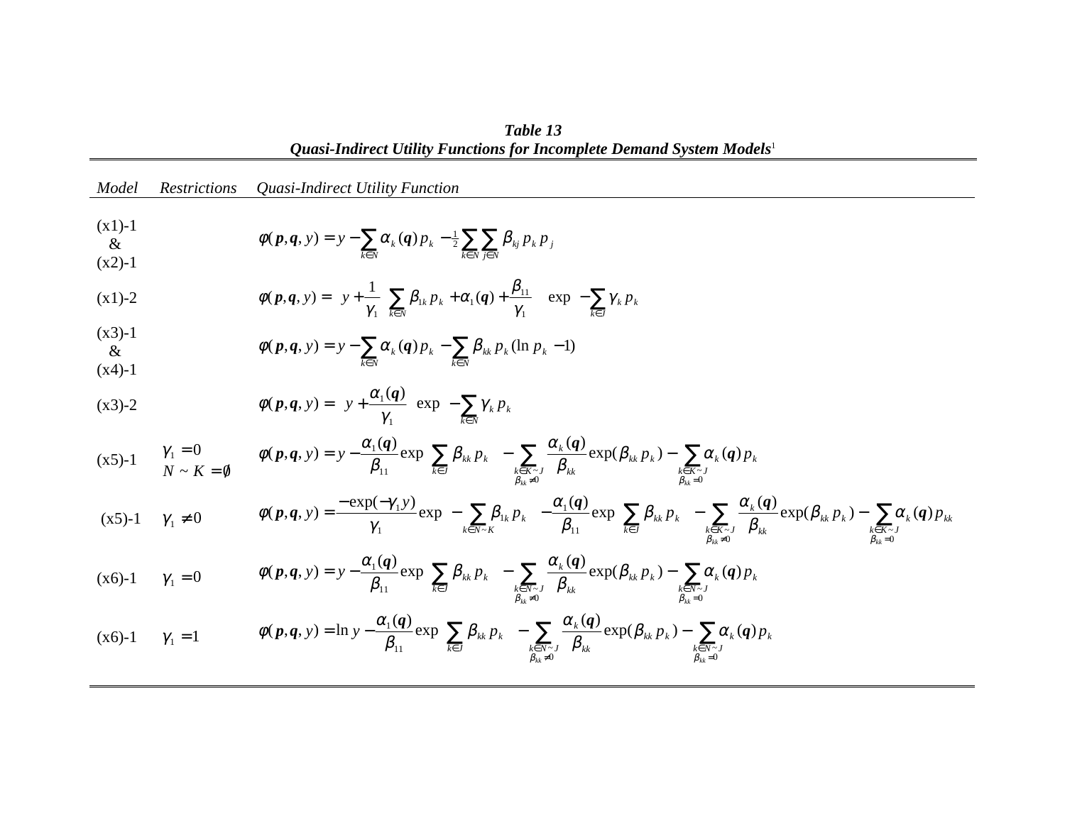**Table 13**
**Quasi-Indirect Utility Functions for Incomplete Demand System Models**[1]

| *Model* | *Restrictions* | *Quasi-Indirect Utility Function* |
|---|---|---|
| (x1)-1 & (x2)-1 | | $\varphi(\boldsymbol{p},\boldsymbol{q},y) = y - \sum_{k\in N}\alpha_k(\boldsymbol{q})p_k - \tfrac{1}{2}\sum_{k\in N}\sum_{j\in N}\beta_{kj}p_k p_j$ |
| (x1)-2 | | $\varphi(\boldsymbol{p},\boldsymbol{q},y) = \left( y + \frac{1}{\gamma_1}\left( \sum_{k\in N}\beta_{1k}p_k + \alpha_1(\boldsymbol{q}) + \frac{\beta_{11}}{\gamma_1}\right)\right)\exp\left(-\sum_{k\in J}\gamma_k p_k\right)$ |
| (x3)-1 & (x4)-1 | | $\varphi(\boldsymbol{p},\boldsymbol{q},y) = y - \sum_{k\in N}\alpha_k(\boldsymbol{q})p_k - \sum_{k\in N}\beta_{kk}p_k(\ln p_k - 1)$ |
| (x3)-2 | | $\varphi(\boldsymbol{p},\boldsymbol{q},y) = \left( y + \frac{\alpha_1(\boldsymbol{q})}{\gamma_1}\right)\exp\left(-\sum_{k\in N}\gamma_k p_k\right)$ |
| (x5)-1 | $\gamma_1 = 0$ <br> $N \sim K = \emptyset$ | $\varphi(\boldsymbol{p},\boldsymbol{q},y) = y - \frac{\alpha_1(\boldsymbol{q})}{\beta_{11}}\exp\left(\sum_{k\in J}\beta_{kk}p_k\right) - \sum_{\substack{k\in K\sim J \\ \beta_{kk}\neq 0}}\frac{\alpha_k(\boldsymbol{q})}{\beta_{kk}}\exp(\beta_{kk}p_k) - \sum_{\substack{k\in K\sim J \\ \beta_{kk}=0}}\alpha_k(\boldsymbol{q})p_k$ |
| (x5)-1 | $\gamma_1 \neq 0$ | $\varphi(\boldsymbol{p},\boldsymbol{q},y) = \frac{-\exp(-\gamma_1 y)}{\gamma_1}\exp\left(-\sum_{k\in N\sim K}\beta_{1k}p_k\right) - \frac{\alpha_1(\boldsymbol{q})}{\beta_{11}}\exp\left(\sum_{k\in J}\beta_{kk}p_k\right) - \sum_{\substack{k\in K\sim J \\ \beta_{kk}\neq 0}}\frac{\alpha_k(\boldsymbol{q})}{\beta_{kk}}\exp(\beta_{kk}p_k) - \sum_{\substack{k\in K\sim J \\ \beta_{kk}=0}}\alpha_k(\boldsymbol{q})p_{kk}$ |
| (x6)-1 | $\gamma_1 = 0$ | $\varphi(\boldsymbol{p},\boldsymbol{q},y) = y - \frac{\alpha_1(\boldsymbol{q})}{\beta_{11}}\exp\left(\sum_{k\in J}\beta_{kk}p_k\right) - \sum_{\substack{k\in N\sim J \\ \beta_{kk}\neq 0}}\frac{\alpha_k(\boldsymbol{q})}{\beta_{kk}}\exp(\beta_{kk}p_k) - \sum_{\substack{k\in N\sim J \\ \beta_{kk}=0}}\alpha_k(\boldsymbol{q})p_k$ |
| (x6)-1 | $\gamma_1 = 1$ | $\varphi(\boldsymbol{p},\boldsymbol{q},y) = \ln y - \frac{\alpha_1(\boldsymbol{q})}{\beta_{11}}\exp\left(\sum_{k\in J}\beta_{kk}p_k\right) - \sum_{\substack{k\in N\sim J \\ \beta_{kk}\neq 0}}\frac{\alpha_k(\boldsymbol{q})}{\beta_{kk}}\exp(\beta_{kk}p_k) - \sum_{\substack{k\in N\sim J \\ \beta_{kk}=0}}\alpha_k(\boldsymbol{q})p_k$ |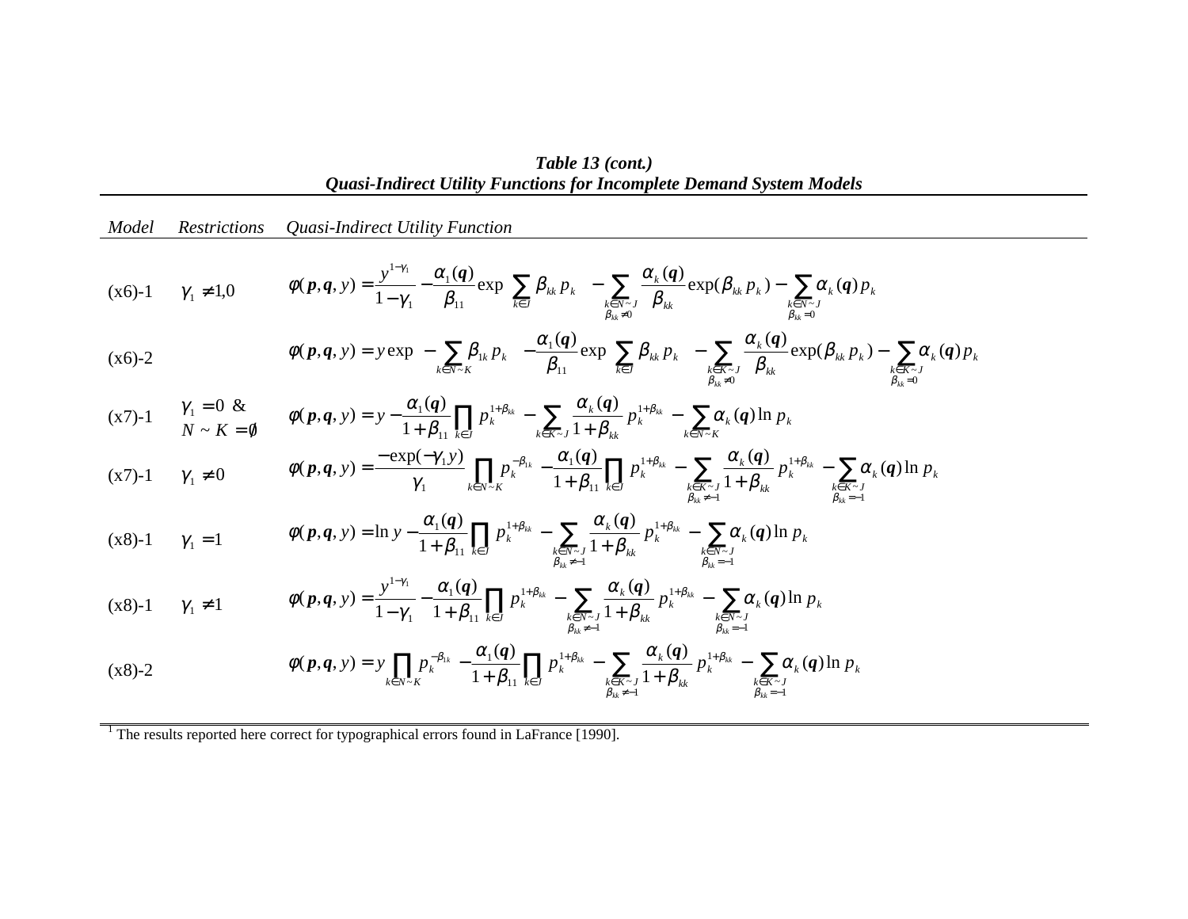***Table 13 (cont.)***
***Quasi-Indirect Utility Functions for Incomplete Demand System Models***

| *Model* | *Restrictions* | *Quasi-Indirect Utility Function* |
|---|---|---|
| (x6)-1 | $\gamma_1 \neq 1,0$ | $\phi(\boldsymbol{p},\boldsymbol{q},y) = \frac{y^{1-\gamma_1}}{1-\gamma_1} - \frac{\alpha_1(\boldsymbol{q})}{\beta_{11}} \exp\left(\sum_{k\in J} \beta_{kk} p_k\right) - \sum_{\substack{k\in N\sim J \\ \beta_{kk}\neq 0}} \frac{\alpha_k(\boldsymbol{q})}{\beta_{kk}} \exp(\beta_{kk} p_k) - \sum_{\substack{k\in N\sim J \\ \beta_{kk}=0}} \alpha_k(\boldsymbol{q}) p_k$ |
| (x6)-2 | | $\phi(\boldsymbol{p},\boldsymbol{q},y) = y \exp\left(-\sum_{k\in N\sim K} \beta_{1k} p_k\right) - \frac{\alpha_1(\boldsymbol{q})}{\beta_{11}} \exp\left(\sum_{k\in J} \beta_{kk} p_k\right) - \sum_{\substack{k\in K\sim J \\ \beta_{kk}\neq 0}} \frac{\alpha_k(\boldsymbol{q})}{\beta_{kk}} \exp(\beta_{kk} p_k) - \sum_{\substack{k\in K\sim J \\ \beta_{kk}=0}} \alpha_k(\boldsymbol{q}) p_k$ |
| (x7)-1 | $\gamma_1 = 0$ & $N \sim K = \emptyset$ | $\phi(\boldsymbol{p},\boldsymbol{q},y) = y - \frac{\alpha_1(\boldsymbol{q})}{1+\beta_{11}} \prod_{k\in J} p_k^{1+\beta_{kk}} - \sum_{k\in K\sim J} \frac{\alpha_k(\boldsymbol{q})}{1+\beta_{kk}} p_k^{1+\beta_{kk}} - \sum_{k\in N\sim K} \alpha_k(\boldsymbol{q}) \ln p_k$ |
| (x7)-1 | $\gamma_1 \neq 0$ | $\phi(\boldsymbol{p},\boldsymbol{q},y) = \frac{-\exp(-\gamma_1 y)}{\gamma_1} \prod_{k\in N\sim K} p_k^{-\beta_{1k}} - \frac{\alpha_1(\boldsymbol{q})}{1+\beta_{11}} \prod_{k\in J} p_k^{1+\beta_{kk}} - \sum_{\substack{k\in K\sim J \\ \beta_{kk}\neq -1}} \frac{\alpha_k(\boldsymbol{q})}{1+\beta_{kk}} p_k^{1+\beta_{kk}} - \sum_{\substack{k\in K\sim J \\ \beta_{kk}=-1}} \alpha_k(\boldsymbol{q}) \ln p_k$ |
| (x8)-1 | $\gamma_1 = 1$ | $\phi(\boldsymbol{p},\boldsymbol{q},y) = \ln y - \frac{\alpha_1(\boldsymbol{q})}{1+\beta_{11}} \prod_{k\in J} p_k^{1+\beta_{kk}} - \sum_{\substack{k\in N\sim J \\ \beta_{kk}\neq -1}} \frac{\alpha_k(\boldsymbol{q})}{1+\beta_{kk}} p_k^{1+\beta_{kk}} - \sum_{\substack{k\in N\sim J \\ \beta_{kk}=-1}} \alpha_k(\boldsymbol{q}) \ln p_k$ |
| (x8)-1 | $\gamma_1 \neq 1$ | $\phi(\boldsymbol{p},\boldsymbol{q},y) = \frac{y^{1-\gamma_1}}{1-\gamma_1} - \frac{\alpha_1(\boldsymbol{q})}{1+\beta_{11}} \prod_{k\in J} p_k^{1+\beta_{kk}} - \sum_{\substack{k\in N\sim J \\ \beta_{kk}\neq -1}} \frac{\alpha_k(\boldsymbol{q})}{1+\beta_{kk}} p_k^{1+\beta_{kk}} - \sum_{\substack{k\in N\sim J \\ \beta_{kk}=-1}} \alpha_k(\boldsymbol{q}) \ln p_k$ |
| (x8)-2 | | $\phi(\boldsymbol{p},\boldsymbol{q},y) = y \prod_{k\in N\sim K} p_k^{-\beta_{1k}} - \frac{\alpha_1(\boldsymbol{q})}{1+\beta_{11}} \prod_{k\in J} p_k^{1+\beta_{kk}} - \sum_{\substack{k\in K\sim J \\ \beta_{kk}\neq -1}} \frac{\alpha_k(\boldsymbol{q})}{1+\beta_{kk}} p_k^{1+\beta_{kk}} - \sum_{\substack{k\in K\sim J \\ \beta_{kk}=-1}} \alpha_k(\boldsymbol{q}) \ln p_k$ |

[1] The results reported here correct for typographical errors found in LaFrance [1990].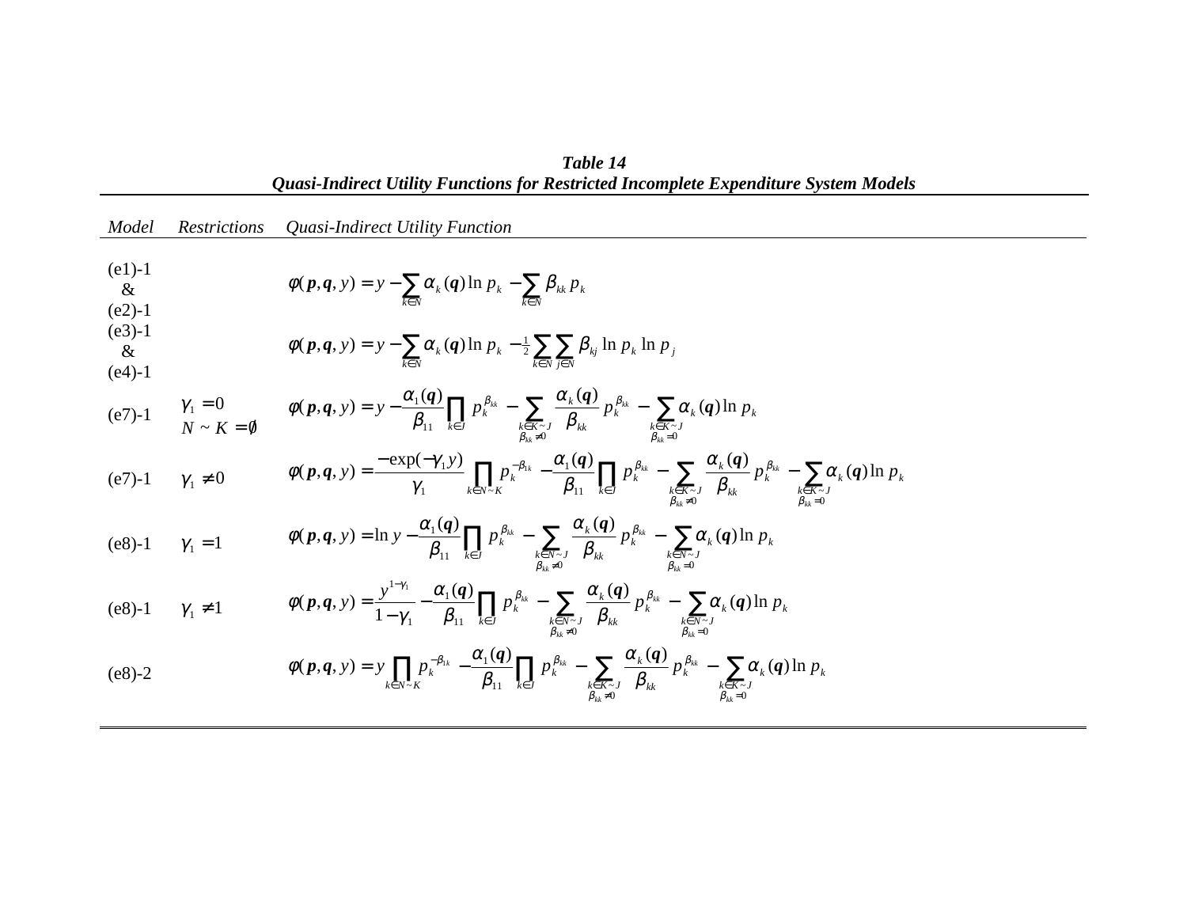***Table 14***
***Quasi-Indirect Utility Functions for Restricted Incomplete Expenditure System Models***

| *Model* | *Restrictions* | *Quasi-Indirect Utility Function* |
|---|---|---|
| (e1)-1 & (e2)-1 | | $\phi(\boldsymbol{p},\boldsymbol{q},y) = y - \sum_{k\in N}\alpha_k(\boldsymbol{q})\ln p_k - \sum_{k\in N}\beta_{kk}p_k$ |
| (e3)-1 & (e4)-1 | | $\phi(\boldsymbol{p},\boldsymbol{q},y) = y - \sum_{k\in N}\alpha_k(\boldsymbol{q})\ln p_k - \frac{1}{2}\sum_{k\in N}\sum_{j\in N}\beta_{kj}\ln p_k \ln p_j$ |
| (e7)-1 | $\gamma_1 = 0$ <br> $N \sim K = \emptyset$ | $\phi(\boldsymbol{p},\boldsymbol{q},y) = y - \frac{\alpha_1(\boldsymbol{q})}{\beta_{11}}\prod_{k\in J} p_k^{\beta_{kk}} - \sum_{\substack{k\in K\sim J\\ \beta_{kk}\neq 0}}\frac{\alpha_k(\boldsymbol{q})}{\beta_{kk}}p_k^{\beta_{kk}} - \sum_{\substack{k\in K\sim J\\ \beta_{kk}=0}}\alpha_k(\boldsymbol{q})\ln p_k$ |
| (e7)-1 | $\gamma_1 \neq 0$ | $\phi(\boldsymbol{p},\boldsymbol{q},y) = \frac{-\exp(-\gamma_1 y)}{\gamma_1}\prod_{k\in N\sim K} p_k^{-\beta_{1k}} - \frac{\alpha_1(\boldsymbol{q})}{\beta_{11}}\prod_{k\in J} p_k^{\beta_{kk}} - \sum_{\substack{k\in K\sim J\\ \beta_{kk}\neq 0}}\frac{\alpha_k(\boldsymbol{q})}{\beta_{kk}}p_k^{\beta_{kk}} - \sum_{\substack{k\in K\sim J\\ \beta_{kk}=0}}\alpha_k(\boldsymbol{q})\ln p_k$ |
| (e8)-1 | $\gamma_1 = 1$ | $\phi(\boldsymbol{p},\boldsymbol{q},y) = \ln y - \frac{\alpha_1(\boldsymbol{q})}{\beta_{11}}\prod_{k\in J} p_k^{\beta_{kk}} - \sum_{\substack{k\in N\sim J\\ \beta_{kk}\neq 0}}\frac{\alpha_k(\boldsymbol{q})}{\beta_{kk}}p_k^{\beta_{kk}} - \sum_{\substack{k\in N\sim J\\ \beta_{kk}=0}}\alpha_k(\boldsymbol{q})\ln p_k$ |
| (e8)-1 | $\gamma_1 \neq 1$ | $\phi(\boldsymbol{p},\boldsymbol{q},y) = \frac{y^{1-\gamma_1}}{1-\gamma_1} - \frac{\alpha_1(\boldsymbol{q})}{\beta_{11}}\prod_{k\in J} p_k^{\beta_{kk}} - \sum_{\substack{k\in N\sim J\\ \beta_{kk}\neq 0}}\frac{\alpha_k(\boldsymbol{q})}{\beta_{kk}}p_k^{\beta_{kk}} - \sum_{\substack{k\in N\sim J\\ \beta_{kk}=0}}\alpha_k(\boldsymbol{q})\ln p_k$ |
| (e8)-2 | | $\phi(\boldsymbol{p},\boldsymbol{q},y) = y\prod_{k\in N\sim K} p_k^{-\beta_{1k}} - \frac{\alpha_1(\boldsymbol{q})}{\beta_{11}}\prod_{k\in J} p_k^{\beta_{kk}} - \sum_{\substack{k\in K\sim J\\ \beta_{kk}\neq 0}}\frac{\alpha_k(\boldsymbol{q})}{\beta_{kk}}p_k^{\beta_{kk}} - \sum_{\substack{k\in K\sim J\\ \beta_{kk}=0}}\alpha_k(\boldsymbol{q})\ln p_k$ |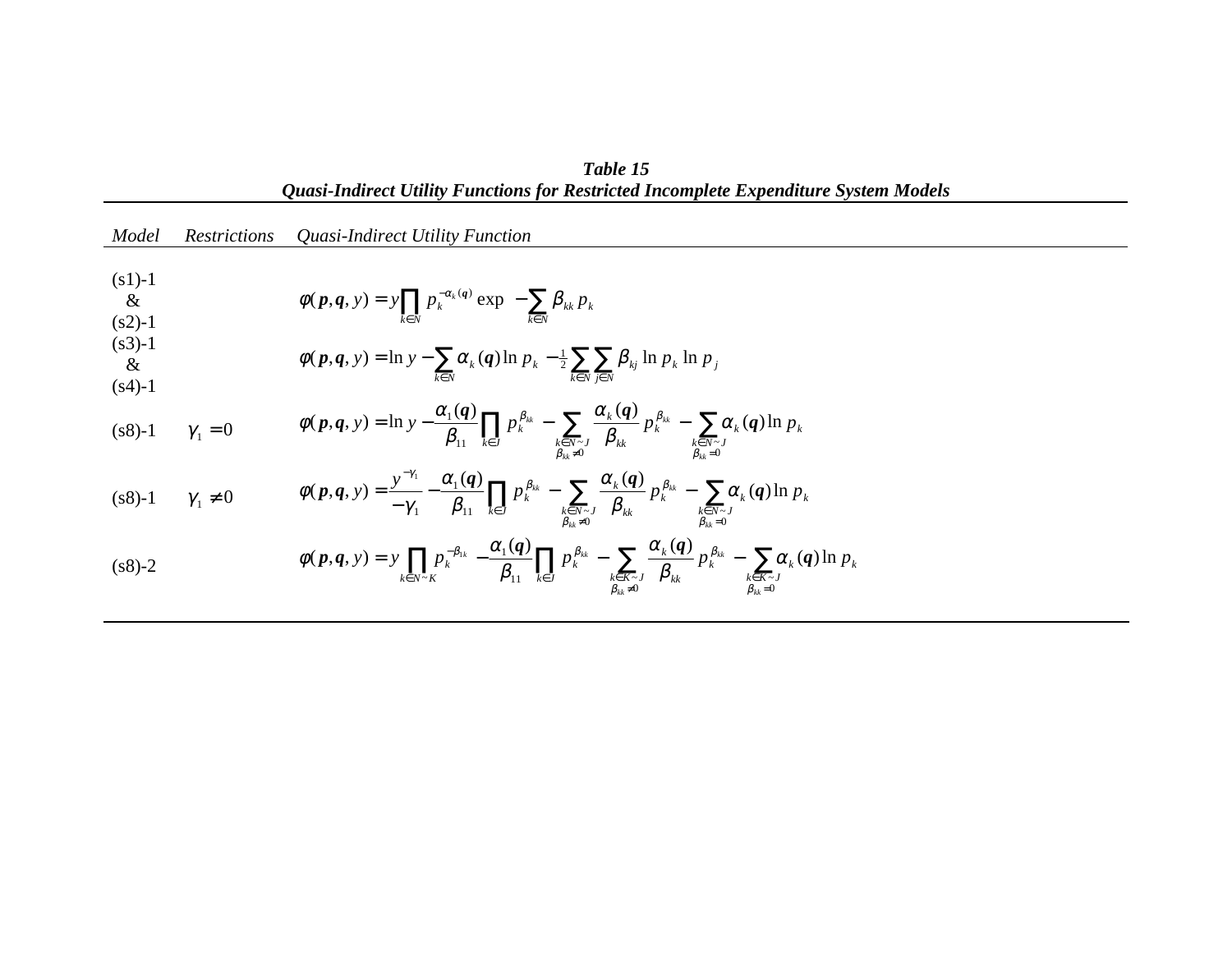**_Table 15_**

**_Quasi-Indirect Utility Functions for Restricted Incomplete Expenditure System Models_**

| *Model* | *Restrictions* | *Quasi-Indirect Utility Function* |
|---|---|---|
| (s1)-1 & (s2)-1 | | $\phi(\boldsymbol{p},\boldsymbol{q},y) = y\prod_{k\in N} p_k^{-\alpha_k(\boldsymbol{q})} \exp\left(-\sum_{k\in N}\beta_{kk} p_k\right)$ |
| (s3)-1 & (s4)-1 | | $\phi(\boldsymbol{p},\boldsymbol{q},y) = \ln y - \sum_{k\in N}\alpha_k(\boldsymbol{q})\ln p_k - \frac{1}{2}\sum_{k\in N}\sum_{j\in N}\beta_{kj}\ln p_k \ln p_j$ |
| (s8)-1 | $\gamma_1 = 0$ | $\phi(\boldsymbol{p},\boldsymbol{q},y) = \ln y - \frac{\alpha_1(\boldsymbol{q})}{\beta_{11}}\prod_{k\in J} p_k^{\beta_{kk}} - \sum_{\substack{k\in N\sim J \\ \beta_{kk}\neq 0}}\frac{\alpha_k(\boldsymbol{q})}{\beta_{kk}} p_k^{\beta_{kk}} - \sum_{\substack{k\in N\sim J \\ \beta_{kk}= 0}}\alpha_k(\boldsymbol{q})\ln p_k$ |
| (s8)-1 | $\gamma_1 \neq 0$ | $\phi(\boldsymbol{p},\boldsymbol{q},y) = \frac{y^{-\gamma_1}}{-\gamma_1} - \frac{\alpha_1(\boldsymbol{q})}{\beta_{11}}\prod_{k\in J} p_k^{\beta_{kk}} - \sum_{\substack{k\in N\sim J \\ \beta_{kk}\neq 0}}\frac{\alpha_k(\boldsymbol{q})}{\beta_{kk}} p_k^{\beta_{kk}} - \sum_{\substack{k\in N\sim J \\ \beta_{kk}= 0}}\alpha_k(\boldsymbol{q})\ln p_k$ |
| (s8)-2 | | $\phi(\boldsymbol{p},\boldsymbol{q},y) = y\prod_{k\in N\sim K} p_k^{-\beta_{1k}} - \frac{\alpha_1(\boldsymbol{q})}{\beta_{11}}\prod_{k\in J} p_k^{\beta_{kk}} - \sum_{\substack{k\in K\sim J \\ \beta_{kk}\neq 0}}\frac{\alpha_k(\boldsymbol{q})}{\beta_{kk}} p_k^{\beta_{kk}} - \sum_{\substack{k\in K\sim J \\ \beta_{kk}= 0}}\alpha_k(\boldsymbol{q})\ln p_k$ |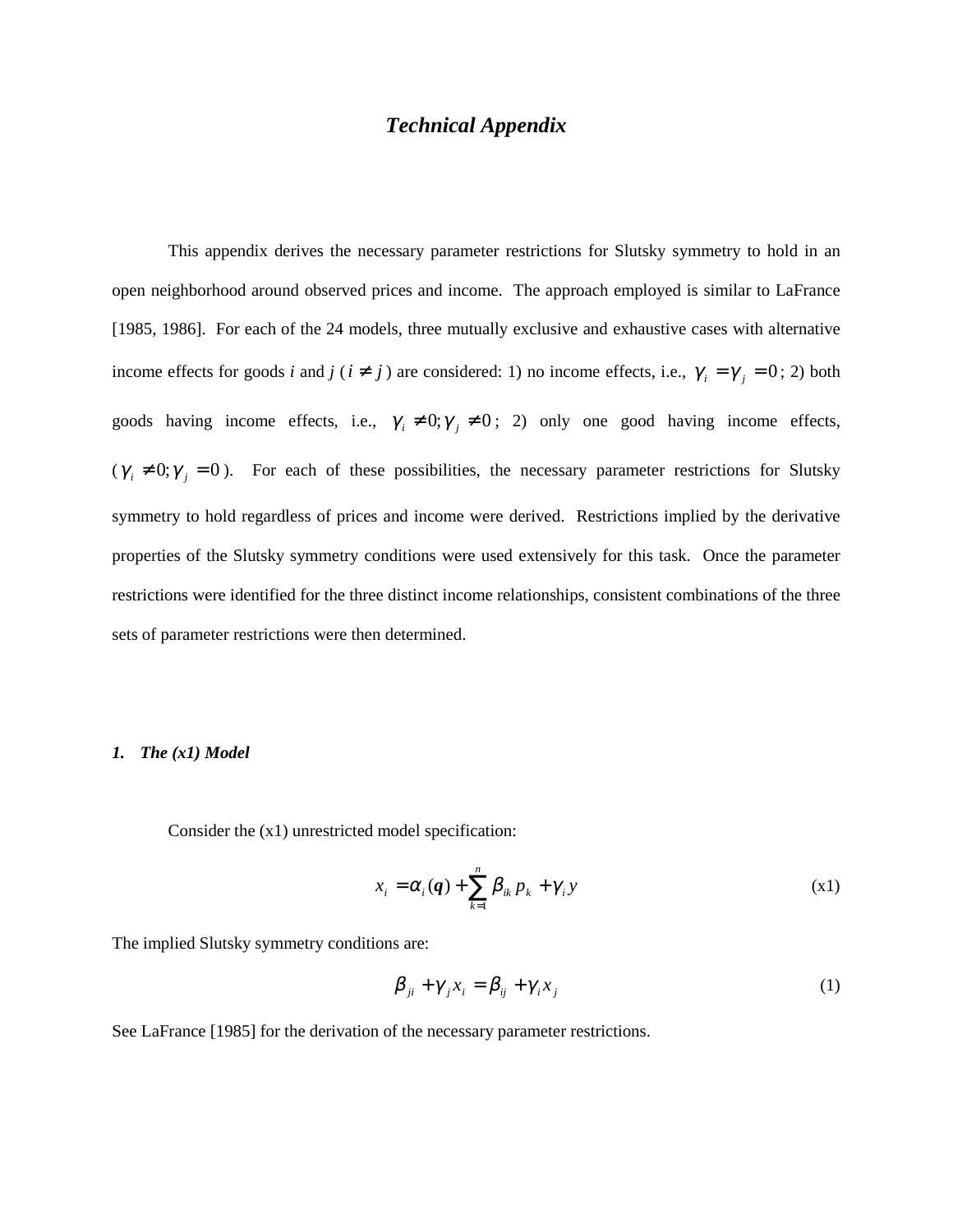# *Technical Appendix*

This appendix derives the necessary parameter restrictions for Slutsky symmetry to hold in an open neighborhood around observed prices and income. The approach employed is similar to LaFrance [1985, 1986]. For each of the 24 models, three mutually exclusive and exhaustive cases with alternative income effects for goods *i* and *j* ($i \neq j$) are considered: 1) no income effects, i.e., $\gamma_i = \gamma_j = 0$; 2) both goods having income effects, i.e., $\gamma_i \neq 0; \gamma_j \neq 0$; 2) only one good having income effects, ($\gamma_i \neq 0; \gamma_j = 0$). For each of these possibilities, the necessary parameter restrictions for Slutsky symmetry to hold regardless of prices and income were derived. Restrictions implied by the derivative properties of the Slutsky symmetry conditions were used extensively for this task. Once the parameter restrictions were identified for the three distinct income relationships, consistent combinations of the three sets of parameter restrictions were then determined.

### *1. The (x1) Model*

Consider the (x1) unrestricted model specification:

$$x_i = \alpha_i(\boldsymbol{q}) + \sum_{k=1}^{n} \beta_{ik} p_k + \gamma_i y \tag{x1}$$

The implied Slutsky symmetry conditions are:

$$\beta_{ji} + \gamma_j x_i = \beta_{ij} + \gamma_i x_j \tag{1}$$

See LaFrance [1985] for the derivation of the necessary parameter restrictions.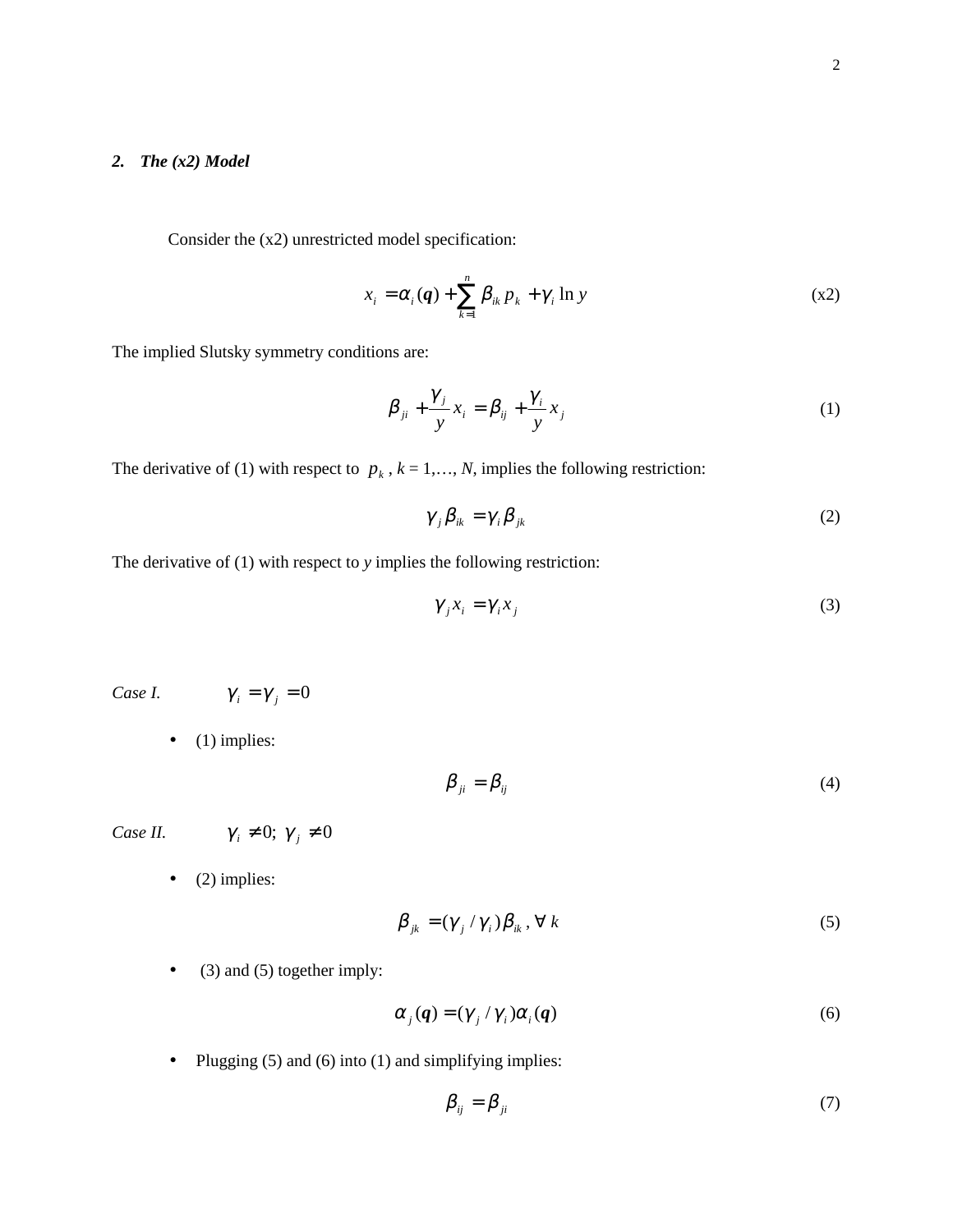## 2. *The (x2) Model*

Consider the (x2) unrestricted model specification:

$$x_i = \alpha_i(\boldsymbol{q}) + \sum_{k=1}^{n} \beta_{ik} p_k + \gamma_i \ln y \tag{x2}$$

The implied Slutsky symmetry conditions are:

$$\beta_{ji} + \frac{\gamma_j}{y} x_i = \beta_{ij} + \frac{\gamma_i}{y} x_j \tag{1}$$

The derivative of (1) with respect to $p_k$, *k* = 1,…, *N*, implies the following restriction:

$$\gamma_j \beta_{ik} = \gamma_i \beta_{jk} \tag{2}$$

The derivative of (1) with respect to *y* implies the following restriction:

$$\gamma_j x_i = \gamma_i x_j \tag{3}$$

*Case I.* $\gamma_i = \gamma_j = 0$

- (1) implies:

$$\beta_{ji} = \beta_{ij} \tag{4}$$

*Case II.* $\gamma_i \neq 0;\ \gamma_j \neq 0$

- (2) implies:

$$\beta_{jk} = (\gamma_j / \gamma_i)\beta_{ik}, \forall\ k \tag{5}$$

- (3) and (5) together imply:

$$\alpha_j(\boldsymbol{q}) = (\gamma_j / \gamma_i)\alpha_i(\boldsymbol{q}) \tag{6}$$

- Plugging (5) and (6) into (1) and simplifying implies:

$$\beta_{ij} = \beta_{ji} \tag{7}$$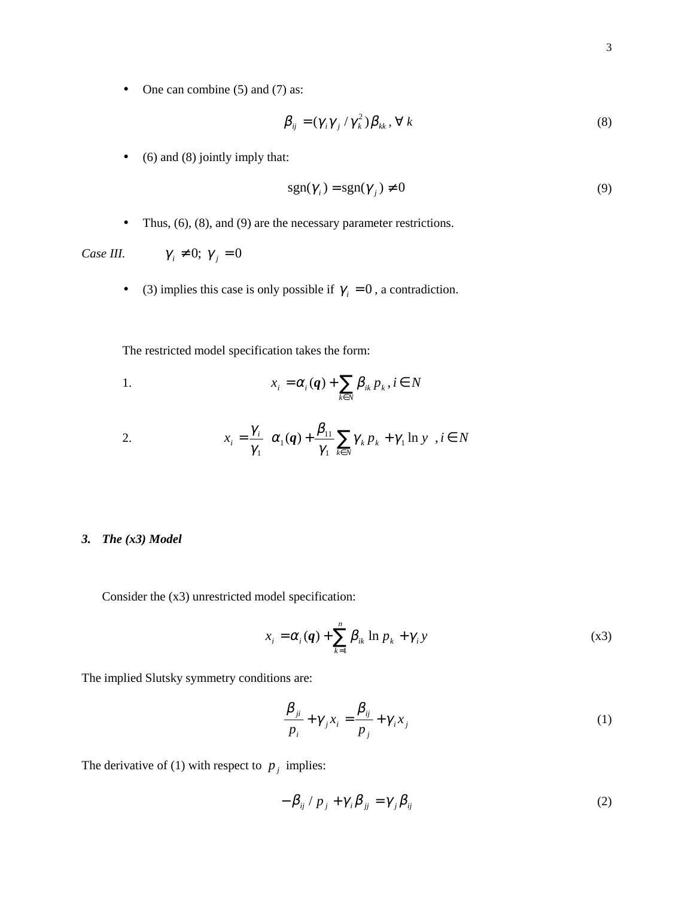- One can combine (5) and (7) as:

$$\beta_{ij} = (\gamma_i \gamma_j / \gamma_k^2)\beta_{kk}, \forall\, k \tag{8}$$

- (6) and (8) jointly imply that:

$$\text{sgn}(\gamma_i) = \text{sgn}(\gamma_j) \neq 0 \tag{9}$$

- Thus, (6), (8), and (9) are the necessary parameter restrictions.

*Case III.* $\gamma_i \neq 0;\ \gamma_j = 0$

- (3) implies this case is only possible if $\gamma_i = 0$, a contradiction.

The restricted model specification takes the form:

1. $$x_i = \alpha_i(\boldsymbol{q}) + \sum_{k \in N} \beta_{ik} p_k, i \in N$$

2. $$x_i = \frac{\gamma_i}{\gamma_1}\left(\alpha_1(\boldsymbol{q}) + \frac{\beta_{11}}{\gamma_1}\sum_{k \in N} \gamma_k p_k + \gamma_1 \ln y\right), i \in N$$

### 3. *The (x3) Model*

Consider the (x3) unrestricted model specification:

$$x_i = \alpha_i(\boldsymbol{q}) + \sum_{k=1}^{n} \beta_{ik} \ln p_k + \gamma_i y \tag{x3}$$

The implied Slutsky symmetry conditions are:

$$\frac{\beta_{ji}}{p_i} + \gamma_j x_i = \frac{\beta_{ij}}{p_j} + \gamma_i x_j \tag{1}$$

The derivative of (1) with respect to $p_j$ implies:

$$-\beta_{ij} / p_j + \gamma_i \beta_{jj} = \gamma_j \beta_{ij} \tag{2}$$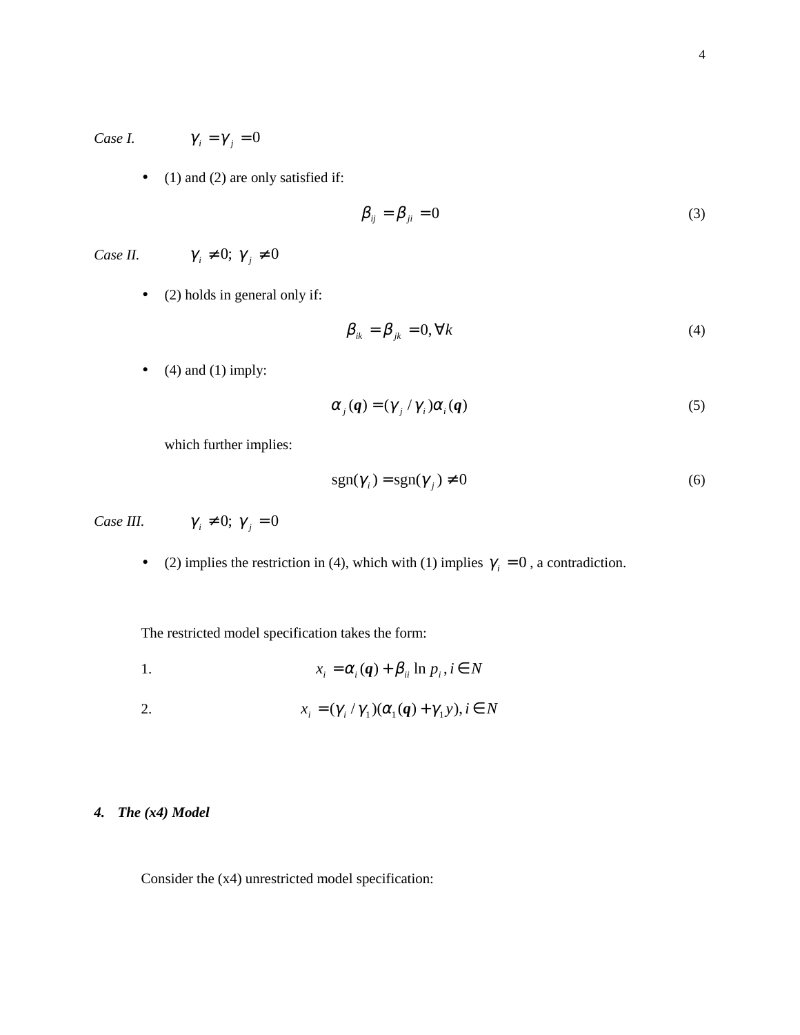*Case I.* $\gamma_i = \gamma_j = 0$

- (1) and (2) are only satisfied if:

$$\beta_{ij} = \beta_{ji} = 0 \tag{3}$$

*Case II.* $\gamma_i \neq 0;\ \gamma_j \neq 0$

- (2) holds in general only if:

$$\beta_{ik} = \beta_{jk} = 0, \forall k \tag{4}$$

- (4) and (1) imply:

$$\alpha_j(\boldsymbol{q}) = (\gamma_j / \gamma_i)\alpha_i(\boldsymbol{q}) \tag{5}$$

which further implies:

$$\text{sgn}(\gamma_i) = \text{sgn}(\gamma_j) \neq 0 \tag{6}$$

*Case III.* $\gamma_i \neq 0;\ \gamma_j = 0$

- (2) implies the restriction in (4), which with (1) implies $\gamma_i = 0$, a contradiction.

The restricted model specification takes the form:

1. $x_i = \alpha_i(\boldsymbol{q}) + \beta_{ii} \ln p_i, i \in N$

2. $x_i = (\gamma_i / \gamma_1)(\alpha_1(\boldsymbol{q}) + \gamma_1 y), i \in N$

### *4. The (x4) Model*

Consider the (x4) unrestricted model specification: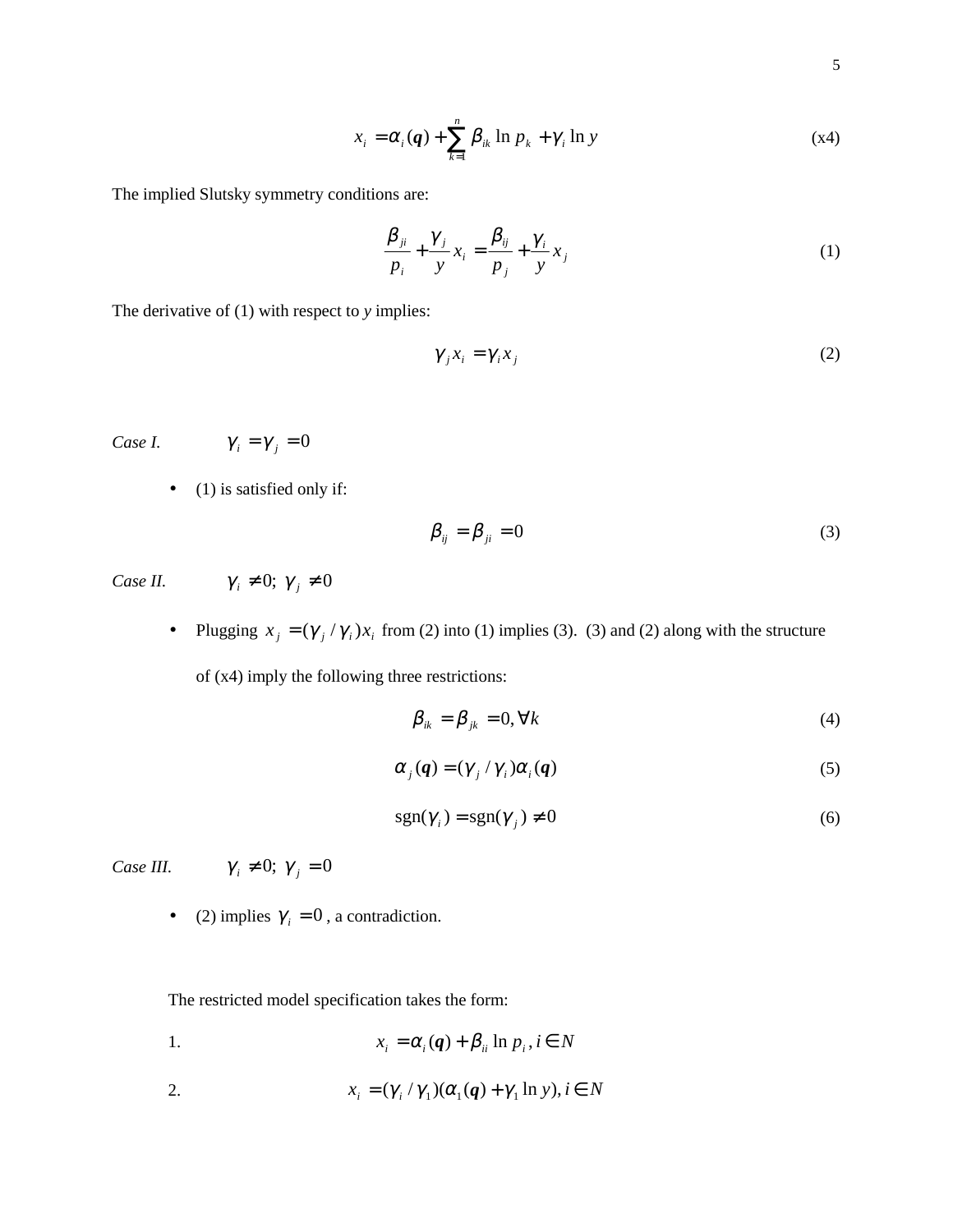$$x_i = \alpha_i(\boldsymbol{q}) + \sum_{k=1}^{n} \beta_{ik} \ln p_k + \gamma_i \ln y \tag{x4}$$

The implied Slutsky symmetry conditions are:

$$\frac{\beta_{ji}}{p_i} + \frac{\gamma_j}{y} x_i = \frac{\beta_{ij}}{p_j} + \frac{\gamma_i}{y} x_j \tag{1}$$

The derivative of (1) with respect to *y* implies:

$$\gamma_j x_i = \gamma_i x_j \tag{2}$$

*Case I.* $\gamma_i = \gamma_j = 0$

- (1) is satisfied only if:

$$\beta_{ij} = \beta_{ji} = 0 \tag{3}$$

*Case II.* $\gamma_i \neq 0;\ \gamma_j \neq 0$

- Plugging $x_j = (\gamma_j / \gamma_i) x_i$ from (2) into (1) implies (3). (3) and (2) along with the structure of (x4) imply the following three restrictions:

$$\beta_{ik} = \beta_{jk} = 0, \forall k \tag{4}$$

$$\alpha_j(\boldsymbol{q}) = (\gamma_j / \gamma_i) \alpha_i(\boldsymbol{q}) \tag{5}$$

$$\text{sgn}(\gamma_i) = \text{sgn}(\gamma_j) \neq 0 \tag{6}$$

*Case III.* $\gamma_i \neq 0;\ \gamma_j = 0$

- (2) implies $\gamma_i = 0$, a contradiction.

The restricted model specification takes the form:

1. $x_i = \alpha_i(\boldsymbol{q}) + \beta_{ii} \ln p_i, i \in N$

2. $x_i = (\gamma_i / \gamma_1)(\alpha_1(\boldsymbol{q}) + \gamma_1 \ln y), i \in N$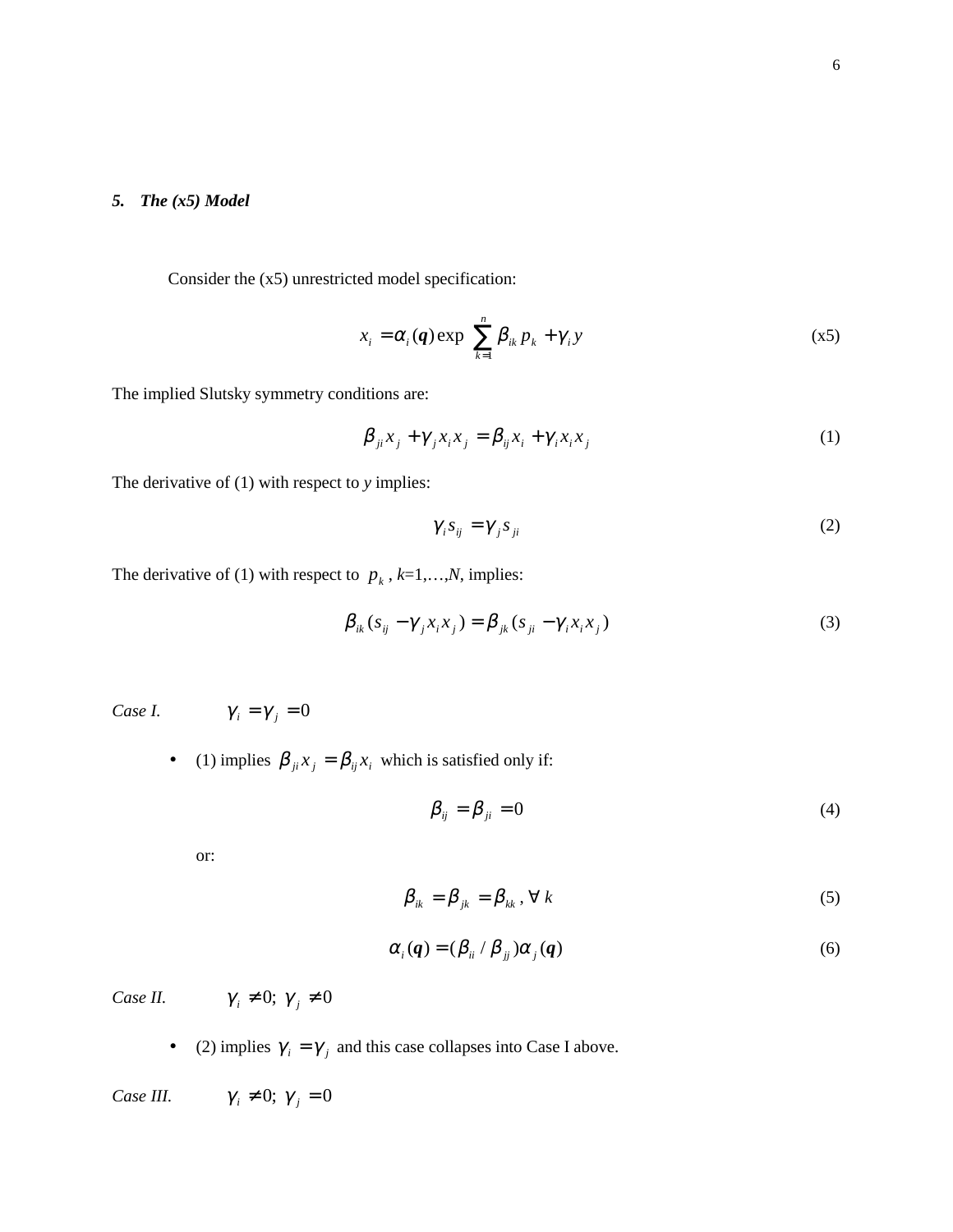### *5. The (x5) Model*

Consider the (x5) unrestricted model specification:

$$x_i = \alpha_i(\boldsymbol{q}) \exp\left(\sum_{k=1}^{n} \beta_{ik} p_k + \gamma_i y\right) \tag{x5}$$

The implied Slutsky symmetry conditions are:

$$\beta_{ji} x_j + \gamma_j x_i x_j = \beta_{ij} x_i + \gamma_i x_i x_j \tag{1}$$

The derivative of (1) with respect to *y* implies:

$$\gamma_i s_{ij} = \gamma_j s_{ji} \tag{2}$$

The derivative of (1) with respect to $p_k$, $k$=1,…,$N$, implies:

$$\beta_{ik}(s_{ij} - \gamma_j x_i x_j) = \beta_{jk}(s_{ji} - \gamma_i x_i x_j) \tag{3}$$

*Case I.* $\gamma_i = \gamma_j = 0$

- (1) implies $\beta_{ji} x_j = \beta_{ij} x_i$ which is satisfied only if:

$$\beta_{ij} = \beta_{ji} = 0 \tag{4}$$

or:

$$\beta_{ik} = \beta_{jk} = \beta_{kk}, \forall\ k \tag{5}$$

$$\alpha_i(\boldsymbol{q}) = (\beta_{ii} / \beta_{jj}) \alpha_j(\boldsymbol{q}) \tag{6}$$

*Case II.* $\gamma_i \neq 0;\ \gamma_j \neq 0$

- (2) implies $\gamma_i = \gamma_j$ and this case collapses into Case I above.

*Case III.* $\gamma_i \neq 0;\ \gamma_j = 0$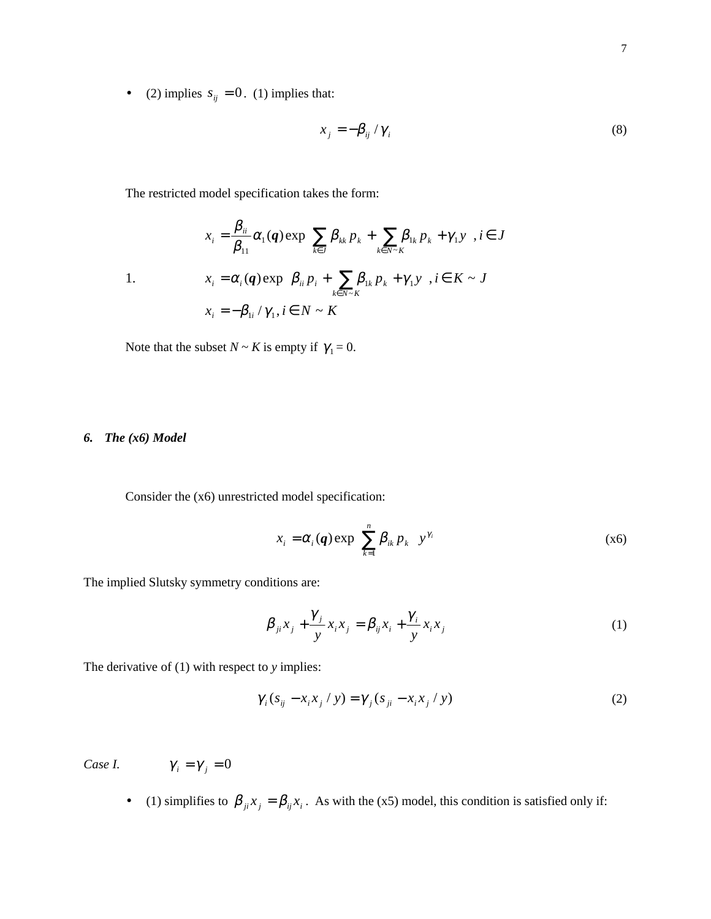- (2) implies $s_{ij} = 0$. (1) implies that:

$$x_j = -\beta_{ij} / \gamma_i \tag{8}$$

The restricted model specification takes the form:

1.
$$x_i = \frac{\beta_{ii}}{\beta_{11}} \alpha_1(\boldsymbol{q}) \exp\left( \sum_{k \in J} \beta_{kk} p_k + \sum_{k \in N \sim K} \beta_{1k} p_k + \gamma_1 y \right), i \in J$$
$$x_i = \alpha_i(\boldsymbol{q}) \exp\left( \beta_{ii} p_i + \sum_{k \in N \sim K} \beta_{1k} p_k + \gamma_1 y \right), i \in K \sim J$$
$$x_i = -\beta_{1i} / \gamma_1, i \in N \sim K$$

Note that the subset $N \sim K$ is empty if $\gamma_1 = 0$.

## 6. *The (x6) Model*

Consider the (x6) unrestricted model specification:

$$x_i = \alpha_i(\boldsymbol{q}) \exp\left( \sum_{k=1}^{n} \beta_{ik} p_k \right) y^{\gamma_i} \tag{x6}$$

The implied Slutsky symmetry conditions are:

$$\beta_{ji} x_j + \frac{\gamma_j}{y} x_i x_j = \beta_{ij} x_i + \frac{\gamma_i}{y} x_i x_j \tag{1}$$

The derivative of (1) with respect to *y* implies:

$$\gamma_i (s_{ij} - x_i x_j / y) = \gamma_j (s_{ji} - x_i x_j / y) \tag{2}$$

*Case I.* $\gamma_i = \gamma_j = 0$

- (1) simplifies to $\beta_{ji} x_j = \beta_{ij} x_i$. As with the (x5) model, this condition is satisfied only if: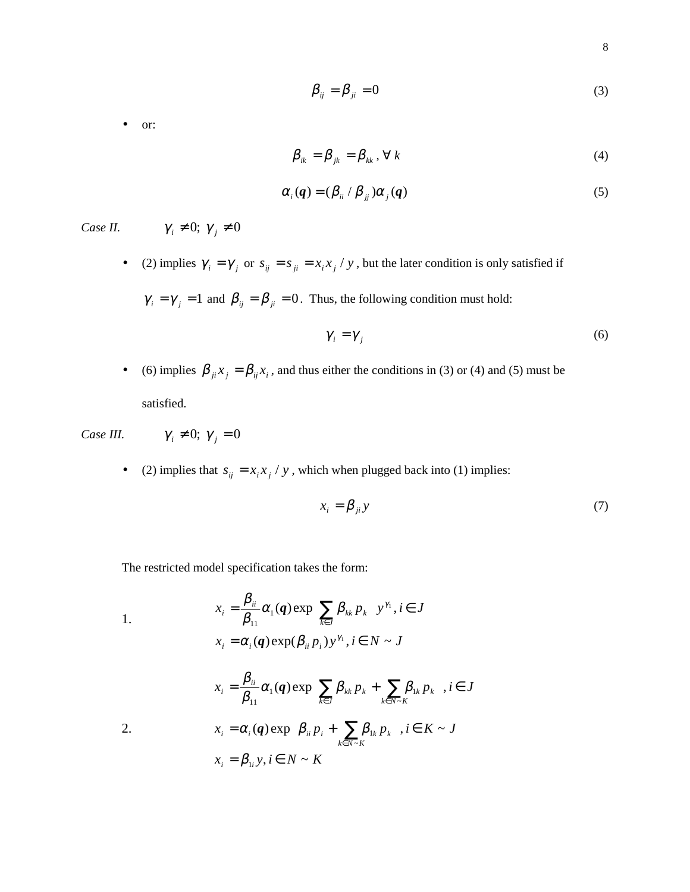$$\beta_{ij} = \beta_{ji} = 0 \tag{3}$$

- or:

$$\beta_{ik} = \beta_{jk} = \beta_{kk}, \forall\ k \tag{4}$$

$$\alpha_i(\boldsymbol{q}) = (\beta_{ii} / \beta_{jj})\alpha_j(\boldsymbol{q}) \tag{5}$$

*Case II.* $\gamma_i \neq 0;\ \gamma_j \neq 0$

- (2) implies $\gamma_i = \gamma_j$ or $s_{ij} = s_{ji} = x_i x_j / y$, but the later condition is only satisfied if $\gamma_i = \gamma_j = 1$ and $\beta_{ij} = \beta_{ji} = 0$. Thus, the following condition must hold:

$$\gamma_i = \gamma_j \tag{6}$$

- (6) implies $\beta_{ji} x_j = \beta_{ij} x_i$, and thus either the conditions in (3) or (4) and (5) must be satisfied.

*Case III.* $\gamma_i \neq 0;\ \gamma_j = 0$

- (2) implies that $s_{ij} = x_i x_j / y$, which when plugged back into (1) implies:

$$x_i = \beta_{ji} y \tag{7}$$

The restricted model specification takes the form:

1.
$$x_i = \frac{\beta_{ii}}{\beta_{11}} \alpha_1(\boldsymbol{q}) \exp\left(\sum_{k \in J} \beta_{kk} p_k\right) y^{\gamma_1}, i \in J$$
$$x_i = \alpha_i(\boldsymbol{q}) \exp(\beta_{ii} p_i) y^{\gamma_1}, i \in N \sim J$$

2.
$$x_i = \frac{\beta_{ii}}{\beta_{11}} \alpha_1(\boldsymbol{q}) \exp\left(\sum_{k \in J} \beta_{kk} p_k + \sum_{k \in N \sim K} \beta_{1k} p_k\right), i \in J$$
$$x_i = \alpha_i(\boldsymbol{q}) \exp\left(\beta_{ii} p_i + \sum_{k \in N \sim K} \beta_{1k} p_k\right), i \in K \sim J$$
$$x_i = \beta_{1i} y, i \in N \sim K$$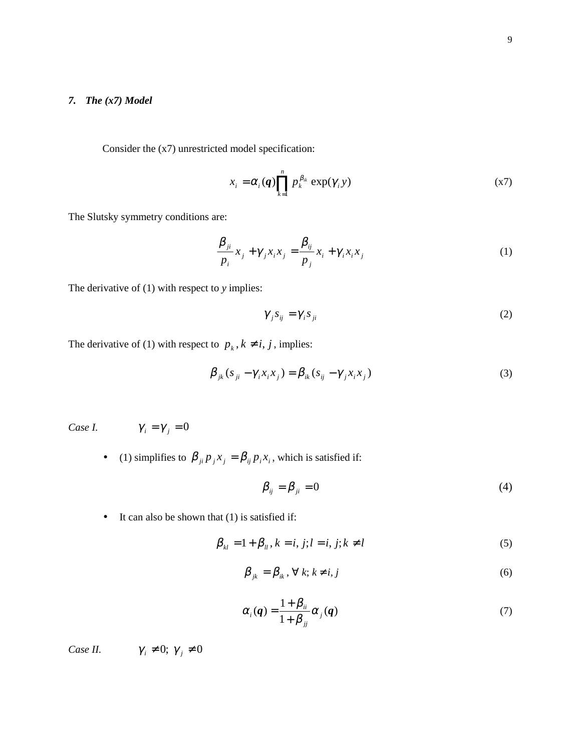### *7. The (x7) Model*

Consider the (x7) unrestricted model specification:

$$x_i = \alpha_i(\boldsymbol{q}) \prod_{k=1}^{n} p_k^{\beta_{ik}} \exp(\gamma_i y) \tag{x7}$$

The Slutsky symmetry conditions are:

$$\frac{\beta_{ji}}{p_i} x_j + \gamma_j x_i x_j = \frac{\beta_{ij}}{p_j} x_i + \gamma_i x_i x_j \tag{1}$$

The derivative of (1) with respect to *y* implies:

$$\gamma_j s_{ij} = \gamma_i s_{ji} \tag{2}$$

The derivative of (1) with respect to $p_k, k \neq i, j$, implies:

$$\beta_{jk}(s_{ji} - \gamma_i x_i x_j) = \beta_{ik}(s_{ij} - \gamma_j x_i x_j) \tag{3}$$

*Case I.* $\gamma_i = \gamma_j = 0$

- (1) simplifies to $\beta_{ji} p_j x_j = \beta_{ij} p_i x_i$, which is satisfied if:

$$\beta_{ij} = \beta_{ji} = 0 \tag{4}$$

- It can also be shown that (1) is satisfied if:

$$\beta_{kl} = 1 + \beta_{ll}, k = i, j; l = i, j; k \neq l \tag{5}$$

$$\beta_{jk} = \beta_{ik}, \forall\, k; k \neq i, j \tag{6}$$

$$\alpha_i(\boldsymbol{q}) = \frac{1 + \beta_{ii}}{1 + \beta_{jj}} \alpha_j(\boldsymbol{q}) \tag{7}$$

*Case II.* $\gamma_i \neq 0;\ \gamma_j \neq 0$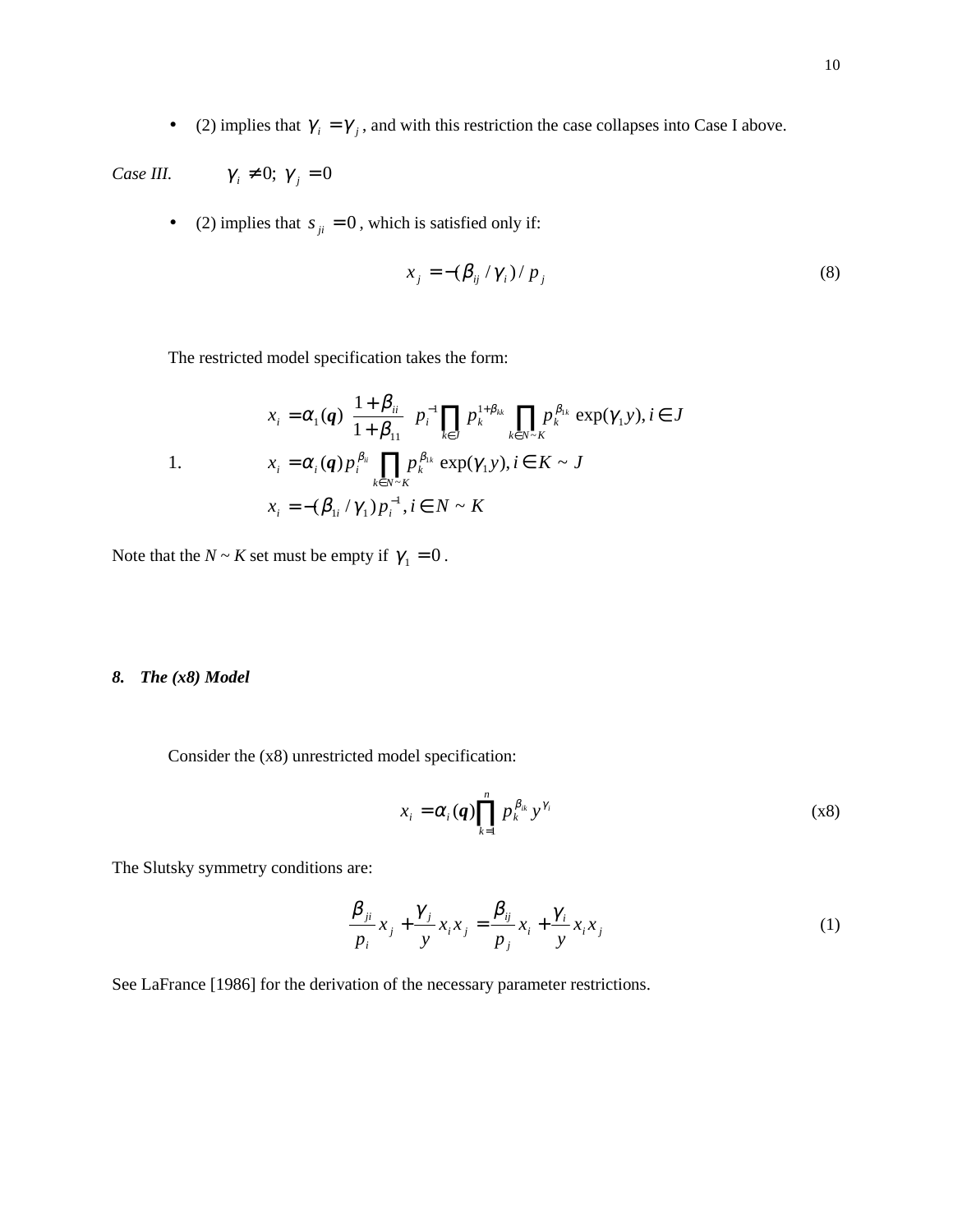- (2) implies that $\gamma_i = \gamma_j$, and with this restriction the case collapses into Case I above.

*Case III.* $\gamma_i \neq 0;\ \gamma_j = 0$

- (2) implies that $s_{ji} = 0$, which is satisfied only if:

$$x_j = -(\beta_{ij} / \gamma_i) / p_j \tag{8}$$

The restricted model specification takes the form:

1.
$$\begin{aligned}
x_i &= \alpha_1(\boldsymbol{q}) \left(\frac{1+\beta_{ii}}{1+\beta_{11}}\right) p_i^{-1} \prod_{k \in J} p_k^{1+\beta_{kk}} \prod_{k \in N \sim K} p_k^{\beta_{1k}} \exp(\gamma_1 y), i \in J \\
x_i &= \alpha_i(\boldsymbol{q}) p_i^{\beta_{ii}} \prod_{k \in N \sim K} p_k^{\beta_{1k}} \exp(\gamma_1 y), i \in K \sim J \\
x_i &= -(\beta_{1i} / \gamma_1) p_i^{-1}, i \in N \sim K
\end{aligned}$$

Note that the *N* ~ *K* set must be empty if $\gamma_1 = 0$.

### *8. The (x8) Model*

Consider the (x8) unrestricted model specification:

$$x_i = \alpha_i(\boldsymbol{q}) \prod_{k=1}^{n} p_k^{\beta_{ik}} y^{\gamma_i} \tag{x8}$$

The Slutsky symmetry conditions are:

$$\frac{\beta_{ji}}{p_i} x_j + \frac{\gamma_j}{y} x_i x_j = \frac{\beta_{ij}}{p_j} x_i + \frac{\gamma_i}{y} x_i x_j \tag{1}$$

See LaFrance [1986] for the derivation of the necessary parameter restrictions.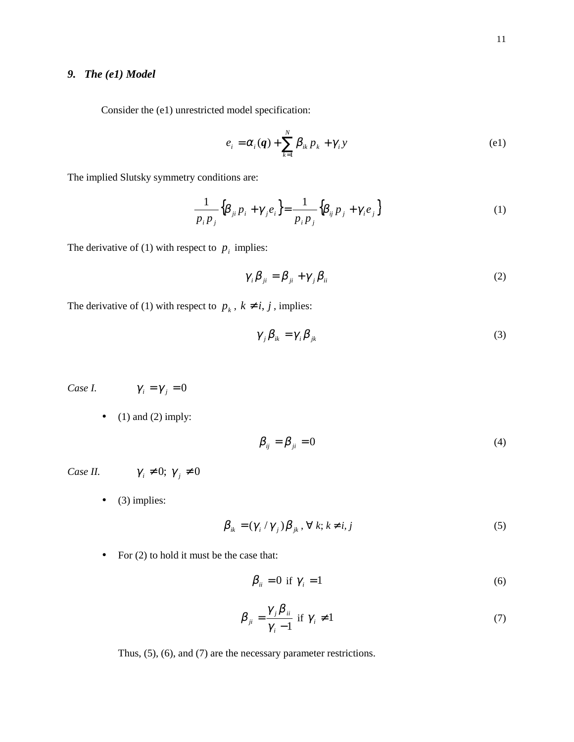### *9. The (e1) Model*

Consider the (e1) unrestricted model specification:

$$e_i = \alpha_i(\boldsymbol{q}) + \sum_{k=1}^{N} \beta_{ik} p_k + \gamma_i y \tag{e1}$$

The implied Slutsky symmetry conditions are:

$$\frac{1}{p_i p_j}\{\beta_{ji} p_i + \gamma_j e_i\} = \frac{1}{p_i p_j}\{\beta_{ij} p_j + \gamma_i e_j\} \tag{1}$$

The derivative of (1) with respect to $p_i$ implies:

$$\gamma_i \beta_{ji} = \beta_{ji} + \gamma_j \beta_{ii} \tag{2}$$

The derivative of (1) with respect to $p_k$, $k \neq i, j$, implies:

$$\gamma_j \beta_{ik} = \gamma_i \beta_{jk} \tag{3}$$

*Case I.* $\gamma_i = \gamma_j = 0$

- (1) and (2) imply:

$$\beta_{ij} = \beta_{ji} = 0 \tag{4}$$

*Case II.* $\gamma_i \neq 0;\ \gamma_j \neq 0$

- (3) implies:

$$\beta_{ik} = (\gamma_i / \gamma_j)\beta_{jk},\ \forall\ k;\ k \neq i, j \tag{5}$$

- For (2) to hold it must be the case that:

$$\beta_{ii} = 0 \text{ if } \gamma_i = 1 \tag{6}$$

$$\beta_{ji} = \frac{\gamma_j \beta_{ii}}{\gamma_i - 1} \text{ if } \gamma_i \neq 1 \tag{7}$$

Thus, (5), (6), and (7) are the necessary parameter restrictions.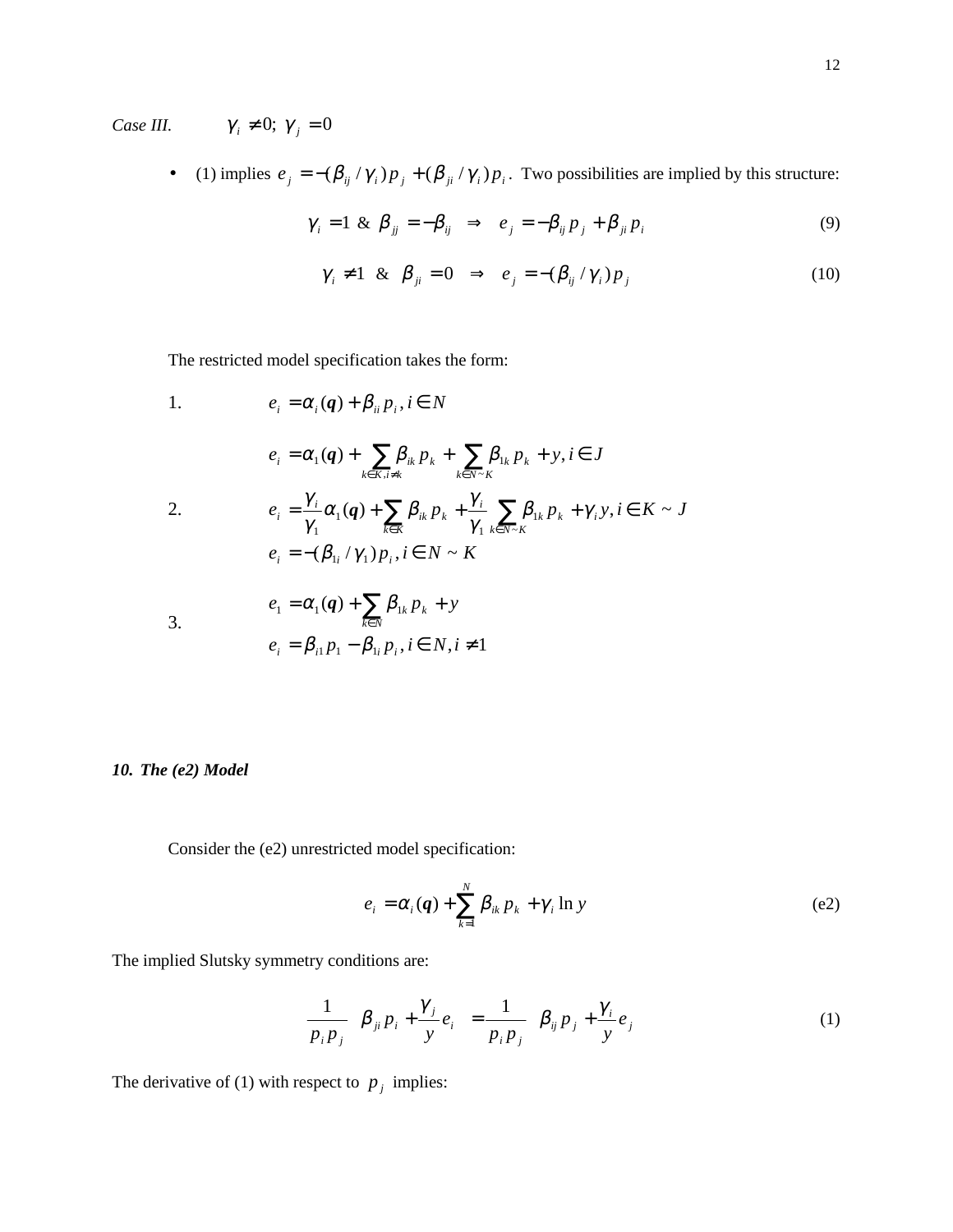*Case III.* $\gamma_i \neq 0;\ \gamma_j = 0$

- (1) implies $e_j = -(\beta_{ij}/\gamma_i)p_j + (\beta_{ji}/\gamma_i)p_i$. Two possibilities are implied by this structure:

$$\gamma_i = 1 \ \&\ \beta_{jj} = -\beta_{ij} \ \ \Rightarrow \ \ e_j = -\beta_{ij} p_j + \beta_{ji} p_i \tag{9}$$

$$\gamma_i \neq 1 \ \ \&\ \ \beta_{ji} = 0 \ \ \Rightarrow \ \ e_j = -(\beta_{ij}/\gamma_i) p_j \tag{10}$$

The restricted model specification takes the form:

1. $$e_i = \alpha_i(\boldsymbol{q}) + \beta_{ii} p_i,\ i \in N$$

2. $$\begin{aligned} e_i &= \alpha_1(\boldsymbol{q}) + \sum_{k \in K, i \neq k} \beta_{ik} p_k + \sum_{k \in N \sim K} \beta_{1k} p_k + y,\ i \in J \\ e_i &= \frac{\gamma_i}{\gamma_1}\alpha_1(\boldsymbol{q}) + \sum_{k \in K} \beta_{ik} p_k + \frac{\gamma_i}{\gamma_1}\sum_{k \in N \sim K} \beta_{1k} p_k + \gamma_i y,\ i \in K \sim J \\ e_i &= -(\beta_{1i}/\gamma_1) p_i,\ i \in N \sim K \end{aligned}$$

3. $$\begin{aligned} e_1 &= \alpha_1(\boldsymbol{q}) + \sum_{k \in N} \beta_{1k} p_k + y \\ e_i &= \beta_{i1} p_1 - \beta_{1i} p_i,\ i \in N, i \neq 1 \end{aligned}$$

### *10. The (e2) Model*

Consider the (e2) unrestricted model specification:

$$e_i = \alpha_i(\boldsymbol{q}) + \sum_{k=1}^{N} \beta_{ik} p_k + \gamma_i \ln y \tag{e2}$$

The implied Slutsky symmetry conditions are:

$$\frac{1}{p_i p_j}\left[\beta_{ji} p_i + \frac{\gamma_j}{y} e_i\right] = \frac{1}{p_i p_j}\left[\beta_{ij} p_j + \frac{\gamma_i}{y} e_j\right] \tag{1}$$

The derivative of (1) with respect to $p_j$ implies: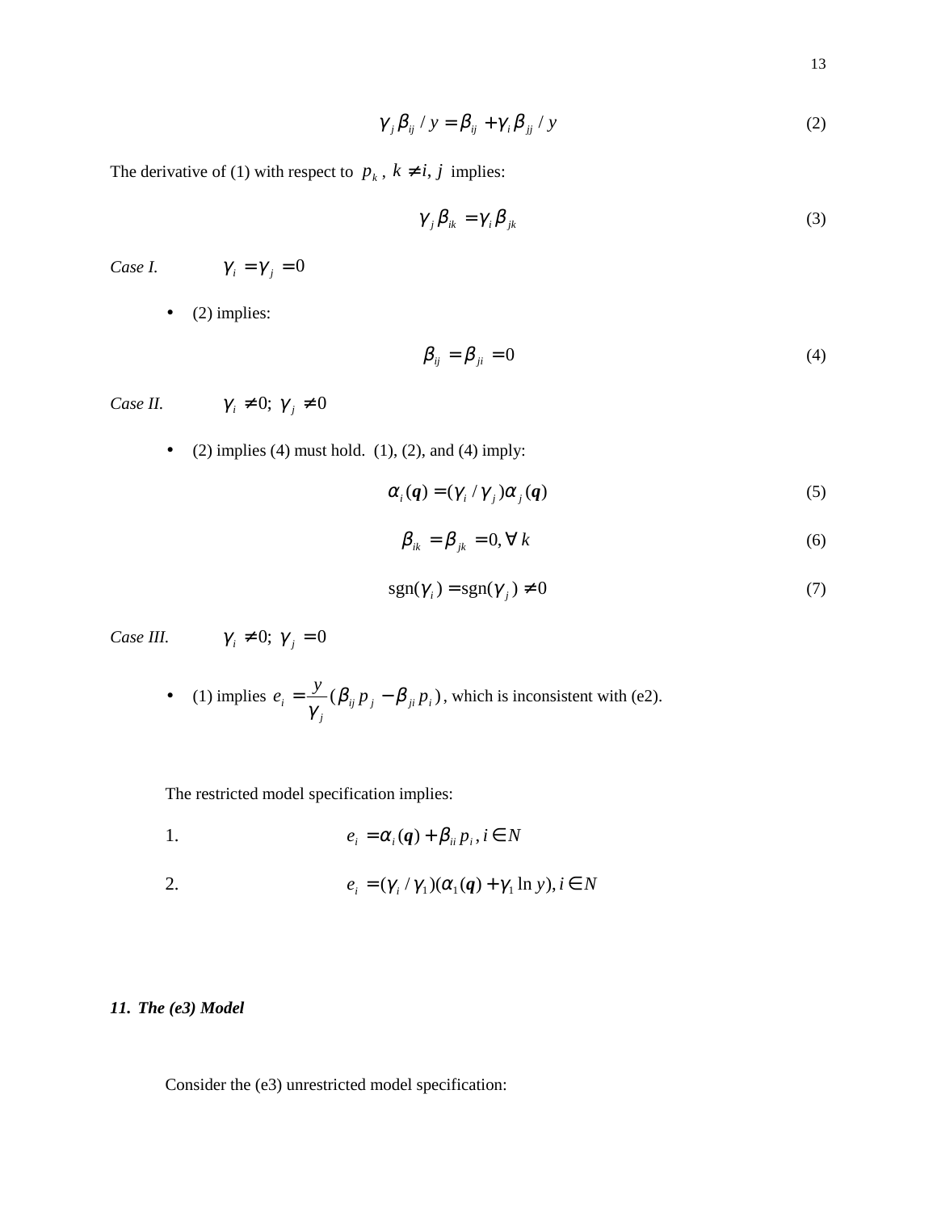$$\gamma_j \beta_{ij} / y = \beta_{ij} + \gamma_i \beta_{jj} / y \tag{2}$$

The derivative of (1) with respect to $p_k$, $k \neq i, j$ implies:

$$\gamma_j \beta_{ik} = \gamma_i \beta_{jk} \tag{3}$$

*Case I.* $\gamma_i = \gamma_j = 0$

- (2) implies:

$$\beta_{ij} = \beta_{ji} = 0 \tag{4}$$

*Case II.* $\gamma_i \neq 0;\ \gamma_j \neq 0$

- (2) implies (4) must hold. (1), (2), and (4) imply:

$$\alpha_i(\boldsymbol{q}) = (\gamma_i / \gamma_j)\alpha_j(\boldsymbol{q}) \tag{5}$$

$$\beta_{ik} = \beta_{jk} = 0, \forall\, k \tag{6}$$

$$\text{sgn}(\gamma_i) = \text{sgn}(\gamma_j) \neq 0 \tag{7}$$

*Case III.* $\gamma_i \neq 0;\ \gamma_j = 0$

- (1) implies $e_i = \dfrac{y}{\gamma_j}(\beta_{ij} p_j - \beta_{ji} p_i)$, which is inconsistent with (e2).

The restricted model specification implies:

1. $e_i = \alpha_i(\boldsymbol{q}) + \beta_{ii} p_i, i \in N$

2. $e_i = (\gamma_i / \gamma_1)(\alpha_1(\boldsymbol{q}) + \gamma_1 \ln y), i \in N$

## *11. The (e3) Model*

Consider the (e3) unrestricted model specification: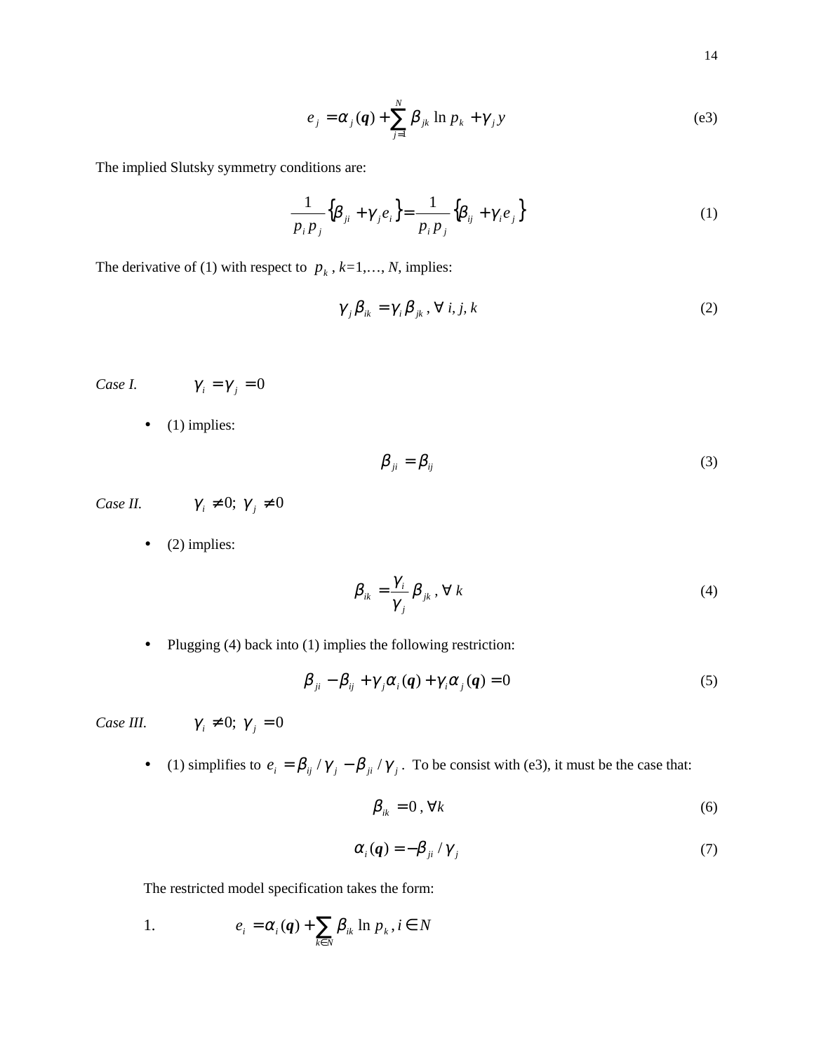$$e_j = \alpha_j(\boldsymbol{q}) + \sum_{j=1}^{N} \beta_{jk} \ln p_k + \gamma_j y \tag{e3}$$

The implied Slutsky symmetry conditions are:

$$\frac{1}{p_i p_j}\left\{\beta_{ji} + \gamma_j e_i\right\} = \frac{1}{p_i p_j}\left\{\beta_{ij} + \gamma_i e_j\right\} \tag{1}$$

The derivative of (1) with respect to $p_k$, $k$=1,…, $N$, implies:

$$\gamma_j \beta_{ik} = \gamma_i \beta_{jk}, \ \forall \ i, j, k \tag{2}$$

*Case I.* $\quad \gamma_i = \gamma_j = 0$

- (1) implies:

$$\beta_{ji} = \beta_{ij} \tag{3}$$

*Case II.* $\quad \gamma_i \neq 0; \ \gamma_j \neq 0$

- (2) implies:

$$\beta_{ik} = \frac{\gamma_i}{\gamma_j}\beta_{jk}, \ \forall \ k \tag{4}$$

- Plugging (4) back into (1) implies the following restriction:

$$\beta_{ji} - \beta_{ij} + \gamma_j \alpha_i(\boldsymbol{q}) + \gamma_i \alpha_j(\boldsymbol{q}) = 0 \tag{5}$$

*Case III.* $\quad \gamma_i \neq 0; \ \gamma_j = 0$

- (1) simplifies to $e_i = \beta_{ij}/\gamma_j - \beta_{ji}/\gamma_j$. To be consist with (e3), it must be the case that:

$$\beta_{ik} = 0, \ \forall k \tag{6}$$

$$\alpha_i(\boldsymbol{q}) = -\beta_{ji}/\gamma_j \tag{7}$$

The restricted model specification takes the form:

1. $\quad e_i = \alpha_i(\boldsymbol{q}) + \sum_{k \in N} \beta_{ik} \ln p_k, i \in N$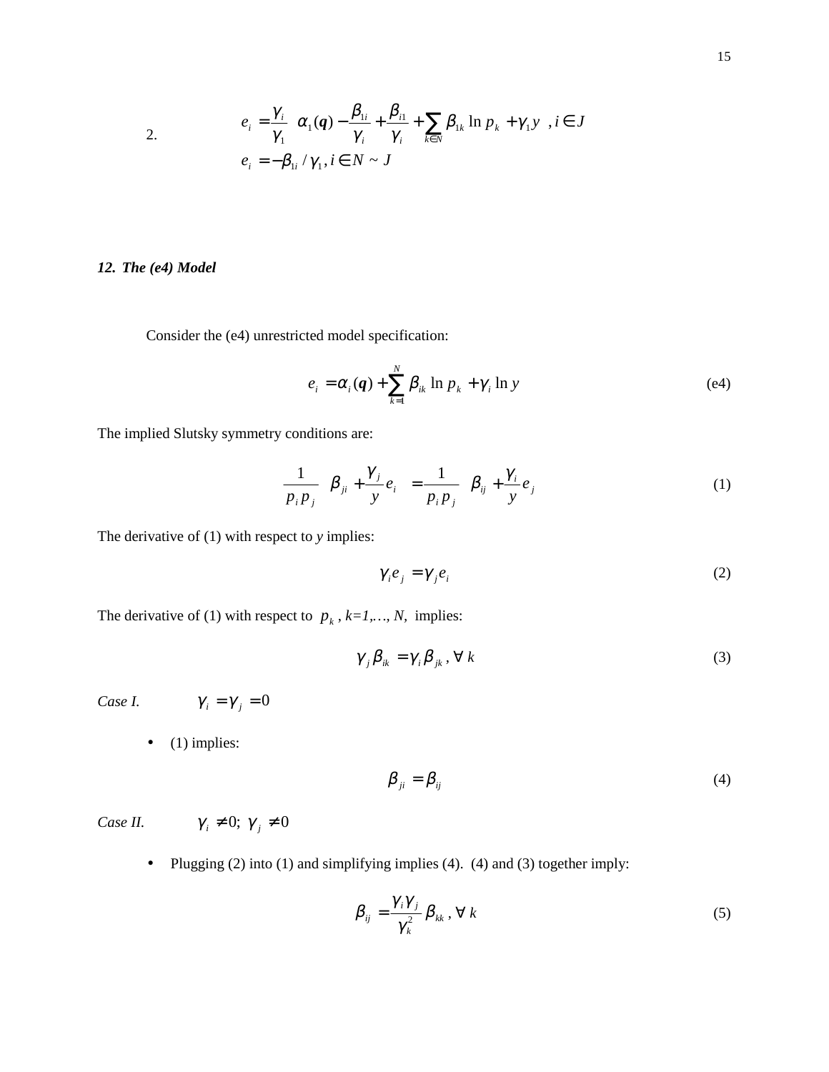2.

$$e_i = \frac{\gamma_i}{\gamma_1}\left(\alpha_1(\boldsymbol{q}) - \frac{\beta_{1i}}{\gamma_i} + \frac{\beta_{i1}}{\gamma_i} + \sum_{k \in N} \beta_{1k} \ln p_k + \gamma_1 y\right), i \in J$$

$$e_i = -\beta_{1i} / \gamma_1, i \in N \sim J$$

### *12. The (e4) Model*

Consider the (e4) unrestricted model specification:

$$e_i = \alpha_i(\boldsymbol{q}) + \sum_{k=1}^{N} \beta_{ik} \ln p_k + \gamma_i \ln y \tag{e4}$$

The implied Slutsky symmetry conditions are:

$$\frac{1}{p_i p_j}\left(\beta_{ji} + \frac{\gamma_j}{y} e_i\right) = \frac{1}{p_i p_j}\left(\beta_{ij} + \frac{\gamma_i}{y} e_j\right) \tag{1}$$

The derivative of (1) with respect to *y* implies:

$$\gamma_i e_j = \gamma_j e_i \tag{2}$$

The derivative of (1) with respect to $p_k$, *k=1,…, N,* implies:

$$\gamma_j \beta_{ik} = \gamma_i \beta_{jk}, \forall\ k \tag{3}$$

*Case I.* $\gamma_i = \gamma_j = 0$

- (1) implies:

$$\beta_{ji} = \beta_{ij} \tag{4}$$

*Case II.* $\gamma_i \neq 0;\ \gamma_j \neq 0$

- Plugging (2) into (1) and simplifying implies (4). (4) and (3) together imply:

$$\beta_{ij} = \frac{\gamma_i \gamma_j}{\gamma_k^2} \beta_{kk}, \forall\ k \tag{5}$$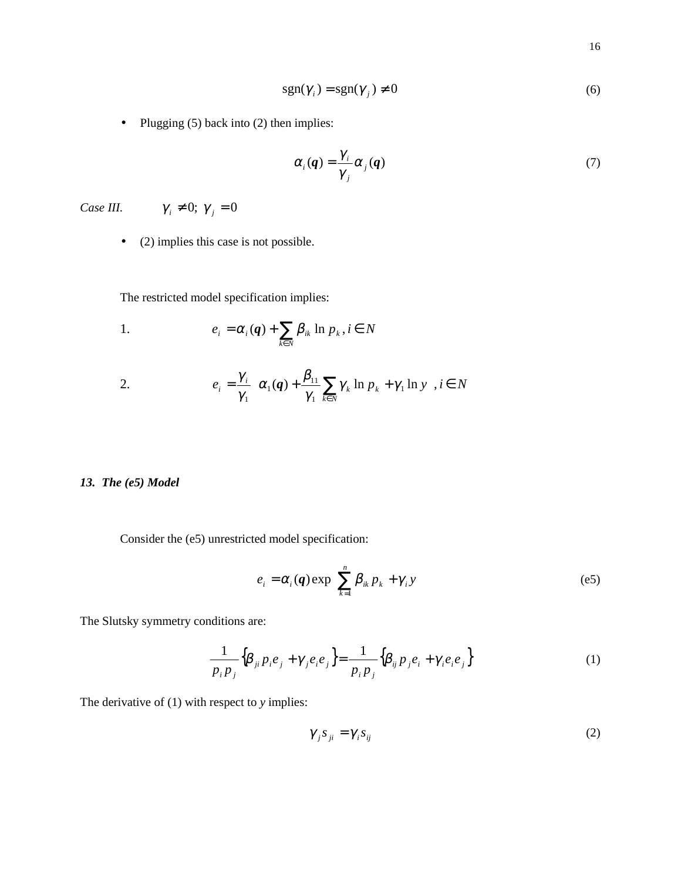$$\text{sgn}(\gamma_i) = \text{sgn}(\gamma_j) \neq 0 \tag{6}$$

- Plugging (5) back into (2) then implies:

$$\alpha_i(\boldsymbol{q}) = \frac{\gamma_i}{\gamma_j}\alpha_j(\boldsymbol{q}) \tag{7}$$

*Case III.* $\gamma_i \neq 0;\ \gamma_j = 0$

- (2) implies this case is not possible.

The restricted model specification implies:

1. $$e_i = \alpha_i(\boldsymbol{q}) + \sum_{k \in N} \beta_{ik} \ln p_k,\ i \in N$$

2. $$e_i = \frac{\gamma_i}{\gamma_1}\left[\alpha_1(\boldsymbol{q}) + \frac{\beta_{11}}{\gamma_1}\sum_{k \in N}\gamma_k \ln p_k + \gamma_1 \ln y\right],\ i \in N$$

### *13. The (e5) Model*

Consider the (e5) unrestricted model specification:

$$e_i = \alpha_i(\boldsymbol{q}) \exp\left(\sum_{k=1}^{n} \beta_{ik} p_k + \gamma_i y\right) \tag{e5}$$

The Slutsky symmetry conditions are:

$$\frac{1}{p_i p_j}\left\{\beta_{ji} p_i e_j + \gamma_j e_i e_j\right\} = \frac{1}{p_i p_j}\left\{\beta_{ij} p_j e_i + \gamma_i e_i e_j\right\} \tag{1}$$

The derivative of (1) with respect to *y* implies:

$$\gamma_j s_{ji} = \gamma_i s_{ij} \tag{2}$$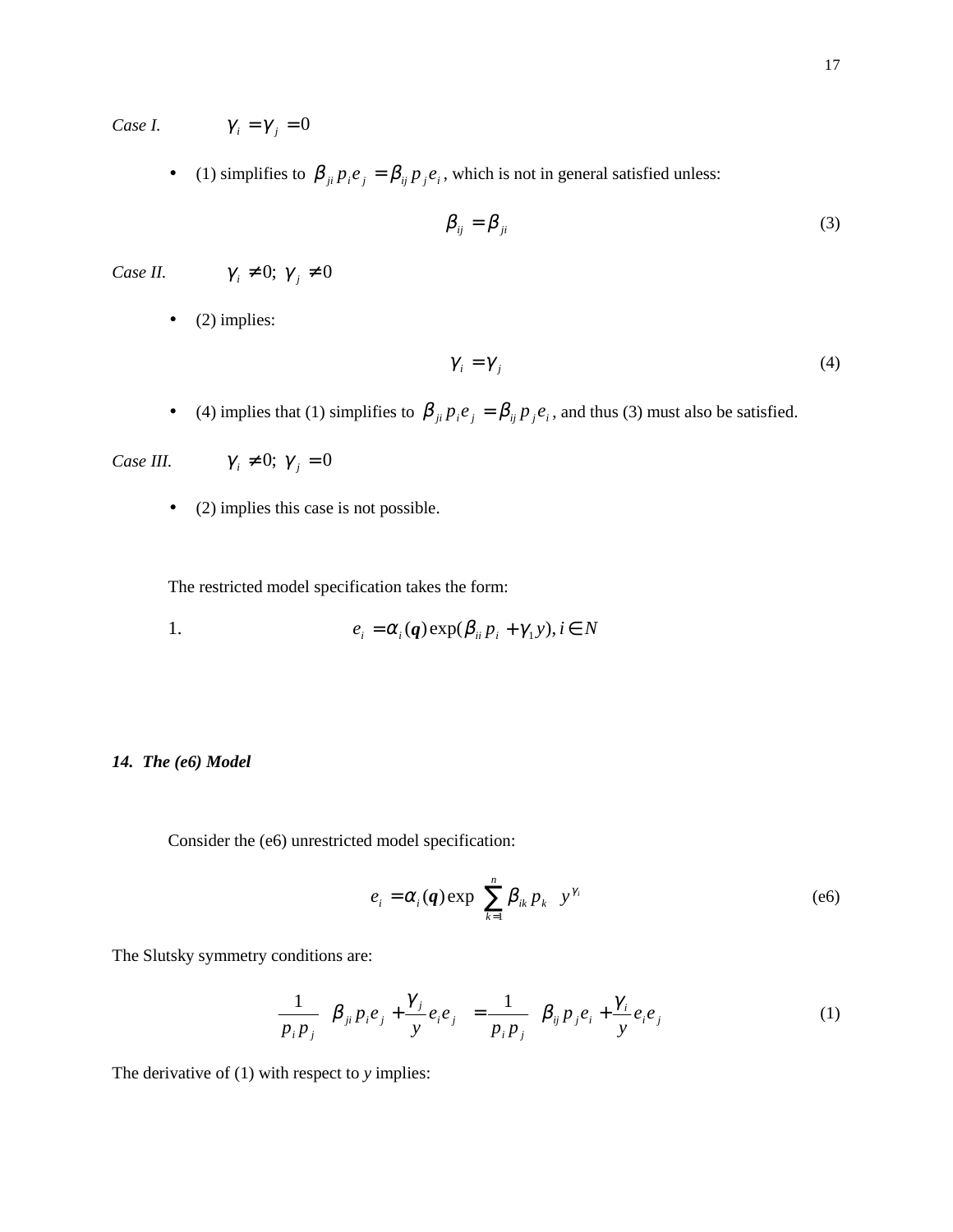*Case I.* $\gamma_i = \gamma_j = 0$

- (1) simplifies to $\beta_{ji} p_i e_j = \beta_{ij} p_j e_i$, which is not in general satisfied unless:

$$\beta_{ij} = \beta_{ji} \tag{3}$$

*Case II.* $\gamma_i \neq 0;\ \gamma_j \neq 0$

- (2) implies:

$$\gamma_i = \gamma_j \tag{4}$$

- (4) implies that (1) simplifies to $\beta_{ji} p_i e_j = \beta_{ij} p_j e_i$, and thus (3) must also be satisfied.

*Case III.* $\gamma_i \neq 0;\ \gamma_j = 0$

- (2) implies this case is not possible.

The restricted model specification takes the form:

1. $$e_i = \alpha_i(\boldsymbol{q}) \exp(\beta_{ii} p_i + \gamma_1 y), i \in N$$

### *14. The (e6) Model*

Consider the (e6) unrestricted model specification:

$$e_i = \alpha_i(\boldsymbol{q}) \exp\left(\sum_{k=1}^{n} \beta_{ik} p_k\right) y^{\gamma_i} \tag{e6}$$

The Slutsky symmetry conditions are:

$$\frac{1}{p_i p_j}\left(\beta_{ji} p_i e_j + \frac{\gamma_j}{y} e_i e_j\right) = \frac{1}{p_i p_j}\left(\beta_{ij} p_j e_i + \frac{\gamma_i}{y} e_i e_j\right) \tag{1}$$

The derivative of (1) with respect to *y* implies: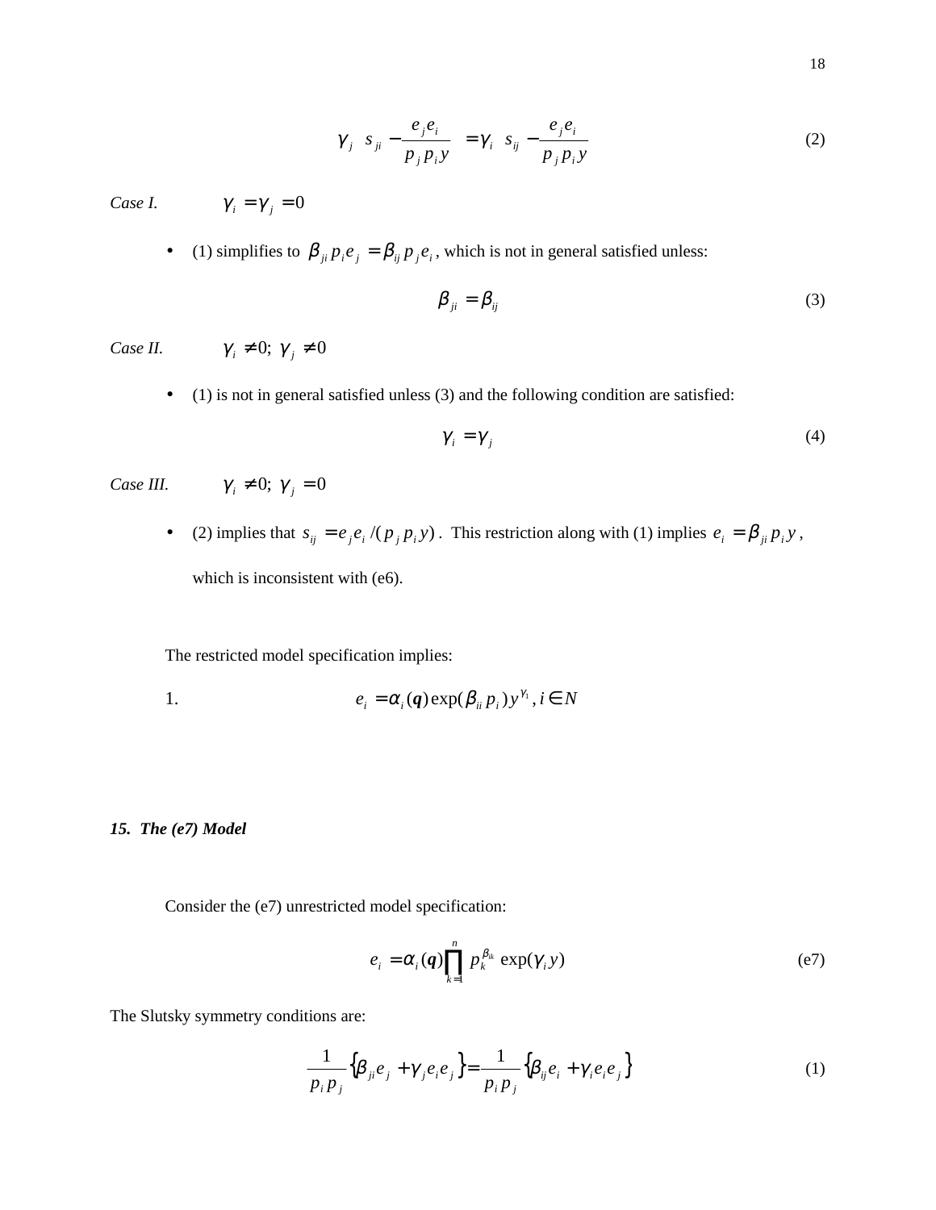$$\gamma_j \left( s_{ji} - \frac{e_j e_i}{p_j p_i y} \right) = \gamma_i \left( s_{ij} - \frac{e_j e_i}{p_j p_i y} \right) \tag{2}$$

*Case I.* $\gamma_i = \gamma_j = 0$

- (1) simplifies to $\beta_{ji} p_i e_j = \beta_{ij} p_j e_i$, which is not in general satisfied unless:

$$\beta_{ji} = \beta_{ij} \tag{3}$$

*Case II.* $\gamma_i \neq 0;\ \gamma_j \neq 0$

- (1) is not in general satisfied unless (3) and the following condition are satisfied:

$$\gamma_i = \gamma_j \tag{4}$$

*Case III.* $\gamma_i \neq 0;\ \gamma_j = 0$

- (2) implies that $s_{ij} = e_j e_i / (p_j p_i y)$. This restriction along with (1) implies $e_i = \beta_{ji} p_i y$, which is inconsistent with (e6).

The restricted model specification implies:

1. $$e_i = \alpha_i(\boldsymbol{q}) \exp(\beta_{ii} p_i) y^{\gamma_1}, i \in N$$

### *15. The (e7) Model*

Consider the (e7) unrestricted model specification:

$$e_i = \alpha_i(\boldsymbol{q}) \prod_{k=1}^{n} p_k^{\beta_{ik}} \exp(\gamma_i y) \tag{e7}$$

The Slutsky symmetry conditions are:

$$\frac{1}{p_i p_j} \left\{ \beta_{ji} e_j + \gamma_j e_i e_j \right\} = \frac{1}{p_i p_j} \left\{ \beta_{ij} e_i + \gamma_i e_i e_j \right\} \tag{1}$$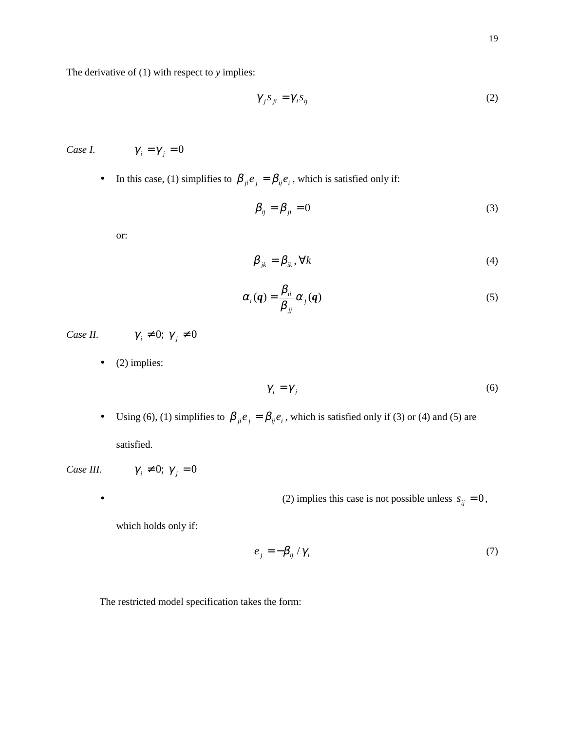The derivative of (1) with respect to *y* implies:

$$\gamma_j s_{ji} = \gamma_i s_{ij} \tag{2}$$

*Case I.* $\gamma_i = \gamma_j = 0$

- In this case, (1) simplifies to $\beta_{ji} e_j = \beta_{ij} e_i$, which is satisfied only if:

$$\beta_{ij} = \beta_{ji} = 0 \tag{3}$$

  or:

$$\beta_{jk} = \beta_{ik}, \forall k \tag{4}$$

$$\alpha_i(\boldsymbol{q}) = \frac{\beta_{ii}}{\beta_{jj}} \alpha_j(\boldsymbol{q}) \tag{5}$$

*Case II.* $\gamma_i \neq 0;\ \gamma_j \neq 0$

- (2) implies:

$$\gamma_i = \gamma_j \tag{6}$$

- Using (6), (1) simplifies to $\beta_{ji} e_j = \beta_{ij} e_i$, which is satisfied only if (3) or (4) and (5) are satisfied.

*Case III.* $\gamma_i \neq 0;\ \gamma_j = 0$

- (2) implies this case is not possible unless $s_{ij} = 0$, which holds only if:

$$e_j = -\beta_{ij} / \gamma_i \tag{7}$$

The restricted model specification takes the form: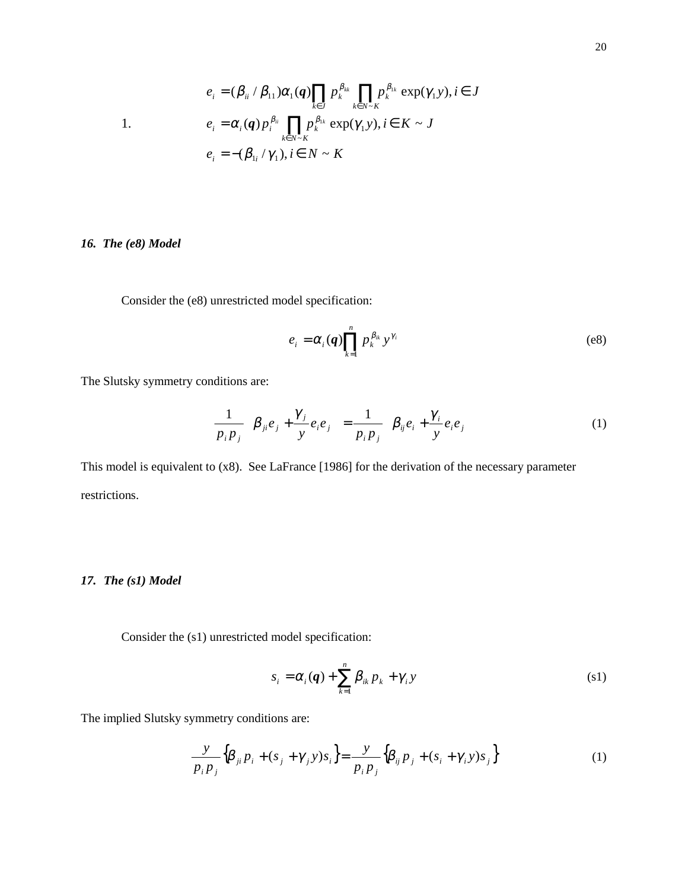1.
$$
\begin{aligned}
e_i &= (\beta_{ii} / \beta_{11})\alpha_1(\boldsymbol{q})\prod_{k\in J} p_k^{\beta_{kk}} \prod_{k\in N\sim K} p_k^{\beta_{1k}} \exp(\gamma_1 y), i \in J \\
e_i &= \alpha_i(\boldsymbol{q})\, p_i^{\beta_{ii}} \prod_{k\in N\sim K} p_k^{\beta_{1k}} \exp(\gamma_1 y), i \in K \sim J \\
e_i &= -(\beta_{1i} / \gamma_1), i \in N \sim K
\end{aligned}
$$

### *16. The (e8) Model*

Consider the (e8) unrestricted model specification:

$$
e_i = \alpha_i(\boldsymbol{q}) \prod_{k=1}^{n} p_k^{\beta_{ik}} y^{\gamma_i} \tag{e8}
$$

The Slutsky symmetry conditions are:

$$
\frac{1}{p_i p_j}\left(\beta_{ji} e_j + \frac{\gamma_j}{y} e_i e_j\right) = \frac{1}{p_i p_j}\left(\beta_{ij} e_i + \frac{\gamma_i}{y} e_i e_j\right) \tag{1}
$$

This model is equivalent to (x8). See LaFrance [1986] for the derivation of the necessary parameter restrictions.

### *17. The (s1) Model*

Consider the (s1) unrestricted model specification:

$$
s_i = \alpha_i(\boldsymbol{q}) + \sum_{k=1}^{n} \beta_{ik} p_k + \gamma_i y \tag{s1}
$$

The implied Slutsky symmetry conditions are:

$$
\frac{y}{p_i p_j}\left\{\beta_{ji} p_i + (s_j + \gamma_j y) s_i\right\} = \frac{y}{p_i p_j}\left\{\beta_{ij} p_j + (s_i + \gamma_i y) s_j\right\} \tag{1}
$$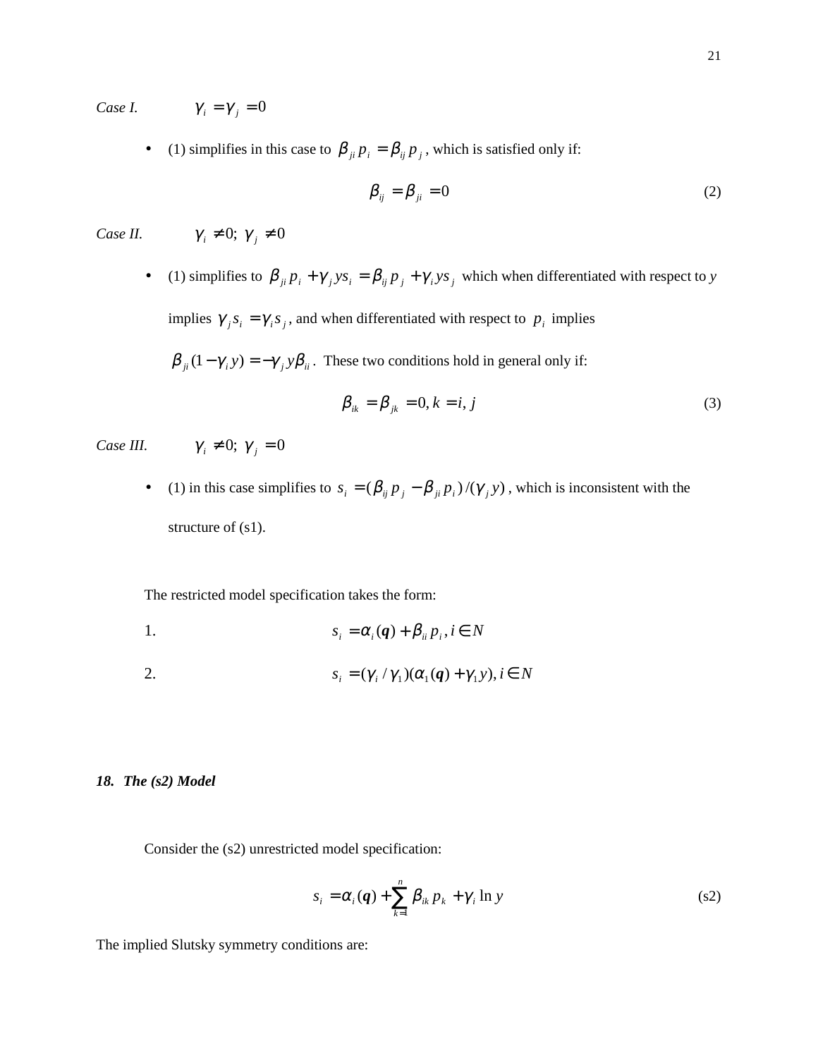*Case I.* $\gamma_i = \gamma_j = 0$

- (1) simplifies in this case to $\beta_{ji} p_i = \beta_{ij} p_j$, which is satisfied only if:

$$\beta_{ij} = \beta_{ji} = 0 \tag{2}$$

*Case II.* $\gamma_i \neq 0;\ \gamma_j \neq 0$

- (1) simplifies to $\beta_{ji} p_i + \gamma_j y s_i = \beta_{ij} p_j + \gamma_i y s_j$ which when differentiated with respect to $y$ implies $\gamma_j s_i = \gamma_i s_j$, and when differentiated with respect to $p_i$ implies $\beta_{ji}(1 - \gamma_i y) = -\gamma_j y \beta_{ii}$. These two conditions hold in general only if:

$$\beta_{ik} = \beta_{jk} = 0, k = i, j \tag{3}$$

*Case III.* $\gamma_i \neq 0;\ \gamma_j = 0$

- (1) in this case simplifies to $s_i = (\beta_{ij} p_j - \beta_{ji} p_i)/(\gamma_j y)$, which is inconsistent with the structure of (s1).

The restricted model specification takes the form:

1. $s_i = \alpha_i(\boldsymbol{q}) + \beta_{ii} p_i, i \in N$

2. $s_i = (\gamma_i / \gamma_1)(\alpha_1(\boldsymbol{q}) + \gamma_1 y), i \in N$

### *18. The (s2) Model*

Consider the (s2) unrestricted model specification:

$$s_i = \alpha_i(\boldsymbol{q}) + \sum_{k=1}^{n} \beta_{ik} p_k + \gamma_i \ln y \tag{s2}$$

The implied Slutsky symmetry conditions are: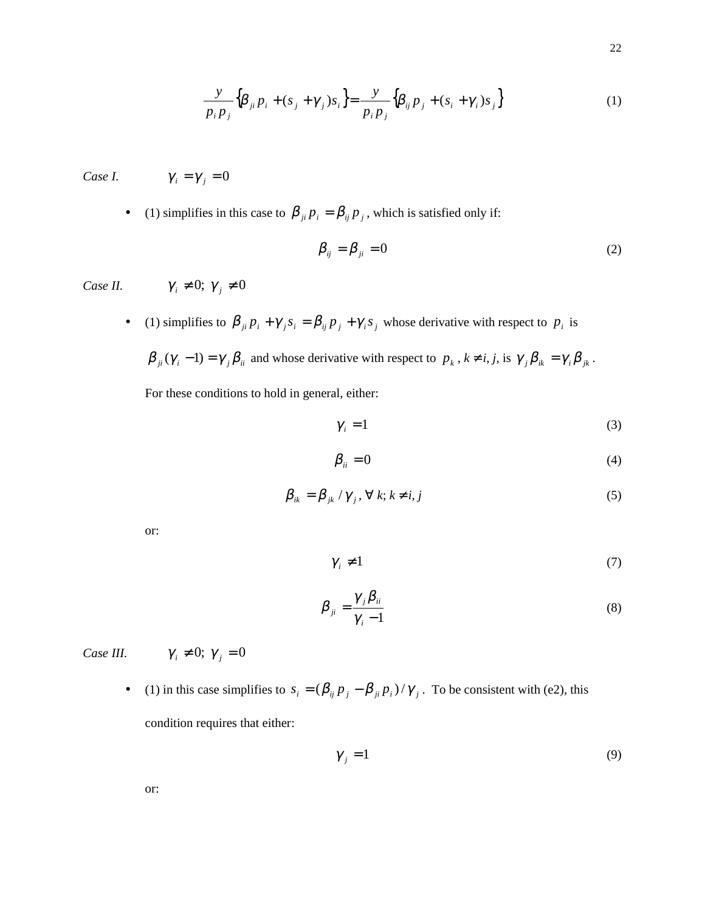$$\frac{y}{p_i p_j}\left\{\beta_{ji} p_i + (s_j + \gamma_j) s_i\right\} = \frac{y}{p_i p_j}\left\{\beta_{ij} p_j + (s_i + \gamma_i) s_j\right\} \tag{1}$$

*Case I.* $\gamma_i = \gamma_j = 0$

- (1) simplifies in this case to $\beta_{ji} p_i = \beta_{ij} p_j$, which is satisfied only if:

$$\beta_{ij} = \beta_{ji} = 0 \tag{2}$$

*Case II.* $\gamma_i \neq 0;\ \gamma_j \neq 0$

- (1) simplifies to $\beta_{ji} p_i + \gamma_j s_i = \beta_{ij} p_j + \gamma_i s_j$ whose derivative with respect to $p_i$ is $\beta_{ji}(\gamma_i - 1) = \gamma_j \beta_{ii}$ and whose derivative with respect to $p_k$, $k \neq i, j$, is $\gamma_j \beta_{ik} = \gamma_i \beta_{jk}$.

  For these conditions to hold in general, either:

$$\gamma_i = 1 \tag{3}$$

$$\beta_{ii} = 0 \tag{4}$$

$$\beta_{ik} = \beta_{jk} / \gamma_j,\ \forall\ k;\ k \neq i, j \tag{5}$$

  or:

$$\gamma_i \neq 1 \tag{7}$$

$$\beta_{ji} = \frac{\gamma_j \beta_{ii}}{\gamma_i - 1} \tag{8}$$

*Case III.* $\gamma_i \neq 0;\ \gamma_j = 0$

- (1) in this case simplifies to $s_i = (\beta_{ij} p_j - \beta_{ji} p_i)/\gamma_j$. To be consistent with (e2), this condition requires that either:

$$\gamma_j = 1 \tag{9}$$

  or: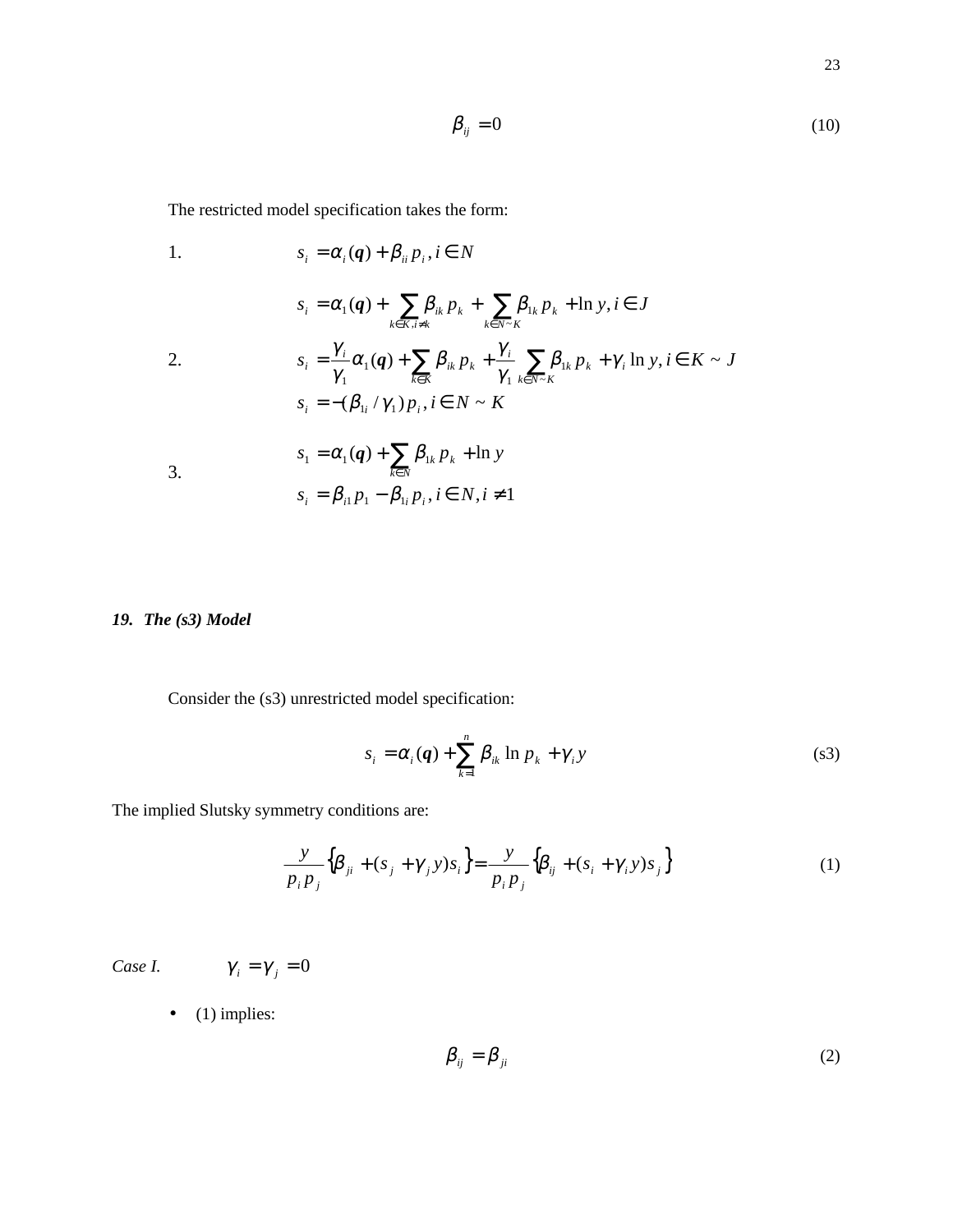$$\beta_{ij} = 0 \tag{10}$$

The restricted model specification takes the form:

1. $$s_i = \alpha_i(\boldsymbol{q}) + \beta_{ii} p_i, \, i \in N$$

2. $$s_i = \alpha_1(\boldsymbol{q}) + \sum_{k \in K, i \neq k} \beta_{ik} p_k + \sum_{k \in N \sim K} \beta_{1k} p_k + \ln y, \, i \in J$$
$$s_i = \frac{\gamma_i}{\gamma_1} \alpha_1(\boldsymbol{q}) + \sum_{k \in K} \beta_{ik} p_k + \frac{\gamma_i}{\gamma_1} \sum_{k \in N \sim K} \beta_{1k} p_k + \gamma_i \ln y, \, i \in K \sim J$$
$$s_i = -(\beta_{1i} / \gamma_1) p_i, \, i \in N \sim K$$

3. $$s_1 = \alpha_1(\boldsymbol{q}) + \sum_{k \in N} \beta_{1k} p_k + \ln y$$
$$s_i = \beta_{i1} p_1 - \beta_{1i} p_i, \, i \in N, i \neq 1$$

### *19. The (s3) Model*

Consider the (s3) unrestricted model specification:

$$s_i = \alpha_i(\boldsymbol{q}) + \sum_{k=1}^{n} \beta_{ik} \ln p_k + \gamma_i y \tag{s3}$$

The implied Slutsky symmetry conditions are:

$$\frac{y}{p_i p_j} \left\{ \beta_{ji} + (s_j + \gamma_j y) s_i \right\} = \frac{y}{p_i p_j} \left\{ \beta_{ij} + (s_i + \gamma_i y) s_j \right\} \tag{1}$$

*Case I.* $\gamma_i = \gamma_j = 0$

- (1) implies:

$$\beta_{ij} = \beta_{ji} \tag{2}$$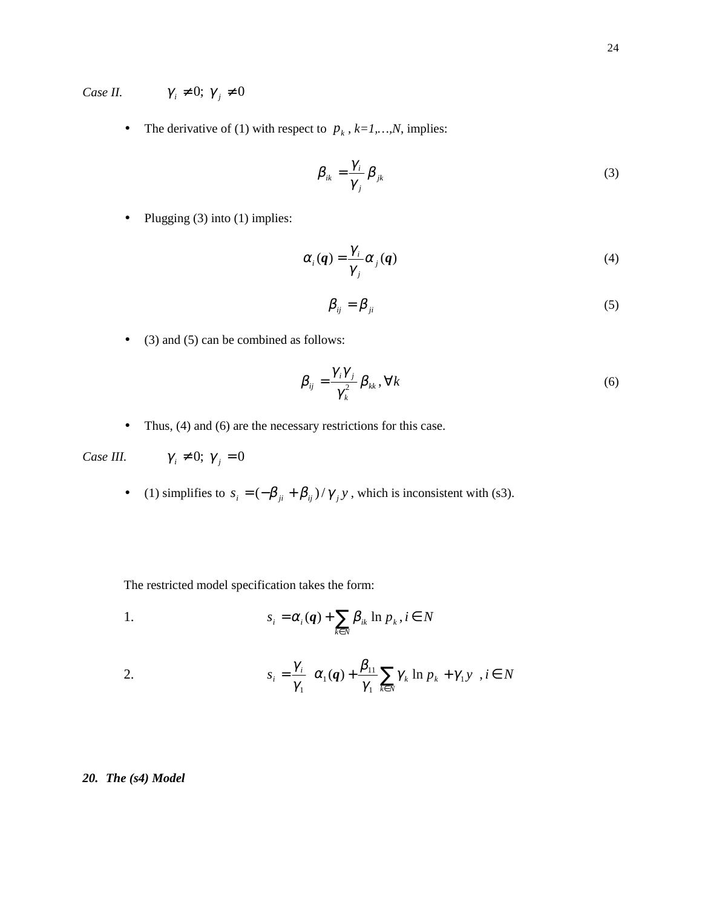*Case II.* $\gamma_i \neq 0;\ \gamma_j \neq 0$

- The derivative of (1) with respect to $p_k$, *k=1,…,N*, implies:

$$\beta_{ik} = \frac{\gamma_i}{\gamma_j}\beta_{jk} \tag{3}$$

- Plugging (3) into (1) implies:

$$\alpha_i(\boldsymbol{q}) = \frac{\gamma_i}{\gamma_j}\alpha_j(\boldsymbol{q}) \tag{4}$$

$$\beta_{ij} = \beta_{ji} \tag{5}$$

- (3) and (5) can be combined as follows:

$$\beta_{ij} = \frac{\gamma_i\gamma_j}{\gamma_k^2}\beta_{kk}, \forall k \tag{6}$$

- Thus, (4) and (6) are the necessary restrictions for this case.

*Case III.* $\gamma_i \neq 0;\ \gamma_j = 0$

- (1) simplifies to $s_i = (-\beta_{ji} + \beta_{ij})/\gamma_j y$, which is inconsistent with (s3).

The restricted model specification takes the form:

1. $$s_i = \alpha_i(\boldsymbol{q}) + \sum_{k \in N}\beta_{ik}\ln p_k, i \in N$$

2. $$s_i = \frac{\gamma_i}{\gamma_1}\left(\alpha_1(\boldsymbol{q}) + \frac{\beta_{11}}{\gamma_1}\sum_{k \in N}\gamma_k \ln p_k + \gamma_1 y\right), i \in N$$

***20. The (s4) Model***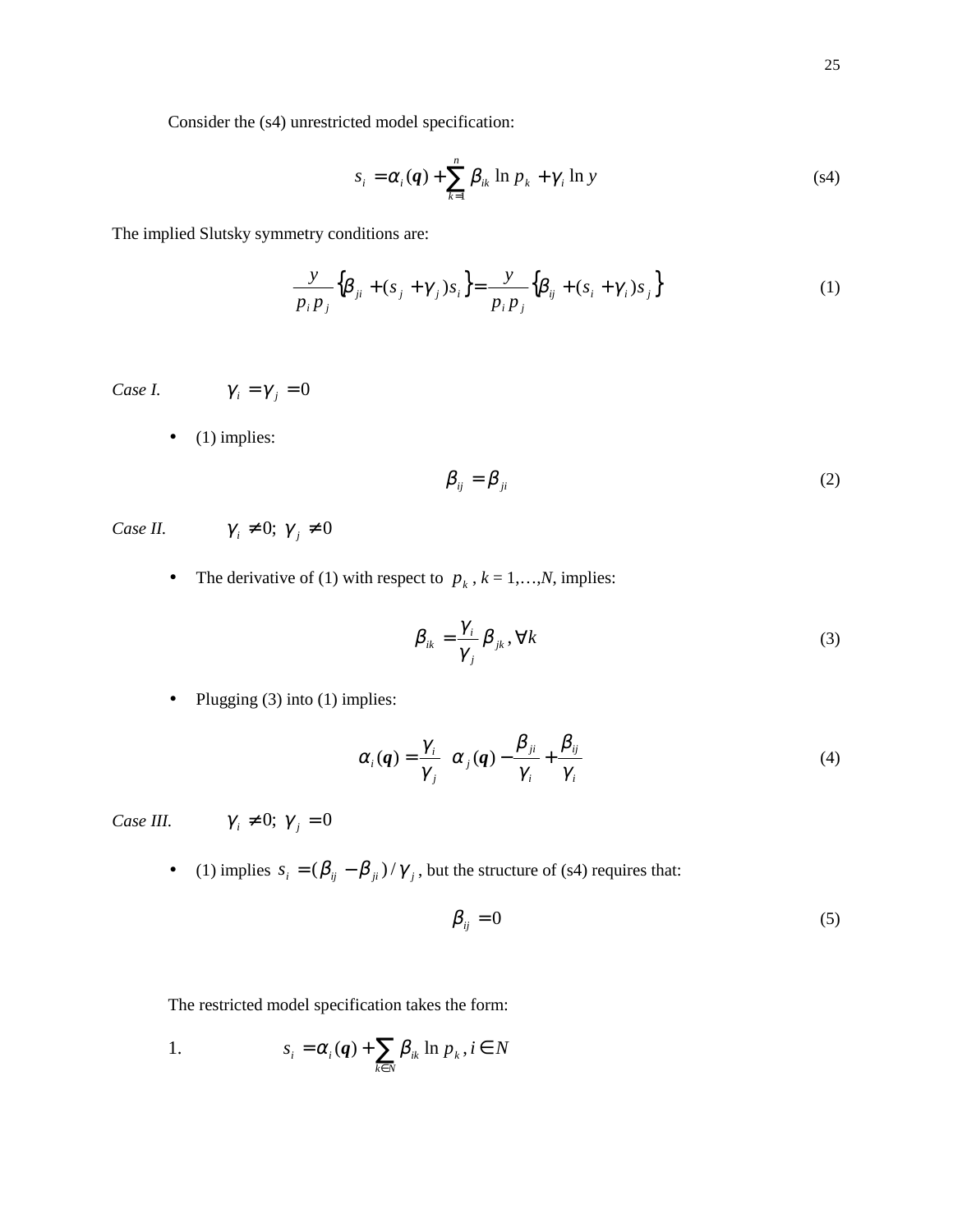Consider the (s4) unrestricted model specification:

$$s_i = \alpha_i(\boldsymbol{q}) + \sum_{k=1}^{n} \beta_{ik} \ln p_k + \gamma_i \ln y \tag{s4}$$

The implied Slutsky symmetry conditions are:

$$\frac{y}{p_i p_j}\left\{\beta_{ji} + (s_j + \gamma_j)s_i\right\} = \frac{y}{p_i p_j}\left\{\beta_{ij} + (s_i + \gamma_i)s_j\right\} \tag{1}$$

*Case I.* $\gamma_i = \gamma_j = 0$

- (1) implies:

$$\beta_{ij} = \beta_{ji} \tag{2}$$

*Case II.* $\gamma_i \neq 0;\ \gamma_j \neq 0$

- The derivative of (1) with respect to $p_k$, $k = 1,\ldots,N$, implies:

$$\beta_{ik} = \frac{\gamma_i}{\gamma_j}\beta_{jk}, \forall k \tag{3}$$

- Plugging (3) into (1) implies:

$$\alpha_i(\boldsymbol{q}) = \frac{\gamma_i}{\gamma_j}\ \alpha_j(\boldsymbol{q}) - \frac{\beta_{ji}}{\gamma_i} + \frac{\beta_{ij}}{\gamma_i} \tag{4}$$

*Case III.* $\gamma_i \neq 0;\ \gamma_j = 0$

- (1) implies $s_i = (\beta_{ij} - \beta_{ji})/\gamma_j$, but the structure of (s4) requires that:

$$\beta_{ij} = 0 \tag{5}$$

The restricted model specification takes the form:

1. $s_i = \alpha_i(\boldsymbol{q}) + \sum_{k \in N} \beta_{ik} \ln p_k, i \in N$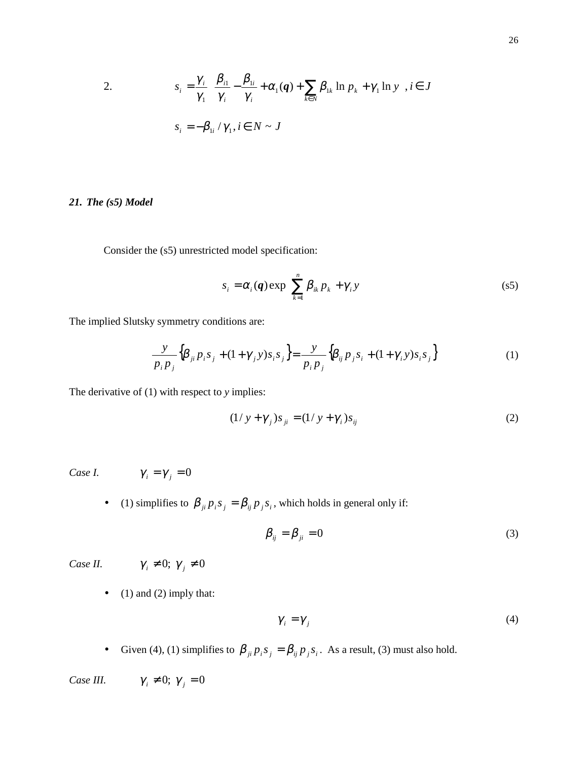2. $$s_i = \frac{\gamma_i}{\gamma_1}\left(\frac{\beta_{i1}}{\gamma_i} - \frac{\beta_{1i}}{\gamma_i} + \alpha_1(\boldsymbol{q}) + \sum_{k \in N} \beta_{1k} \ln p_k + \gamma_1 \ln y\right), i \in J$$

$$s_i = -\beta_{1i} / \gamma_1, i \in N \sim J$$

### *21. The (s5) Model*

Consider the (s5) unrestricted model specification:

$$s_i = \alpha_i(\boldsymbol{q}) \exp\left(\sum_{k=1}^{n} \beta_{ik} p_k + \gamma_i y\right) \tag{s5}$$

The implied Slutsky symmetry conditions are:

$$\frac{y}{p_i p_j}\left\{\beta_{ji} p_i s_j + (1+\gamma_j y) s_i s_j\right\} = \frac{y}{p_i p_j}\left\{\beta_{ij} p_j s_i + (1+\gamma_i y) s_i s_j\right\} \tag{1}$$

The derivative of (1) with respect to *y* implies:

$$(1/y + \gamma_j) s_{ji} = (1/y + \gamma_i) s_{ij} \tag{2}$$

*Case I.* $\gamma_i = \gamma_j = 0$

- (1) simplifies to $\beta_{ji} p_i s_j = \beta_{ij} p_j s_i$, which holds in general only if:

$$\beta_{ij} = \beta_{ji} = 0 \tag{3}$$

*Case II.* $\gamma_i \neq 0;\ \gamma_j \neq 0$

- (1) and (2) imply that:

$$\gamma_i = \gamma_j \tag{4}$$

- Given (4), (1) simplifies to $\beta_{ji} p_i s_j = \beta_{ij} p_j s_i$. As a result, (3) must also hold.

*Case III.* $\gamma_i \neq 0;\ \gamma_j = 0$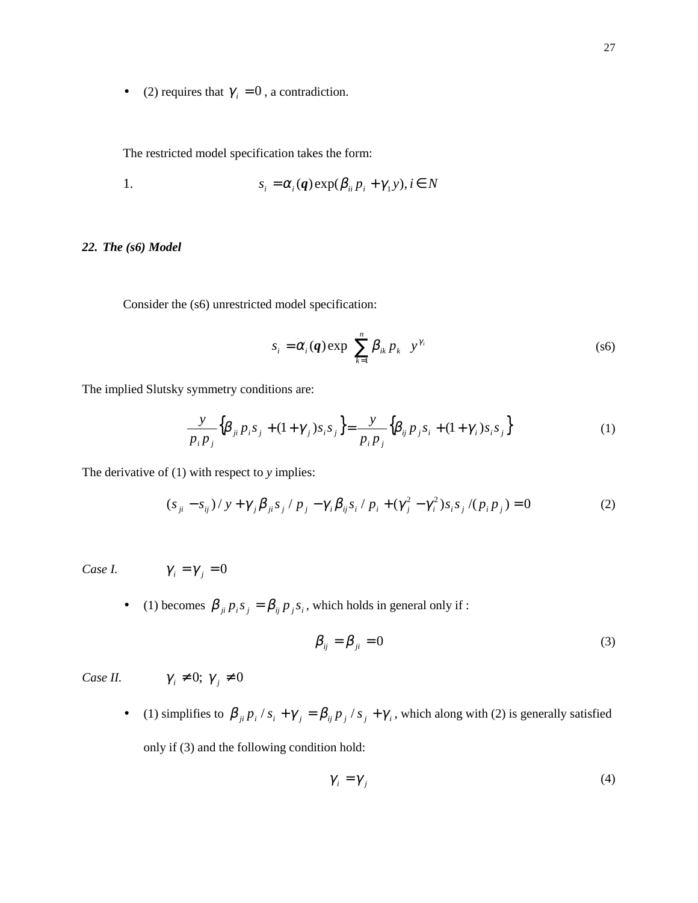- (2) requires that $\gamma_i = 0$, a contradiction.

The restricted model specification takes the form:

1. $$s_i = \alpha_i(\boldsymbol{q})\exp(\beta_{ii} p_i + \gamma_1 y), i \in N$$

### *22. The (s6) Model*

Consider the (s6) unrestricted model specification:

$$s_i = \alpha_i(\boldsymbol{q})\exp\left(\sum_{k=1}^{n} \beta_{ik} p_k\right) y^{\gamma_i} \tag{s6}$$

The implied Slutsky symmetry conditions are:

$$\frac{y}{p_i p_j}\left\{\beta_{ji} p_i s_j + (1+\gamma_j) s_i s_j\right\} = \frac{y}{p_i p_j}\left\{\beta_{ij} p_j s_i + (1+\gamma_i) s_i s_j\right\} \tag{1}$$

The derivative of (1) with respect to *y* implies:

$$(s_{ji} - s_{ij})/y + \gamma_j \beta_{ji} s_j / p_j - \gamma_i \beta_{ij} s_i / p_i + (\gamma_j^2 - \gamma_i^2) s_i s_j / (p_i p_j) = 0 \tag{2}$$

*Case I.* $\gamma_i = \gamma_j = 0$

- (1) becomes $\beta_{ji} p_i s_j = \beta_{ij} p_j s_i$, which holds in general only if :

$$\beta_{ij} = \beta_{ji} = 0 \tag{3}$$

*Case II.* $\gamma_i \neq 0;\ \gamma_j \neq 0$

- (1) simplifies to $\beta_{ji} p_i / s_i + \gamma_j = \beta_{ij} p_j / s_j + \gamma_i$, which along with (2) is generally satisfied only if (3) and the following condition hold:

$$\gamma_i = \gamma_j \tag{4}$$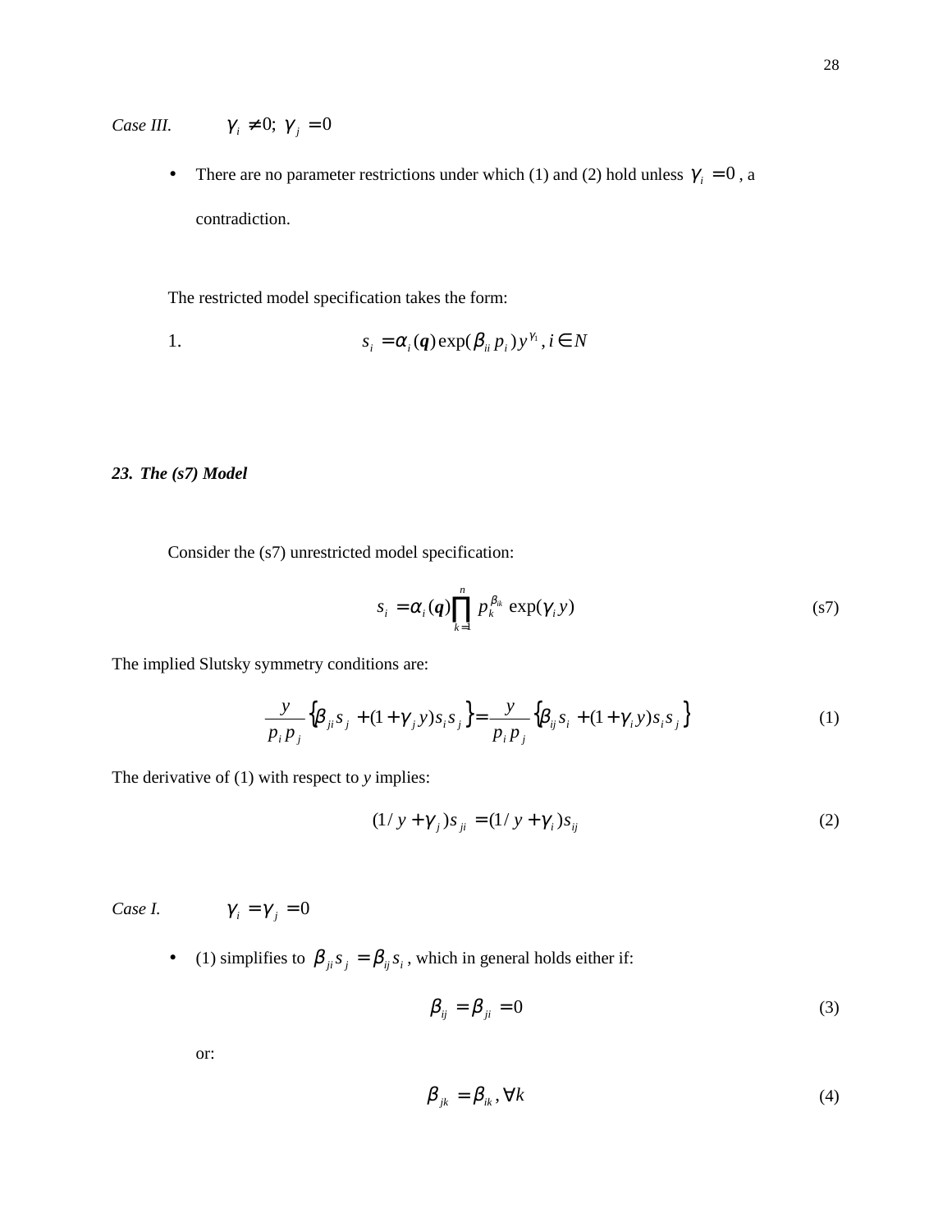*Case III.* $\gamma_i \neq 0;\ \gamma_j = 0$

- There are no parameter restrictions under which (1) and (2) hold unless $\gamma_i = 0$, a contradiction.

The restricted model specification takes the form:

1. $$s_i = \alpha_i(\boldsymbol{q})\exp(\beta_{ii} p_i) y^{\gamma_1},\ i \in N$$

### *23. The (s7) Model*

Consider the (s7) unrestricted model specification:

$$s_i = \alpha_i(\boldsymbol{q})\prod_{k=1}^{n} p_k^{\beta_{ik}} \exp(\gamma_i y) \tag{s7}$$

The implied Slutsky symmetry conditions are:

$$\frac{y}{p_i p_j}\left\{\beta_{ji}s_j + (1+\gamma_j y)s_i s_j\right\} = \frac{y}{p_i p_j}\left\{\beta_{ij}s_i + (1+\gamma_i y)s_i s_j\right\} \tag{1}$$

The derivative of (1) with respect to *y* implies:

$$(1/y + \gamma_j)s_{ji} = (1/y + \gamma_i)s_{ij} \tag{2}$$

*Case I.* $\gamma_i = \gamma_j = 0$

- (1) simplifies to $\beta_{ji}s_j = \beta_{ij}s_i$, which in general holds either if:

$$\beta_{ij} = \beta_{ji} = 0 \tag{3}$$

or:

$$\beta_{jk} = \beta_{ik}, \forall k \tag{4}$$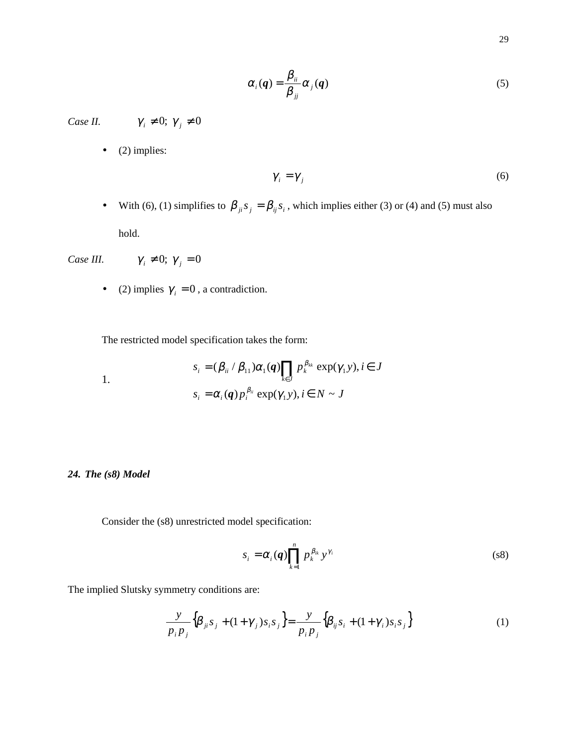$$\alpha_i(\boldsymbol{q}) = \frac{\beta_{ii}}{\beta_{jj}}\alpha_j(\boldsymbol{q}) \tag{5}$$

*Case II.* $\gamma_i \neq 0;\ \gamma_j \neq 0$

- (2) implies:

$$\gamma_i = \gamma_j \tag{6}$$

- With (6), (1) simplifies to $\beta_{ji}s_j = \beta_{ij}s_i$, which implies either (3) or (4) and (5) must also hold.

*Case III.* $\gamma_i \neq 0;\ \gamma_j = 0$

- (2) implies $\gamma_i = 0$, a contradiction.

The restricted model specification takes the form:

1.
$$s_i = (\beta_{ii}/\beta_{11})\alpha_1(\boldsymbol{q})\prod_{k\in J} p_k^{\beta_{kk}} \exp(\gamma_1 y), i \in J$$
$$s_i = \alpha_i(\boldsymbol{q}) p_i^{\beta_{ii}} \exp(\gamma_1 y), i \in N \sim J$$

### *24. The (s8) Model*

Consider the (s8) unrestricted model specification:

$$s_i = \alpha_i(\boldsymbol{q})\prod_{k=1}^{n} p_k^{\beta_{ik}} y^{\gamma_i} \tag{s8}$$

The implied Slutsky symmetry conditions are:

$$\frac{y}{p_i p_j}\left\{\beta_{ji}s_j + (1+\gamma_j)s_i s_j\right\} = \frac{y}{p_i p_j}\left\{\beta_{ij}s_i + (1+\gamma_i)s_i s_j\right\} \tag{1}$$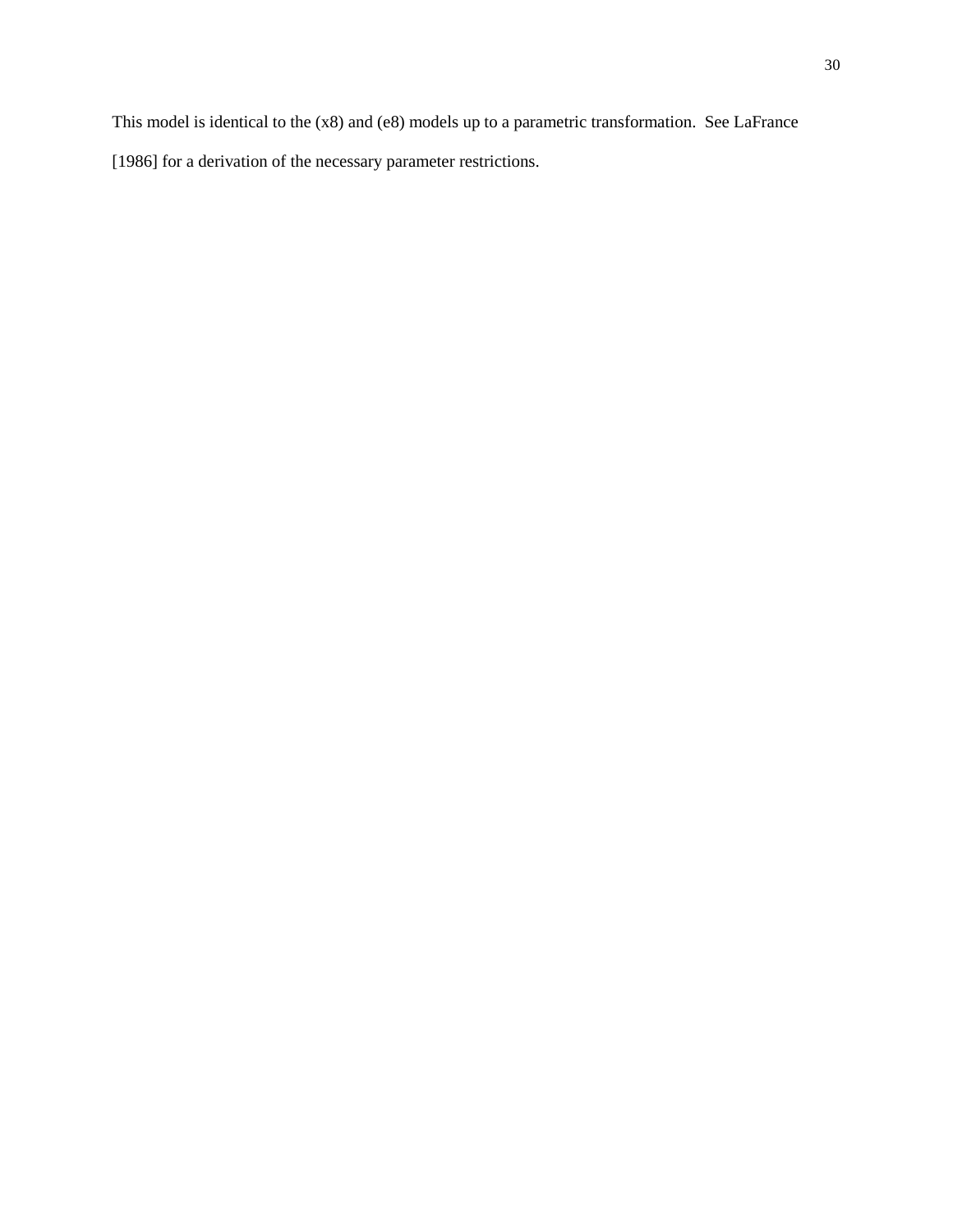This model is identical to the (x8) and (e8) models up to a parametric transformation. See LaFrance [1986] for a derivation of the necessary parameter restrictions.